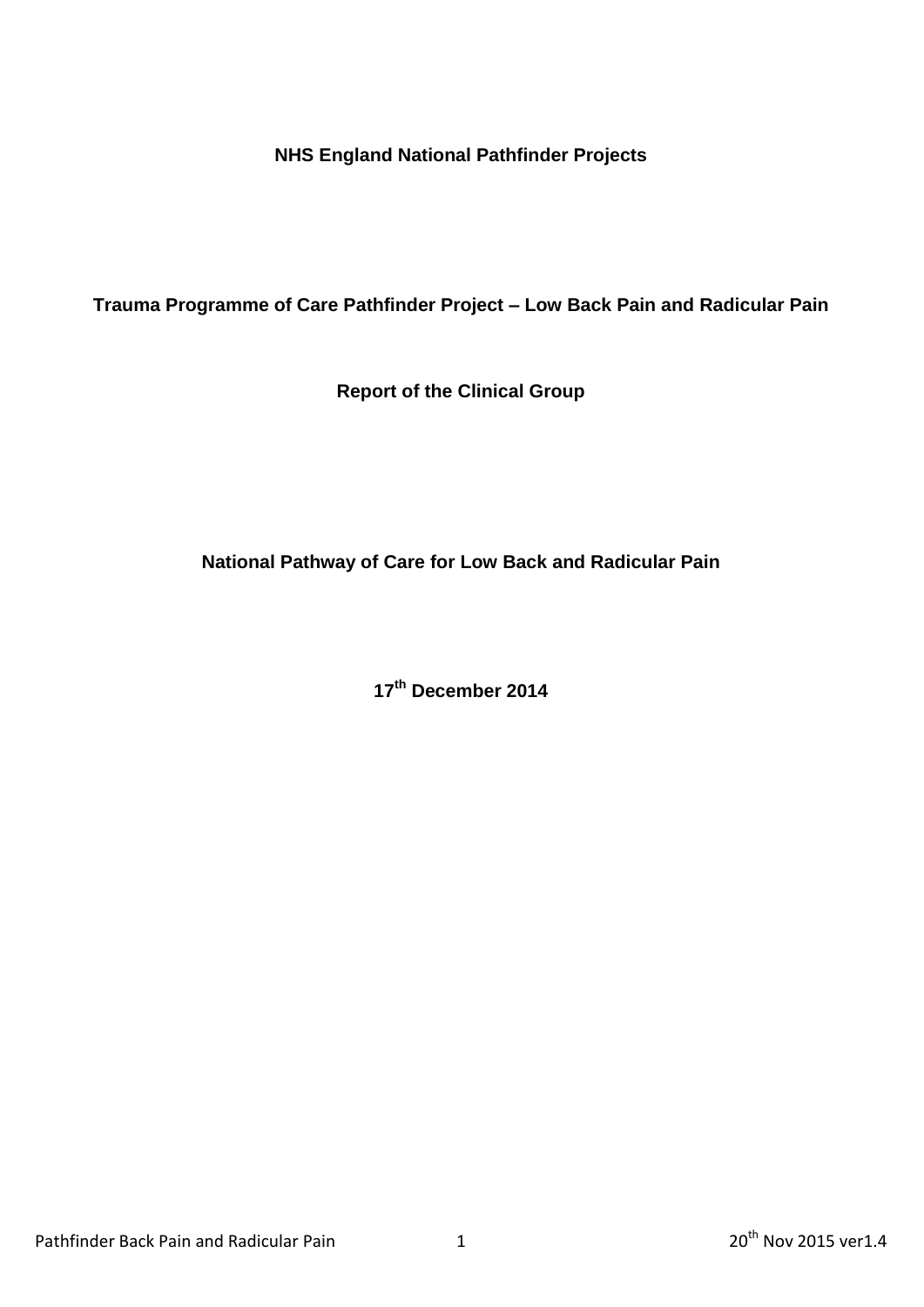**NHS England National Pathfinder Projects**

# Trauma Programme of Care Pathfinder Project – Low Back Pain and Radicular Pain

## Report of the Clinical Group

## National Pathway of Care for Low Back and Radicular Pain

**17th December 2014**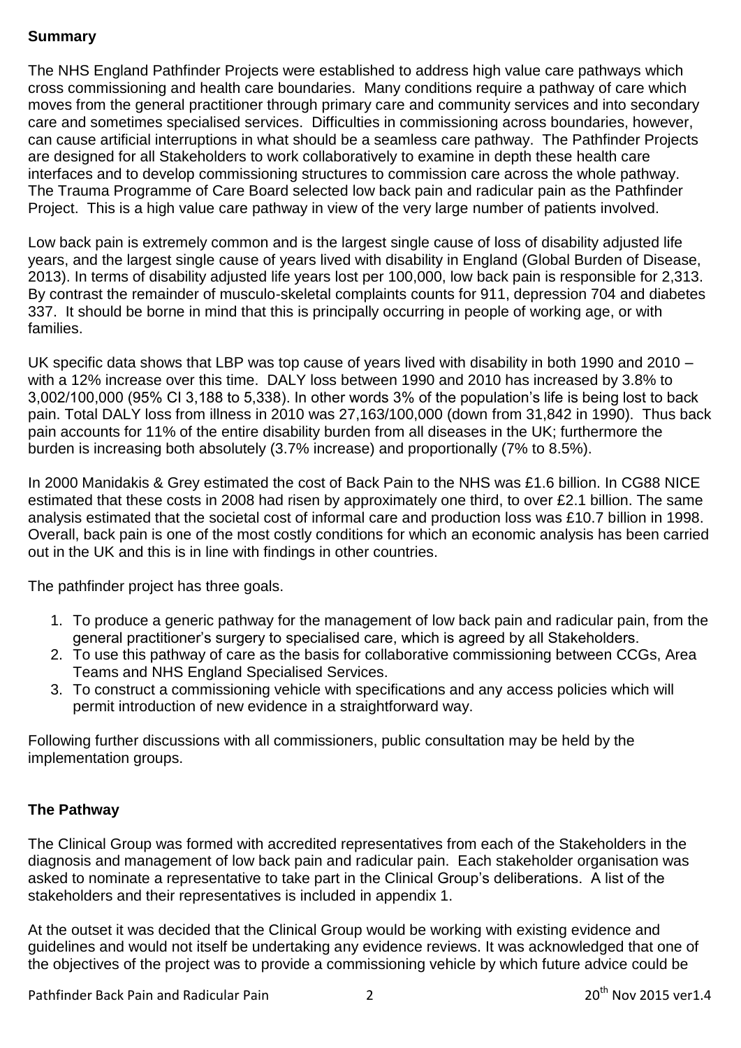## Summary

The NHS England Pathfinder Projects were established to address high value care pathways which cross commissioning and health care boundaries. Many conditions require a pathway of care which moves from the general practitioner through primary care and community services and into secondary care and sometimes specialised services. Difficulties in commissioning across boundaries, however, can cause artificial interruptions in what should be a seamless care pathway. The Pathfinder Projects are designed for all Stakeholders to work collaboratively to examine in depth these health care interfaces and to develop commissioning structures to commission care across the whole pathway. The Trauma Programme of Care Board selected low back pain and radicular pain as the Pathfinder Project. This is a high value care pathway in view of the very large number of patients involved.

Low back pain is extremely common and is the largest single cause of loss of disability adjusted life years, and the largest single cause of years lived with disability in England (Global Burden of Disease, 2013). In terms of disability adjusted life years lost per 100,000, low back pain is responsible for 2,313. By contrast the remainder of musculo-skeletal complaints counts for 911, depression 704 and diabetes 337. It should be borne in mind that this is principally occurring in people of working age, or with families.

UK specific data shows that LBP was top cause of years lived with disability in both 1990 and 2010 – with a 12% increase over this time. DALY loss between 1990 and 2010 has increased by 3.8% to 3,002/100,000 (95% CI 3,188 to 5,338). In other words 3% of the population's life is being lost to back pain. Total DALY loss from illness in 2010 was 27,163/100,000 (down from 31,842 in 1990). Thus back pain accounts for 11% of the entire disability burden from all diseases in the UK; furthermore the burden is increasing both absolutely (3.7% increase) and proportionally (7% to 8.5%).

In 2000 Manidakis & Grey estimated the cost of Back Pain to the NHS was £1.6 billion. In CG88 NICE estimated that these costs in 2008 had risen by approximately one third, to over £2.1 billion. The same analysis estimated that the societal cost of informal care and production loss was £10.7 billion in 1998. Overall, back pain is one of the most costly conditions for which an economic analysis has been carried out in the UK and this is in line with findings in other countries.

The pathfinder project has three goals.

1. To produce a generic pathway for the management of low back pain and radicular pain, from the general practitioner's surgery to specialised care, which is agreed by all Stakeholders.
2. To use this pathway of care as the basis for collaborative commissioning between CCGs, Area Teams and NHS England Specialised Services.
3. To construct a commissioning vehicle with specifications and any access policies which will permit introduction of new evidence in a straightforward way.

Following further discussions with all commissioners, public consultation may be held by the implementation groups.

## The Pathway

The Clinical Group was formed with accredited representatives from each of the Stakeholders in the diagnosis and management of low back pain and radicular pain. Each stakeholder organisation was asked to nominate a representative to take part in the Clinical Group's deliberations. A list of the stakeholders and their representatives is included in appendix 1.

At the outset it was decided that the Clinical Group would be working with existing evidence and guidelines and would not itself be undertaking any evidence reviews. It was acknowledged that one of the objectives of the project was to provide a commissioning vehicle by which future advice could be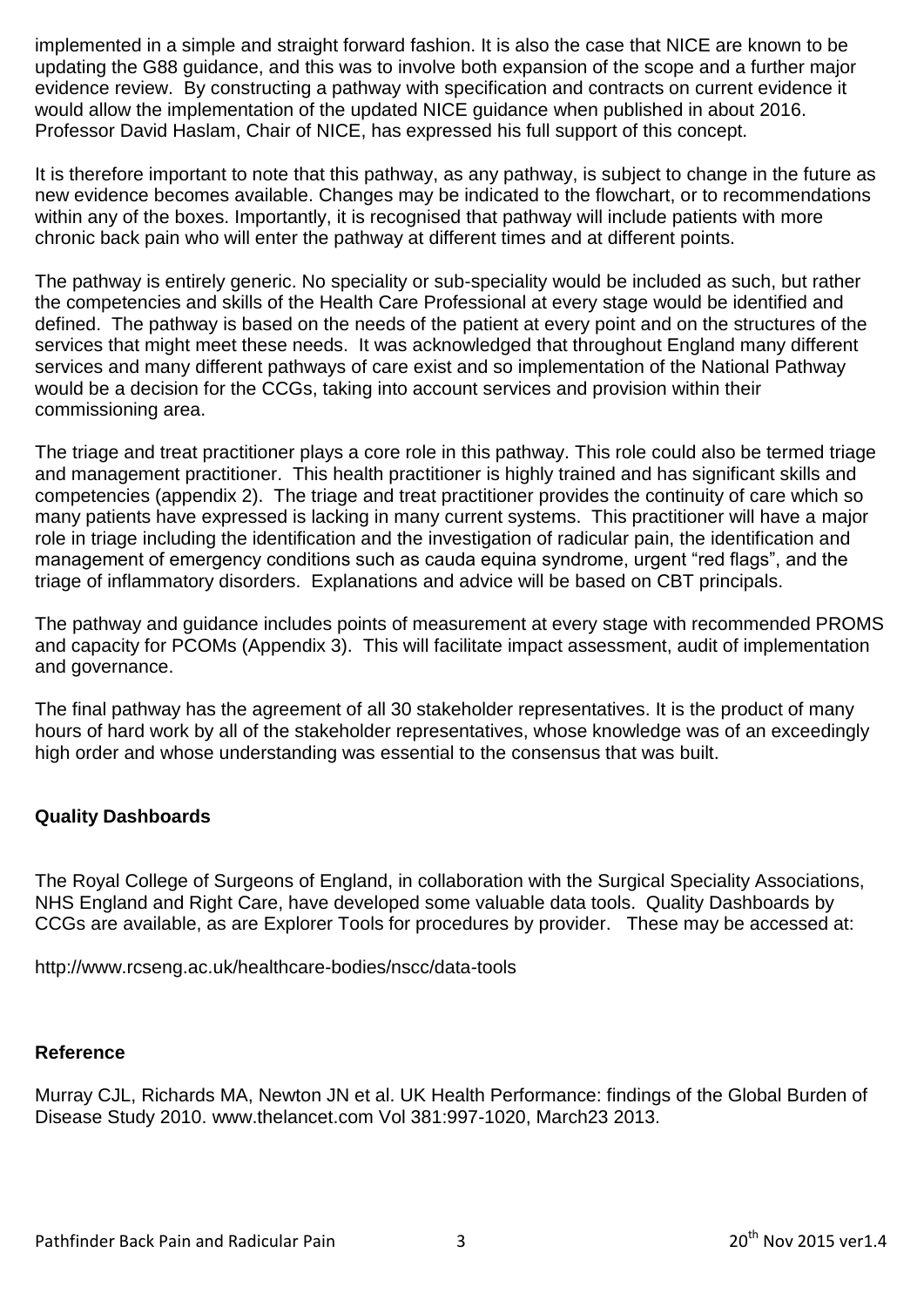implemented in a simple and straight forward fashion. It is also the case that NICE are known to be updating the G88 guidance, and this was to involve both expansion of the scope and a further major evidence review. By constructing a pathway with specification and contracts on current evidence it would allow the implementation of the updated NICE guidance when published in about 2016. Professor David Haslam, Chair of NICE, has expressed his full support of this concept.

It is therefore important to note that this pathway, as any pathway, is subject to change in the future as new evidence becomes available. Changes may be indicated to the flowchart, or to recommendations within any of the boxes. Importantly, it is recognised that pathway will include patients with more chronic back pain who will enter the pathway at different times and at different points.

The pathway is entirely generic. No speciality or sub-speciality would be included as such, but rather the competencies and skills of the Health Care Professional at every stage would be identified and defined. The pathway is based on the needs of the patient at every point and on the structures of the services that might meet these needs. It was acknowledged that throughout England many different services and many different pathways of care exist and so implementation of the National Pathway would be a decision for the CCGs, taking into account services and provision within their commissioning area.

The triage and treat practitioner plays a core role in this pathway. This role could also be termed triage and management practitioner. This health practitioner is highly trained and has significant skills and competencies (appendix 2). The triage and treat practitioner provides the continuity of care which so many patients have expressed is lacking in many current systems. This practitioner will have a major role in triage including the identification and the investigation of radicular pain, the identification and management of emergency conditions such as cauda equina syndrome, urgent "red flags", and the triage of inflammatory disorders. Explanations and advice will be based on CBT principals.

The pathway and guidance includes points of measurement at every stage with recommended PROMS and capacity for PCOMs (Appendix 3). This will facilitate impact assessment, audit of implementation and governance.

The final pathway has the agreement of all 30 stakeholder representatives. It is the product of many hours of hard work by all of the stakeholder representatives, whose knowledge was of an exceedingly high order and whose understanding was essential to the consensus that was built.

**Quality Dashboards**

The Royal College of Surgeons of England, in collaboration with the Surgical Speciality Associations, NHS England and Right Care, have developed some valuable data tools. Quality Dashboards by CCGs are available, as are Explorer Tools for procedures by provider. These may be accessed at:

http://www.rcseng.ac.uk/healthcare-bodies/nscc/data-tools

**Reference**

Murray CJL, Richards MA, Newton JN et al. UK Health Performance: findings of the Global Burden of Disease Study 2010. www.thelancet.com Vol 381:997-1020, March23 2013.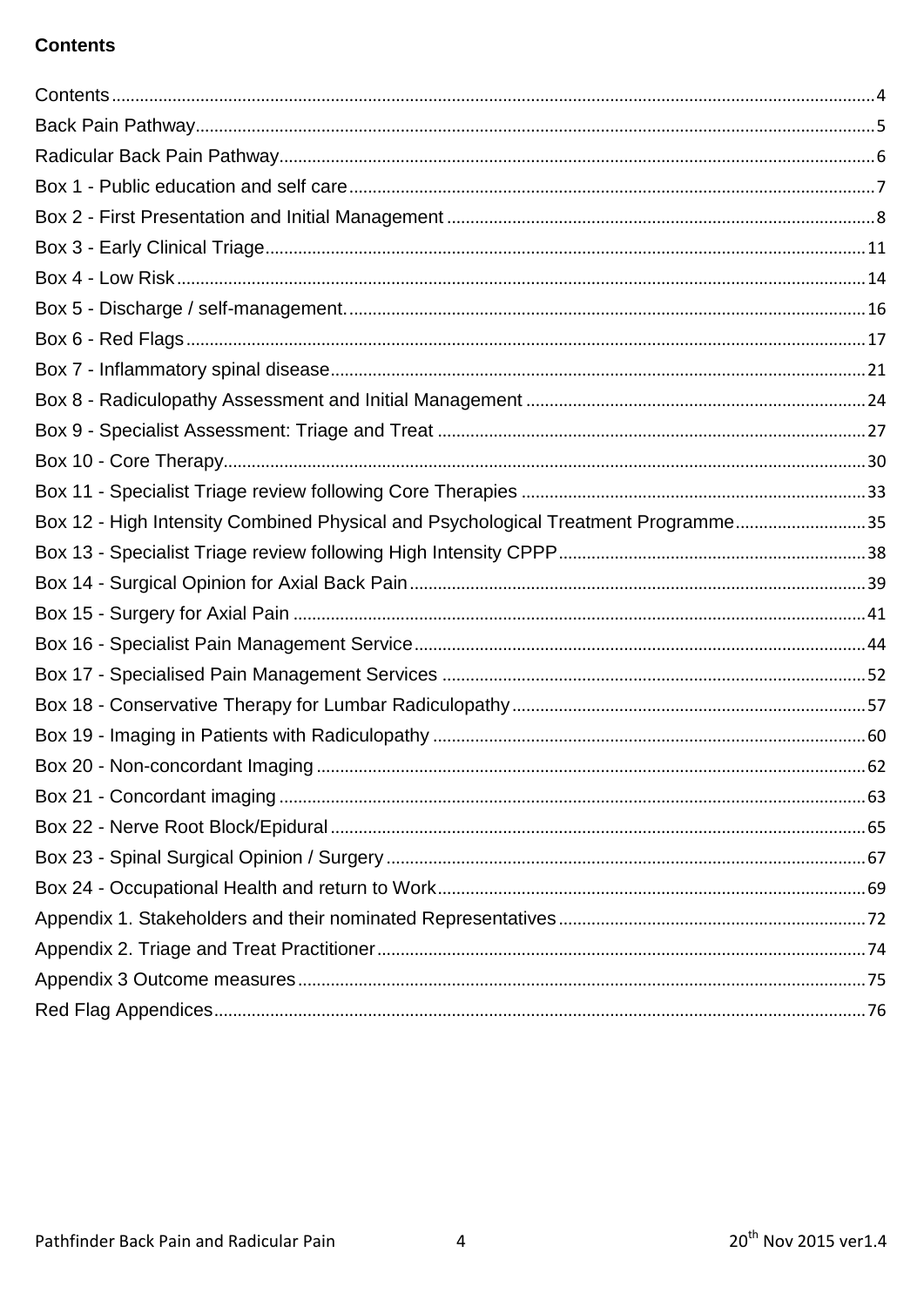**Contents**

Contents ........ 4
Back Pain Pathway ........ 5
Radicular Back Pain Pathway ........ 6
Box 1 - Public education and self care ........ 7
Box 2 - First Presentation and Initial Management ........ 8
Box 3 - Early Clinical Triage ........ 11
Box 4 - Low Risk ........ 14
Box 5 - Discharge / self-management. ........ 16
Box 6 - Red Flags ........ 17
Box 7 - Inflammatory spinal disease ........ 21
Box 8 - Radiculopathy Assessment and Initial Management ........ 24
Box 9 - Specialist Assessment: Triage and Treat ........ 27
Box 10 - Core Therapy ........ 30
Box 11 - Specialist Triage review following Core Therapies ........ 33
Box 12 - High Intensity Combined Physical and Psychological Treatment Programme ........ 35
Box 13 - Specialist Triage review following High Intensity CPPP ........ 38
Box 14 - Surgical Opinion for Axial Back Pain ........ 39
Box 15 - Surgery for Axial Pain ........ 41
Box 16 - Specialist Pain Management Service ........ 44
Box 17 - Specialised Pain Management Services ........ 52
Box 18 - Conservative Therapy for Lumbar Radiculopathy ........ 57
Box 19 - Imaging in Patients with Radiculopathy ........ 60
Box 20 - Non-concordant Imaging ........ 62
Box 21 - Concordant imaging ........ 63
Box 22 - Nerve Root Block/Epidural ........ 65
Box 23 - Spinal Surgical Opinion / Surgery ........ 67
Box 24 - Occupational Health and return to Work ........ 69
Appendix 1. Stakeholders and their nominated Representatives ........ 72
Appendix 2. Triage and Treat Practitioner ........ 74
Appendix 3 Outcome measures ........ 75
Red Flag Appendices ........ 76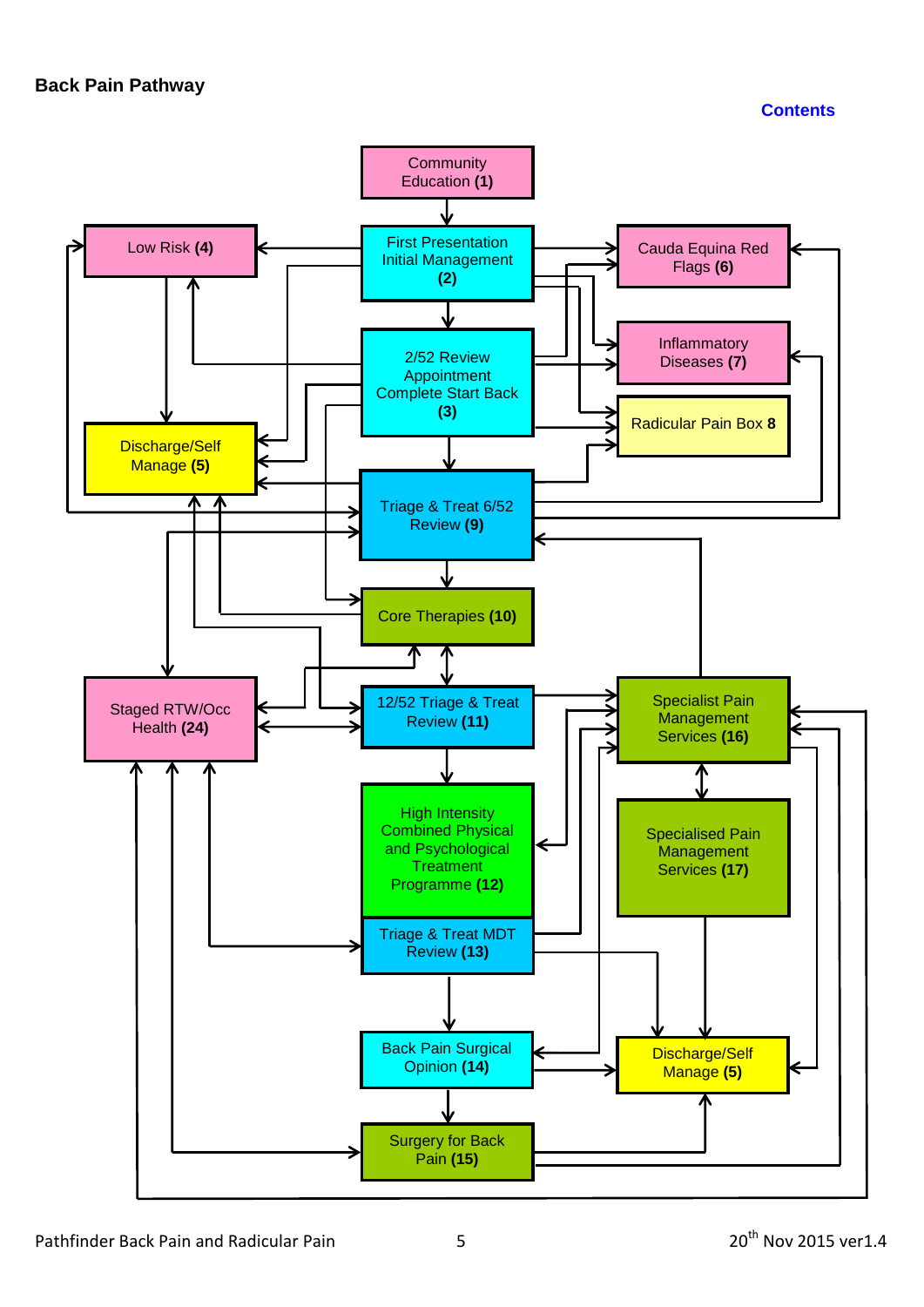**Back Pain Pathway**

Contents

Community Education **(1)**

First Presentation Initial Management **(2)**

Low Risk **(4)**

Cauda Equina Red Flags **(6)**

Inflammatory Diseases **(7)**

2/52 Review Appointment Complete Start Back **(3)**

Radicular Pain Box **8**

Discharge/Self Manage **(5)**

Triage & Treat 6/52 Review **(9)**

Core Therapies **(10)**

Staged RTW/Occ Health **(24)**

12/52 Triage & Treat Review **(11)**

Specialist Pain Management Services **(16)**

High Intensity Combined Physical and Psychological Treatment Programme **(12)**

Specialised Pain Management Services **(17)**

Triage & Treat MDT Review **(13)**

Back Pain Surgical Opinion **(14)**

Discharge/Self Manage **(5)**

Surgery for Back Pain **(15)**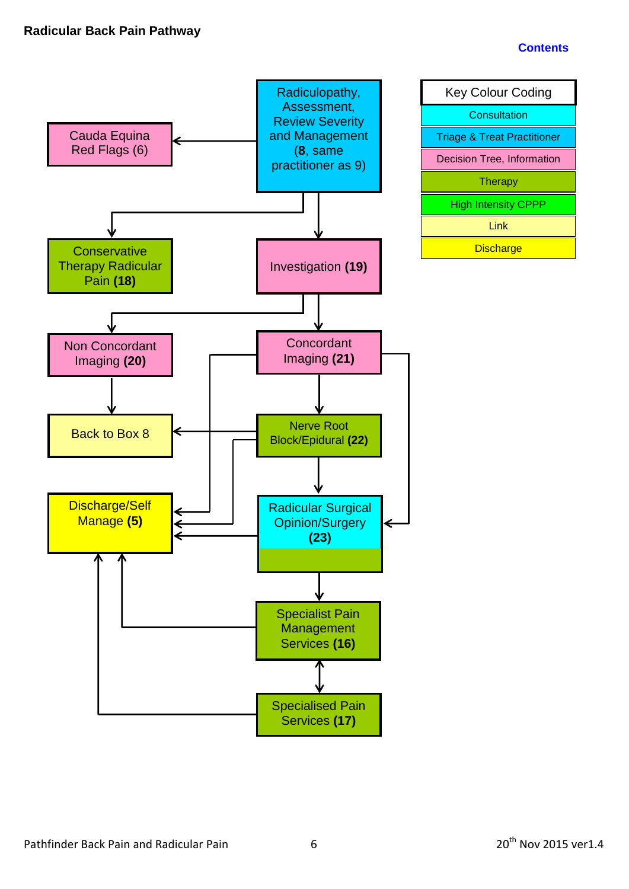**Radicular Back Pain Pathway**

Contents

| Key Colour Coding |
| --- |
| Consultation |
| Triage & Treat Practitioner |
| Decision Tree, Information |
| Therapy |
| High Intensity CPPP |
| Link |
| Discharge |

Radiculopathy, Assessment, Review Severity and Management (**8**, same practitioner as 9)

Cauda Equina Red Flags (6)

Conservative Therapy Radicular Pain **(18)**

Investigation **(19)**

Non Concordant Imaging **(20)**

Concordant Imaging **(21)**

Back to Box 8

Nerve Root Block/Epidural **(22)**

Discharge/Self Manage **(5)**

Radicular Surgical Opinion/Surgery **(23)**

Specialist Pain Management Services **(16)**

Specialised Pain Services **(17)**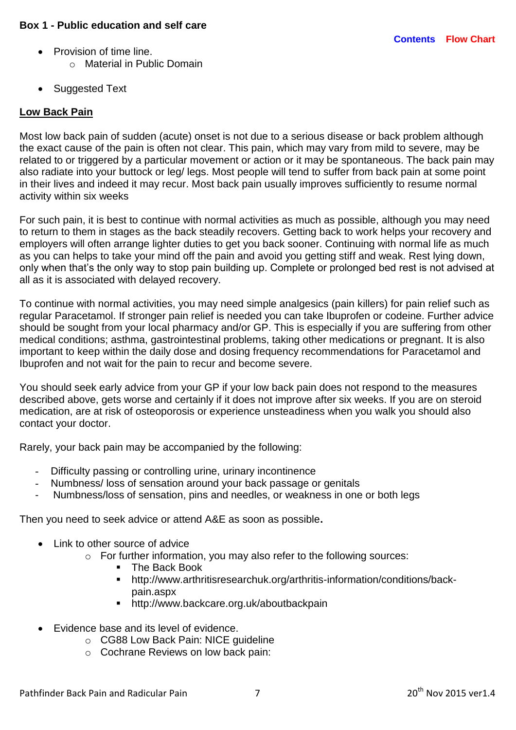**Box 1 - Public education and self care**

Contents Flow Chart

- Provision of time line.
  - Material in Public Domain

- Suggested Text

**Low Back Pain**

Most low back pain of sudden (acute) onset is not due to a serious disease or back problem although the exact cause of the pain is often not clear. This pain, which may vary from mild to severe, may be related to or triggered by a particular movement or action or it may be spontaneous. The back pain may also radiate into your buttock or leg/ legs. Most people will tend to suffer from back pain at some point in their lives and indeed it may recur. Most back pain usually improves sufficiently to resume normal activity within six weeks

For such pain, it is best to continue with normal activities as much as possible, although you may need to return to them in stages as the back steadily recovers. Getting back to work helps your recovery and employers will often arrange lighter duties to get you back sooner. Continuing with normal life as much as you can helps to take your mind off the pain and avoid you getting stiff and weak. Rest lying down, only when that's the only way to stop pain building up. Complete or prolonged bed rest is not advised at all as it is associated with delayed recovery.

To continue with normal activities, you may need simple analgesics (pain killers) for pain relief such as regular Paracetamol. If stronger pain relief is needed you can take Ibuprofen or codeine. Further advice should be sought from your local pharmacy and/or GP. This is especially if you are suffering from other medical conditions; asthma, gastrointestinal problems, taking other medications or pregnant. It is also important to keep within the daily dose and dosing frequency recommendations for Paracetamol and Ibuprofen and not wait for the pain to recur and become severe.

You should seek early advice from your GP if your low back pain does not respond to the measures described above, gets worse and certainly if it does not improve after six weeks. If you are on steroid medication, are at risk of osteoporosis or experience unsteadiness when you walk you should also contact your doctor.

Rarely, your back pain may be accompanied by the following:

- Difficulty passing or controlling urine, urinary incontinence
- Numbness/ loss of sensation around your back passage or genitals
- Numbness/loss of sensation, pins and needles, or weakness in one or both legs

Then you need to seek advice or attend A&E as soon as possible**.**

- Link to other source of advice
  - For further information, you may also refer to the following sources:
    - The Back Book
    - http://www.arthritisresearchuk.org/arthritis-information/conditions/back-pain.aspx
    - http://www.backcare.org.uk/aboutbackpain

- Evidence base and its level of evidence.
  - CG88 Low Back Pain: NICE guideline
  - Cochrane Reviews on low back pain: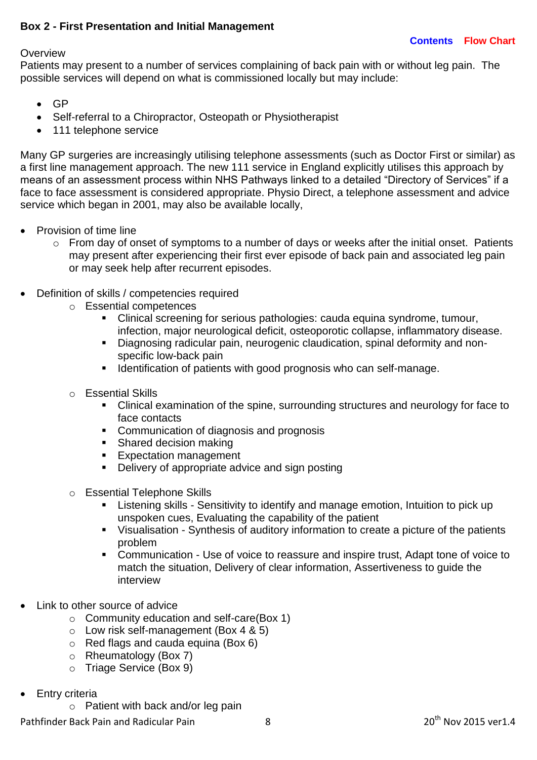## Box 2 - First Presentation and Initial Management

Contents Flow Chart

Overview

Patients may present to a number of services complaining of back pain with or without leg pain. The possible services will depend on what is commissioned locally but may include:

- GP
- Self-referral to a Chiropractor, Osteopath or Physiotherapist
- 111 telephone service

Many GP surgeries are increasingly utilising telephone assessments (such as Doctor First or similar) as a first line management approach. The new 111 service in England explicitly utilises this approach by means of an assessment process within NHS Pathways linked to a detailed “Directory of Services” if a face to face assessment is considered appropriate. Physio Direct, a telephone assessment and advice service which began in 2001, may also be available locally,

- Provision of time line
    - From day of onset of symptoms to a number of days or weeks after the initial onset. Patients may present after experiencing their first ever episode of back pain and associated leg pain or may seek help after recurrent episodes.

- Definition of skills / competencies required
    - Essential competences
        - Clinical screening for serious pathologies: cauda equina syndrome, tumour, infection, major neurological deficit, osteoporotic collapse, inflammatory disease.
        - Diagnosing radicular pain, neurogenic claudication, spinal deformity and non-specific low-back pain
        - Identification of patients with good prognosis who can self-manage.
    - Essential Skills
        - Clinical examination of the spine, surrounding structures and neurology for face to face contacts
        - Communication of diagnosis and prognosis
        - Shared decision making
        - Expectation management
        - Delivery of appropriate advice and sign posting
    - Essential Telephone Skills
        - Listening skills - Sensitivity to identify and manage emotion, Intuition to pick up unspoken cues, Evaluating the capability of the patient
        - Visualisation - Synthesis of auditory information to create a picture of the patients problem
        - Communication - Use of voice to reassure and inspire trust, Adapt tone of voice to match the situation, Delivery of clear information, Assertiveness to guide the interview

- Link to other source of advice
    - Community education and self-care(Box 1)
    - Low risk self-management (Box 4 & 5)
    - Red flags and cauda equina (Box 6)
    - Rheumatology (Box 7)
    - Triage Service (Box 9)

- Entry criteria
    - Patient with back and/or leg pain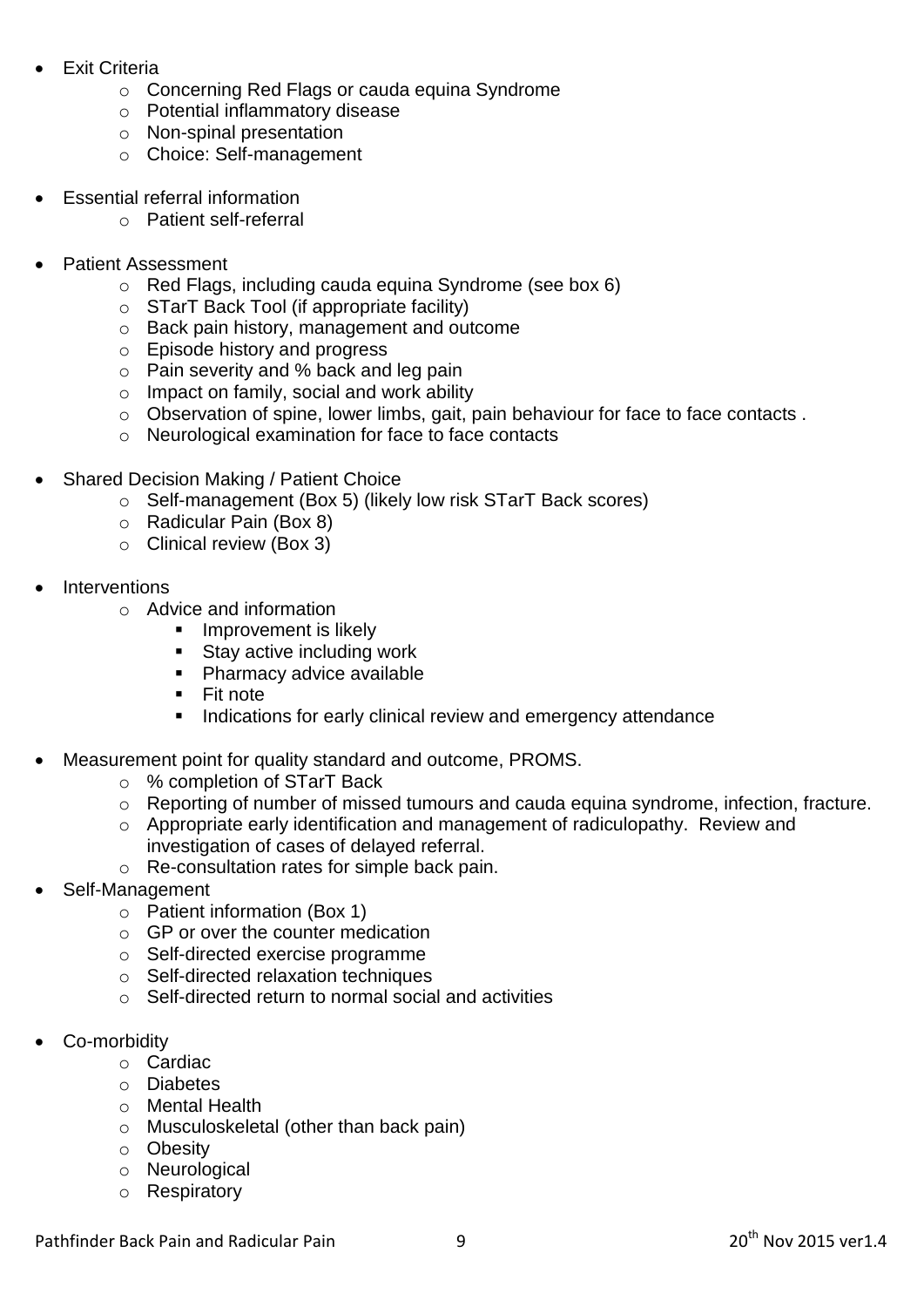- Exit Criteria
    - Concerning Red Flags or cauda equina Syndrome
    - Potential inflammatory disease
    - Non-spinal presentation
    - Choice: Self-management

- Essential referral information
    - Patient self-referral

- Patient Assessment
    - Red Flags, including cauda equina Syndrome (see box 6)
    - STarT Back Tool (if appropriate facility)
    - Back pain history, management and outcome
    - Episode history and progress
    - Pain severity and % back and leg pain
    - Impact on family, social and work ability
    - Observation of spine, lower limbs, gait, pain behaviour for face to face contacts .
    - Neurological examination for face to face contacts

- Shared Decision Making / Patient Choice
    - Self-management (Box 5) (likely low risk STarT Back scores)
    - Radicular Pain (Box 8)
    - Clinical review (Box 3)

- Interventions
    - Advice and information
        - Improvement is likely
        - Stay active including work
        - Pharmacy advice available
        - Fit note
        - Indications for early clinical review and emergency attendance

- Measurement point for quality standard and outcome, PROMS.
    - % completion of STarT Back
    - Reporting of number of missed tumours and cauda equina syndrome, infection, fracture.
    - Appropriate early identification and management of radiculopathy. Review and investigation of cases of delayed referral.
    - Re-consultation rates for simple back pain.
- Self-Management
    - Patient information (Box 1)
    - GP or over the counter medication
    - Self-directed exercise programme
    - Self-directed relaxation techniques
    - Self-directed return to normal social and activities

- Co-morbidity
    - Cardiac
    - Diabetes
    - Mental Health
    - Musculoskeletal (other than back pain)
    - Obesity
    - Neurological
    - Respiratory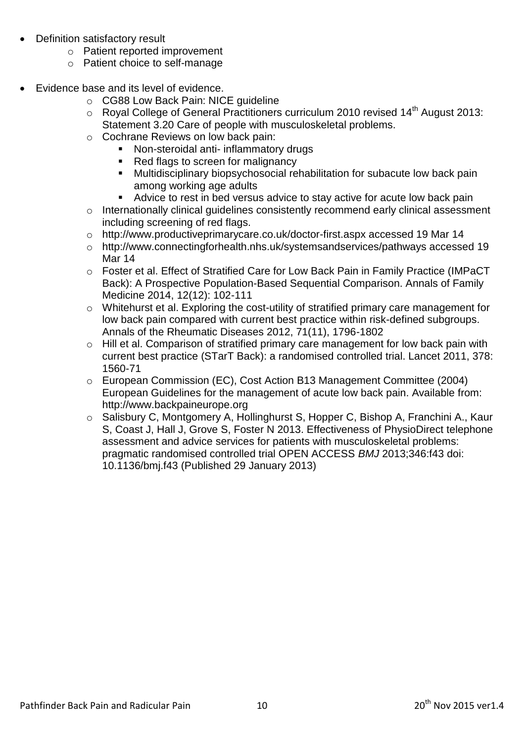- Definition satisfactory result
    - Patient reported improvement
    - Patient choice to self-manage

- Evidence base and its level of evidence.
    - CG88 Low Back Pain: NICE guideline
    - Royal College of General Practitioners curriculum 2010 revised 14th August 2013: Statement 3.20 Care of people with musculoskeletal problems.
    - Cochrane Reviews on low back pain:
        - Non-steroidal anti- inflammatory drugs
        - Red flags to screen for malignancy
        - Multidisciplinary biopsychosocial rehabilitation for subacute low back pain among working age adults
        - Advice to rest in bed versus advice to stay active for acute low back pain
    - Internationally clinical guidelines consistently recommend early clinical assessment including screening of red flags.
    - http://www.productiveprimarycare.co.uk/doctor-first.aspx accessed 19 Mar 14
    - http://www.connectingforhealth.nhs.uk/systemsandservices/pathways accessed 19 Mar 14
    - Foster et al. Effect of Stratified Care for Low Back Pain in Family Practice (IMPaCT Back): A Prospective Population-Based Sequential Comparison. Annals of Family Medicine 2014, 12(12): 102-111
    - Whitehurst et al. Exploring the cost-utility of stratified primary care management for low back pain compared with current best practice within risk-defined subgroups. Annals of the Rheumatic Diseases 2012, 71(11), 1796-1802
    - Hill et al. Comparison of stratified primary care management for low back pain with current best practice (STarT Back): a randomised controlled trial. Lancet 2011, 378: 1560-71
    - European Commission (EC), Cost Action B13 Management Committee (2004) European Guidelines for the management of acute low back pain. Available from: http://www.backpaineurope.org
    - Salisbury C, Montgomery A, Hollinghurst S, Hopper C, Bishop A, Franchini A., Kaur S, Coast J, Hall J, Grove S, Foster N 2013. Effectiveness of PhysioDirect telephone assessment and advice services for patients with musculoskeletal problems: pragmatic randomised controlled trial OPEN ACCESS *BMJ* 2013;346:f43 doi: 10.1136/bmj.f43 (Published 29 January 2013)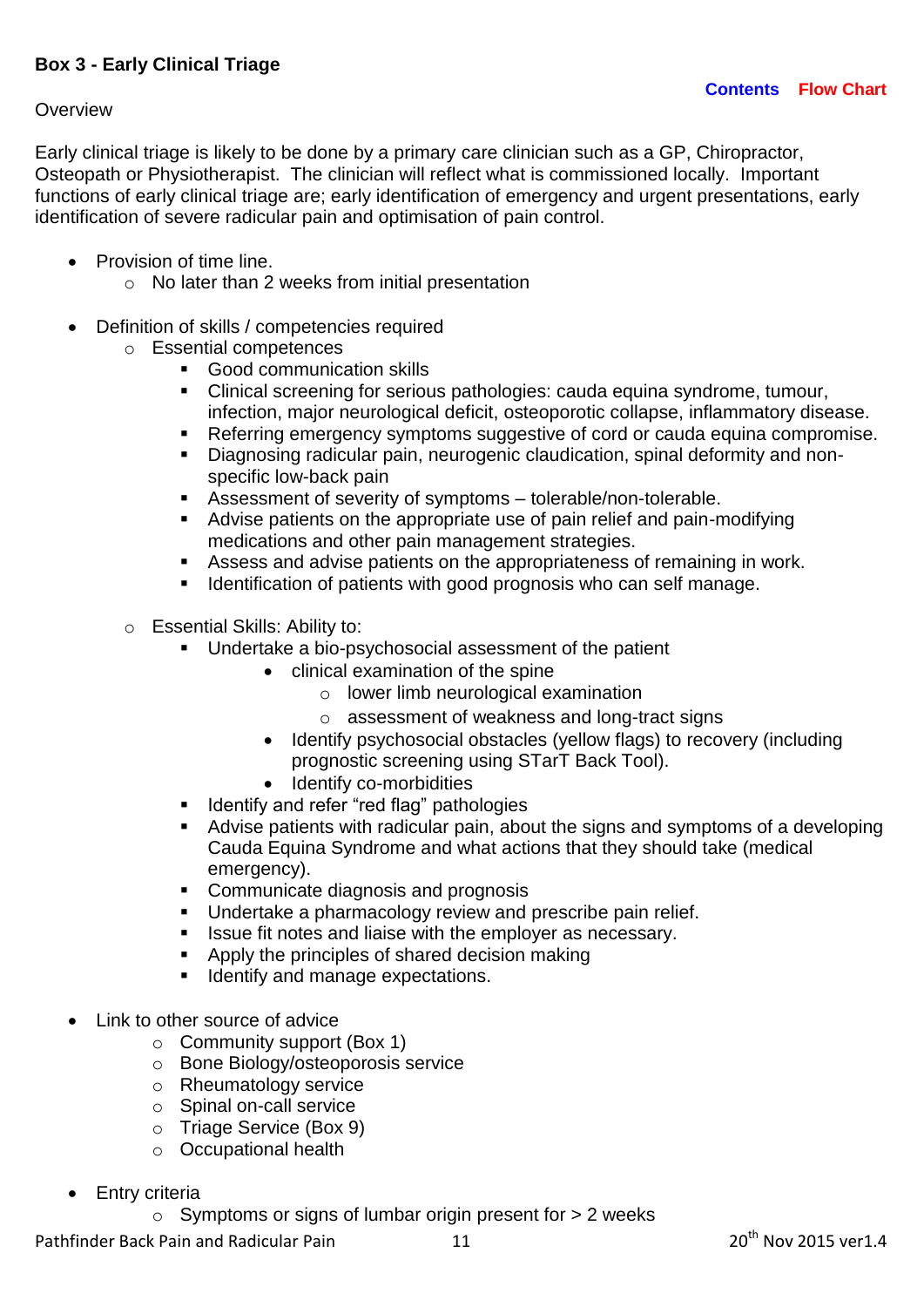## Box 3 - Early Clinical Triage

Contents Flow Chart

Overview

Early clinical triage is likely to be done by a primary care clinician such as a GP, Chiropractor, Osteopath or Physiotherapist. The clinician will reflect what is commissioned locally. Important functions of early clinical triage are; early identification of emergency and urgent presentations, early identification of severe radicular pain and optimisation of pain control.

- Provision of time line.
  - No later than 2 weeks from initial presentation

- Definition of skills / competencies required
  - Essential competences
    - Good communication skills
    - Clinical screening for serious pathologies: cauda equina syndrome, tumour, infection, major neurological deficit, osteoporotic collapse, inflammatory disease.
    - Referring emergency symptoms suggestive of cord or cauda equina compromise.
    - Diagnosing radicular pain, neurogenic claudication, spinal deformity and non-specific low-back pain
    - Assessment of severity of symptoms – tolerable/non-tolerable.
    - Advise patients on the appropriate use of pain relief and pain-modifying medications and other pain management strategies.
    - Assess and advise patients on the appropriateness of remaining in work.
    - Identification of patients with good prognosis who can self manage.

  - Essential Skills: Ability to:
    - Undertake a bio-psychosocial assessment of the patient
      - clinical examination of the spine
        - lower limb neurological examination
        - assessment of weakness and long-tract signs
      - Identify psychosocial obstacles (yellow flags) to recovery (including prognostic screening using STarT Back Tool).
      - Identify co-morbidities
    - Identify and refer "red flag" pathologies
    - Advise patients with radicular pain, about the signs and symptoms of a developing Cauda Equina Syndrome and what actions that they should take (medical emergency).
    - Communicate diagnosis and prognosis
    - Undertake a pharmacology review and prescribe pain relief.
    - Issue fit notes and liaise with the employer as necessary.
    - Apply the principles of shared decision making
    - Identify and manage expectations.

- Link to other source of advice
  - Community support (Box 1)
  - Bone Biology/osteoporosis service
  - Rheumatology service
  - Spinal on-call service
  - Triage Service (Box 9)
  - Occupational health

- Entry criteria
  - Symptoms or signs of lumbar origin present for > 2 weeks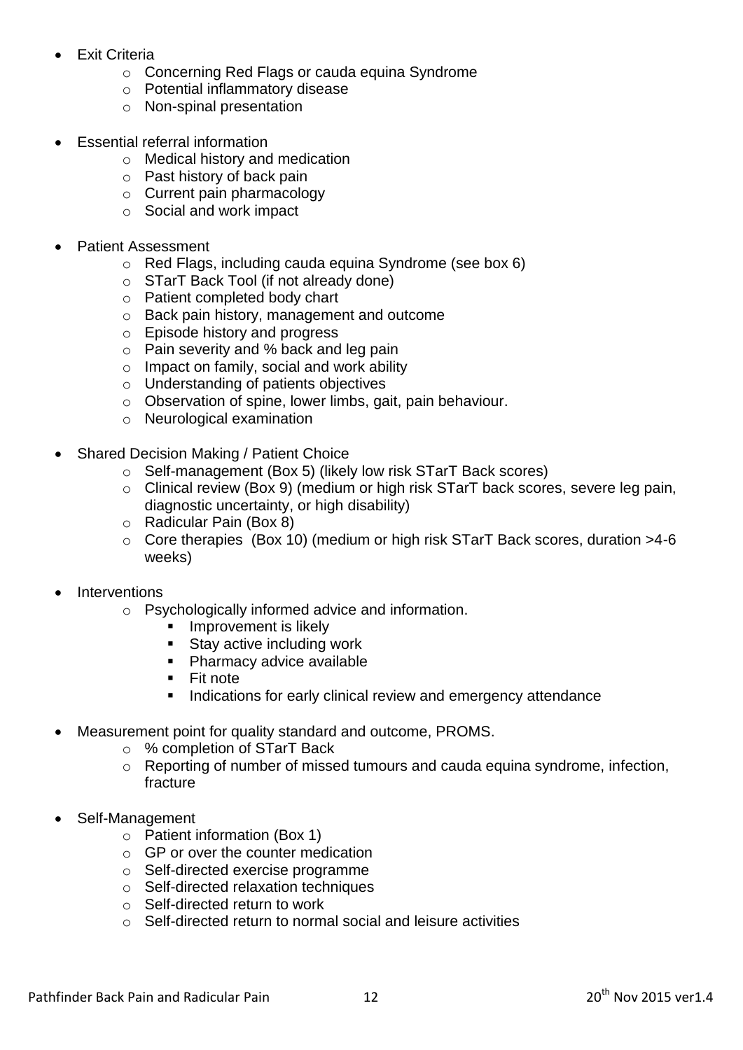- Exit Criteria
    - Concerning Red Flags or cauda equina Syndrome
    - Potential inflammatory disease
    - Non-spinal presentation

- Essential referral information
    - Medical history and medication
    - Past history of back pain
    - Current pain pharmacology
    - Social and work impact

- Patient Assessment
    - Red Flags, including cauda equina Syndrome (see box 6)
    - STarT Back Tool (if not already done)
    - Patient completed body chart
    - Back pain history, management and outcome
    - Episode history and progress
    - Pain severity and % back and leg pain
    - Impact on family, social and work ability
    - Understanding of patients objectives
    - Observation of spine, lower limbs, gait, pain behaviour.
    - Neurological examination

- Shared Decision Making / Patient Choice
    - Self-management (Box 5) (likely low risk STarT Back scores)
    - Clinical review (Box 9) (medium or high risk STarT back scores, severe leg pain, diagnostic uncertainty, or high disability)
    - Radicular Pain (Box 8)
    - Core therapies (Box 10) (medium or high risk STarT Back scores, duration >4-6 weeks)

- Interventions
    - Psychologically informed advice and information.
        - Improvement is likely
        - Stay active including work
        - Pharmacy advice available
        - Fit note
        - Indications for early clinical review and emergency attendance

- Measurement point for quality standard and outcome, PROMS.
    - % completion of STarT Back
    - Reporting of number of missed tumours and cauda equina syndrome, infection, fracture

- Self-Management
    - Patient information (Box 1)
    - GP or over the counter medication
    - Self-directed exercise programme
    - Self-directed relaxation techniques
    - Self-directed return to work
    - Self-directed return to normal social and leisure activities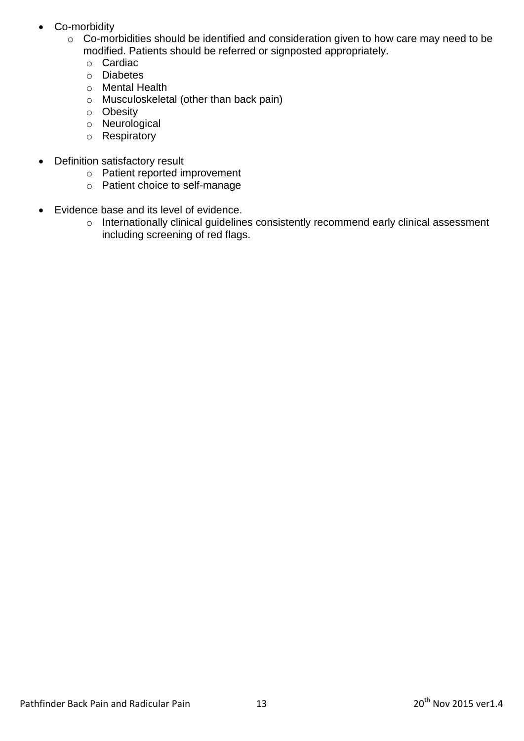- Co-morbidity
    - Co-morbidities should be identified and consideration given to how care may need to be modified. Patients should be referred or signposted appropriately.
    - Cardiac
    - Diabetes
    - Mental Health
    - Musculoskeletal (other than back pain)
    - Obesity
    - Neurological
    - Respiratory

- Definition satisfactory result
    - Patient reported improvement
    - Patient choice to self-manage

- Evidence base and its level of evidence.
    - Internationally clinical guidelines consistently recommend early clinical assessment including screening of red flags.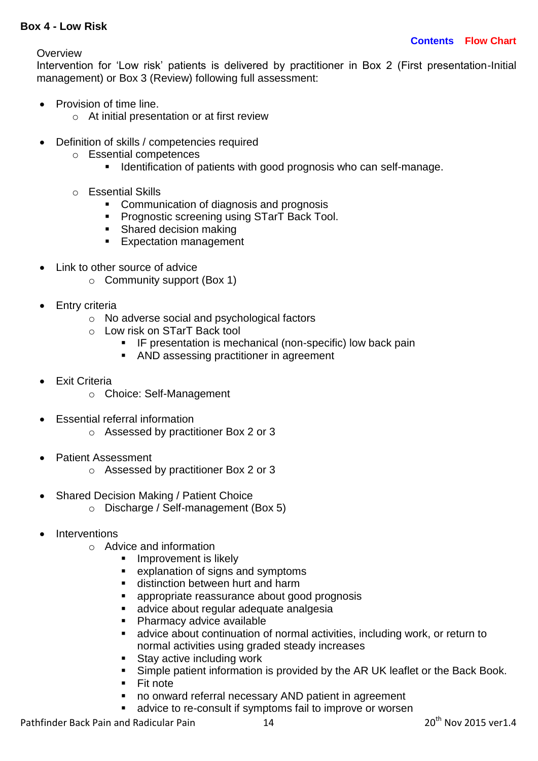**Box 4 - Low Risk**

Contents   Flow Chart

Overview

Intervention for 'Low risk' patients is delivered by practitioner in Box 2 (First presentation-Initial management) or Box 3 (Review) following full assessment:

- Provision of time line.
  - At initial presentation or at first review
- Definition of skills / competencies required
  - Essential competences
    - Identification of patients with good prognosis who can self-manage.
  - Essential Skills
    - Communication of diagnosis and prognosis
    - Prognostic screening using STarT Back Tool.
    - Shared decision making
    - Expectation management
- Link to other source of advice
  - Community support (Box 1)
- Entry criteria
  - No adverse social and psychological factors
  - Low risk on STarT Back tool
    - IF presentation is mechanical (non-specific) low back pain
    - AND assessing practitioner in agreement
- Exit Criteria
  - Choice: Self-Management
- Essential referral information
  - Assessed by practitioner Box 2 or 3
- Patient Assessment
  - Assessed by practitioner Box 2 or 3
- Shared Decision Making / Patient Choice
  - Discharge / Self-management (Box 5)
- Interventions
  - Advice and information
    - Improvement is likely
    - explanation of signs and symptoms
    - distinction between hurt and harm
    - appropriate reassurance about good prognosis
    - advice about regular adequate analgesia
    - Pharmacy advice available
    - advice about continuation of normal activities, including work, or return to normal activities using graded steady increases
    - Stay active including work
    - Simple patient information is provided by the AR UK leaflet or the Back Book.
    - Fit note
    - no onward referral necessary AND patient in agreement
    - advice to re-consult if symptoms fail to improve or worsen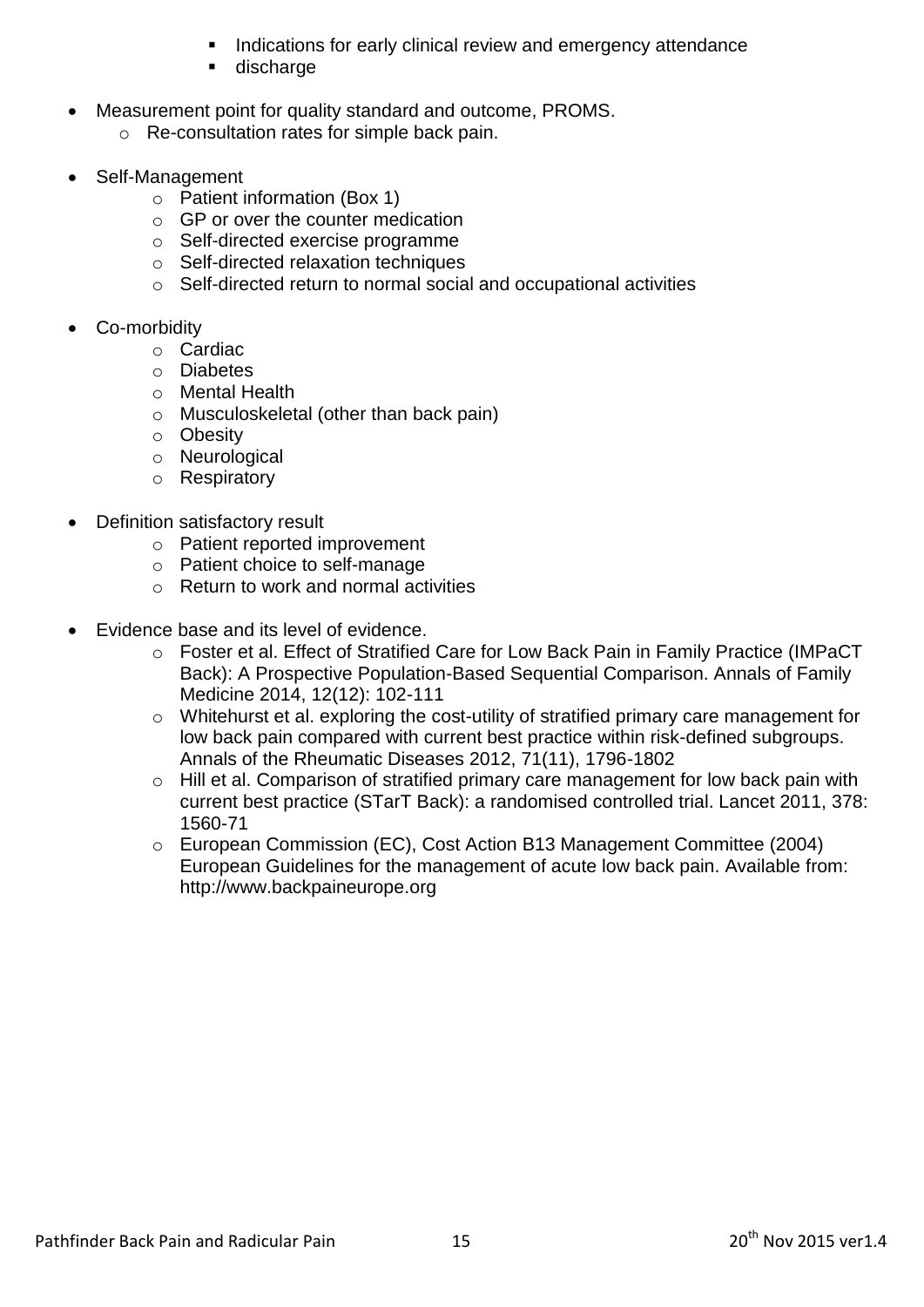- Indications for early clinical review and emergency attendance
    - discharge

- Measurement point for quality standard and outcome, PROMS.
  - Re-consultation rates for simple back pain.

- Self-Management
  - Patient information (Box 1)
  - GP or over the counter medication
  - Self-directed exercise programme
  - Self-directed relaxation techniques
  - Self-directed return to normal social and occupational activities

- Co-morbidity
  - Cardiac
  - Diabetes
  - Mental Health
  - Musculoskeletal (other than back pain)
  - Obesity
  - Neurological
  - Respiratory

- Definition satisfactory result
  - Patient reported improvement
  - Patient choice to self-manage
  - Return to work and normal activities

- Evidence base and its level of evidence.
  - Foster et al. Effect of Stratified Care for Low Back Pain in Family Practice (IMPaCT Back): A Prospective Population-Based Sequential Comparison. Annals of Family Medicine 2014, 12(12): 102-111
  - Whitehurst et al. exploring the cost-utility of stratified primary care management for low back pain compared with current best practice within risk-defined subgroups. Annals of the Rheumatic Diseases 2012, 71(11), 1796-1802
  - Hill et al. Comparison of stratified primary care management for low back pain with current best practice (STarT Back): a randomised controlled trial. Lancet 2011, 378: 1560-71
  - European Commission (EC), Cost Action B13 Management Committee (2004) European Guidelines for the management of acute low back pain. Available from: http://www.backpaineurope.org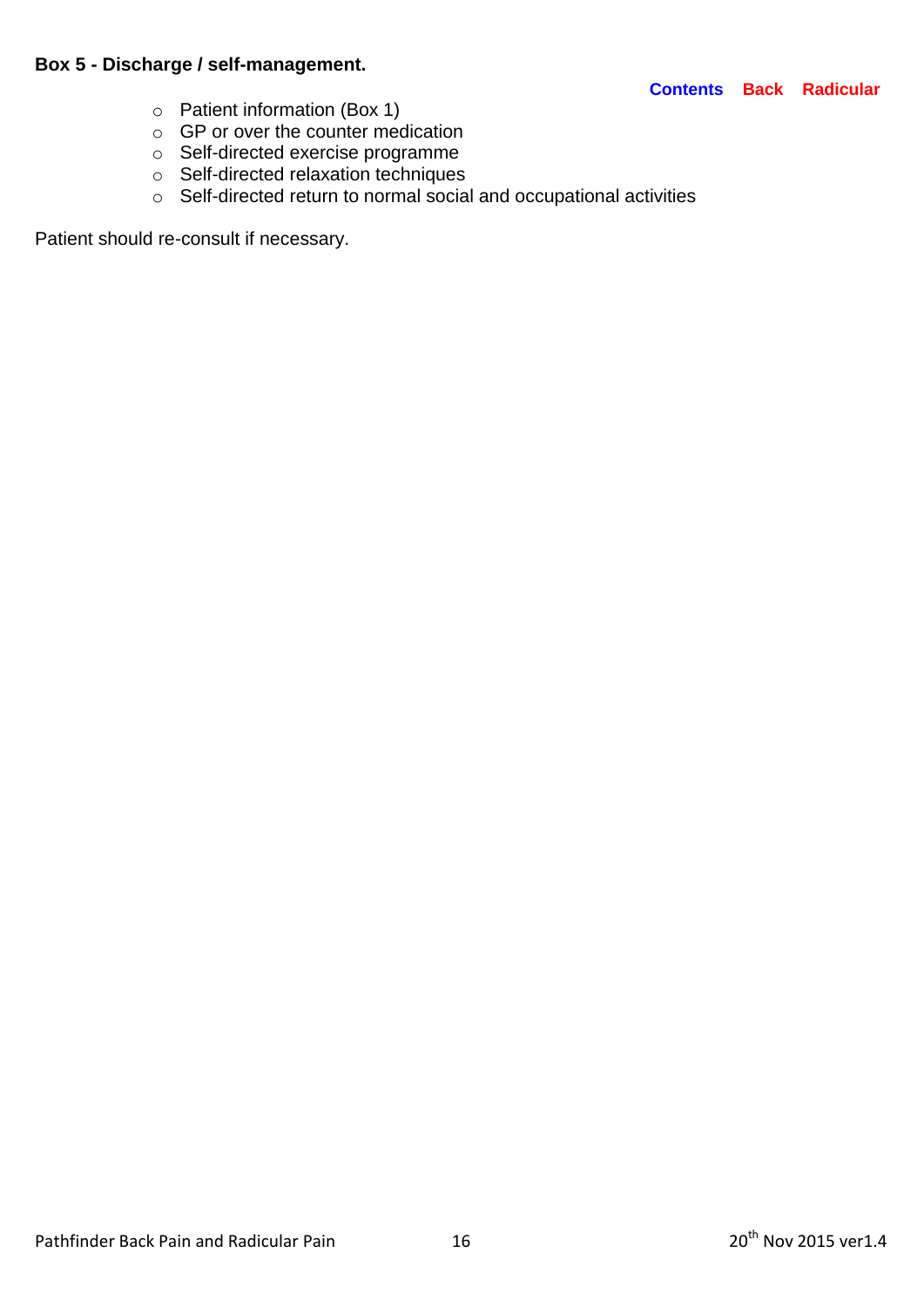**Box 5 - Discharge / self-management.**

Contents Back Radicular

- Patient information (Box 1)
- GP or over the counter medication
- Self-directed exercise programme
- Self-directed relaxation techniques
- Self-directed return to normal social and occupational activities

Patient should re-consult if necessary.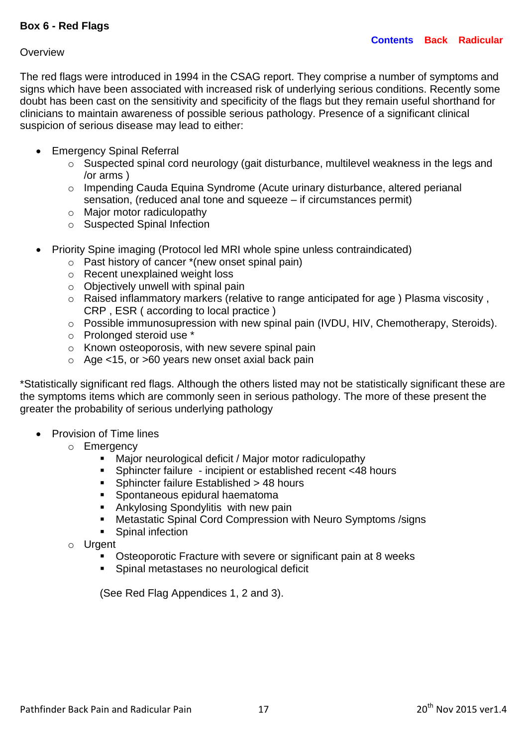**Box 6 - Red Flags**

Contents Back Radicular

Overview

The red flags were introduced in 1994 in the CSAG report. They comprise a number of symptoms and signs which have been associated with increased risk of underlying serious conditions. Recently some doubt has been cast on the sensitivity and specificity of the flags but they remain useful shorthand for clinicians to maintain awareness of possible serious pathology. Presence of a significant clinical suspicion of serious disease may lead to either:

- Emergency Spinal Referral
    - Suspected spinal cord neurology (gait disturbance, multilevel weakness in the legs and /or arms )
    - Impending Cauda Equina Syndrome (Acute urinary disturbance, altered perianal sensation, (reduced anal tone and squeeze – if circumstances permit)
    - Major motor radiculopathy
    - Suspected Spinal Infection

- Priority Spine imaging (Protocol led MRI whole spine unless contraindicated)
    - Past history of cancer *(new onset spinal pain)
    - Recent unexplained weight loss
    - Objectively unwell with spinal pain
    - Raised inflammatory markers (relative to range anticipated for age ) Plasma viscosity , CRP , ESR ( according to local practice )
    - Possible immunosupression with new spinal pain (IVDU, HIV, Chemotherapy, Steroids).
    - Prolonged steroid use *
    - Known osteoporosis, with new severe spinal pain
    - Age <15, or >60 years new onset axial back pain

*Statistically significant red flags. Although the others listed may not be statistically significant these are the symptoms items which are commonly seen in serious pathology. The more of these present the greater the probability of serious underlying pathology

- Provision of Time lines
    - Emergency
        - Major neurological deficit / Major motor radiculopathy
        - Sphincter failure - incipient or established recent <48 hours
        - Sphincter failure Established > 48 hours
        - Spontaneous epidural haematoma
        - Ankylosing Spondylitis with new pain
        - Metastatic Spinal Cord Compression with Neuro Symptoms /signs
        - Spinal infection
    - Urgent
        - Osteoporotic Fracture with severe or significant pain at 8 weeks
        - Spinal metastases no neurological deficit

(See Red Flag Appendices 1, 2 and 3).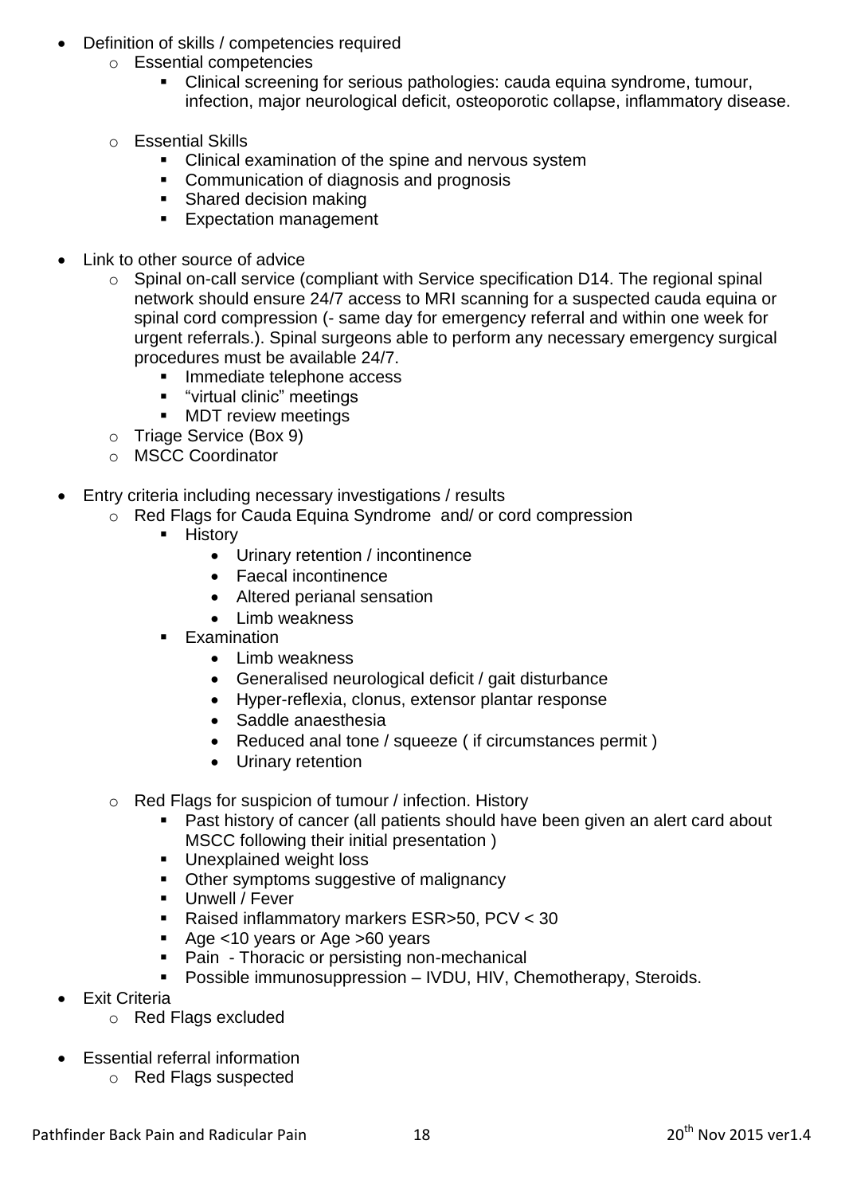- Definition of skills / competencies required
  - Essential competencies
    - Clinical screening for serious pathologies: cauda equina syndrome, tumour, infection, major neurological deficit, osteoporotic collapse, inflammatory disease.
  - Essential Skills
    - Clinical examination of the spine and nervous system
    - Communication of diagnosis and prognosis
    - Shared decision making
    - Expectation management
- Link to other source of advice
  - Spinal on-call service (compliant with Service specification D14. The regional spinal network should ensure 24/7 access to MRI scanning for a suspected cauda equina or spinal cord compression (- same day for emergency referral and within one week for urgent referrals.). Spinal surgeons able to perform any necessary emergency surgical procedures must be available 24/7.
    - Immediate telephone access
    - "virtual clinic" meetings
    - MDT review meetings
  - Triage Service (Box 9)
  - MSCC Coordinator
- Entry criteria including necessary investigations / results
  - Red Flags for Cauda Equina Syndrome and/ or cord compression
    - History
      - Urinary retention / incontinence
      - Faecal incontinence
      - Altered perianal sensation
      - Limb weakness
    - Examination
      - Limb weakness
      - Generalised neurological deficit / gait disturbance
      - Hyper-reflexia, clonus, extensor plantar response
      - Saddle anaesthesia
      - Reduced anal tone / squeeze ( if circumstances permit )
      - Urinary retention
  - Red Flags for suspicion of tumour / infection. History
    - Past history of cancer (all patients should have been given an alert card about MSCC following their initial presentation )
    - Unexplained weight loss
    - Other symptoms suggestive of malignancy
    - Unwell / Fever
    - Raised inflammatory markers ESR>50, PCV < 30
    - Age <10 years or Age >60 years
    - Pain - Thoracic or persisting non-mechanical
    - Possible immunosuppression – IVDU, HIV, Chemotherapy, Steroids.
- Exit Criteria
  - Red Flags excluded
- Essential referral information
  - Red Flags suspected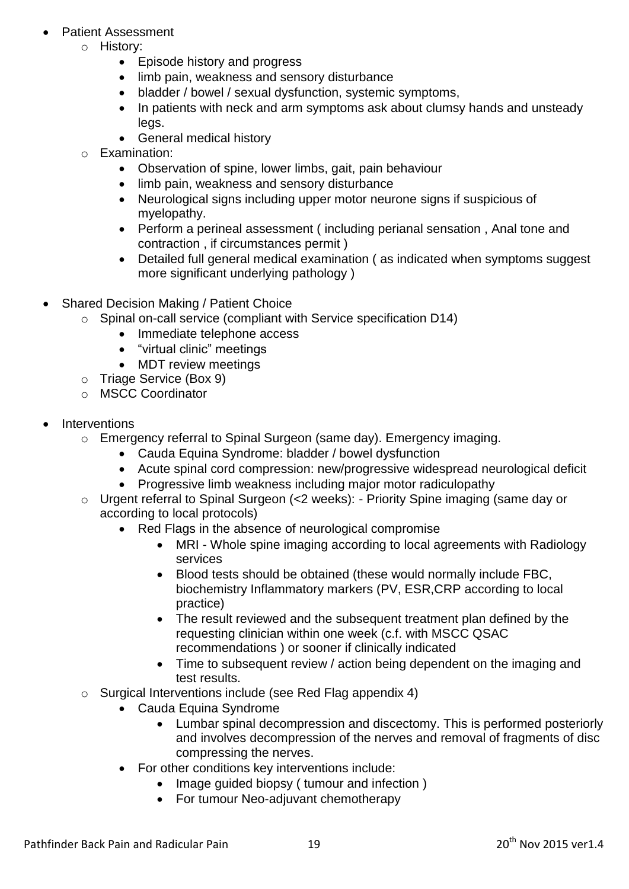- Patient Assessment
    - History:
        - Episode history and progress
        - limb pain, weakness and sensory disturbance
        - bladder / bowel / sexual dysfunction, systemic symptoms,
        - In patients with neck and arm symptoms ask about clumsy hands and unsteady legs.
        - General medical history
    - Examination:
        - Observation of spine, lower limbs, gait, pain behaviour
        - limb pain, weakness and sensory disturbance
        - Neurological signs including upper motor neurone signs if suspicious of myelopathy.
        - Perform a perineal assessment ( including perianal sensation , Anal tone and contraction , if circumstances permit )
        - Detailed full general medical examination ( as indicated when symptoms suggest more significant underlying pathology )

- Shared Decision Making / Patient Choice
    - Spinal on-call service (compliant with Service specification D14)
        - Immediate telephone access
        - "virtual clinic" meetings
        - MDT review meetings
    - Triage Service (Box 9)
    - MSCC Coordinator

- Interventions
    - Emergency referral to Spinal Surgeon (same day). Emergency imaging.
        - Cauda Equina Syndrome: bladder / bowel dysfunction
        - Acute spinal cord compression: new/progressive widespread neurological deficit
        - Progressive limb weakness including major motor radiculopathy
    - Urgent referral to Spinal Surgeon (<2 weeks): - Priority Spine imaging (same day or according to local protocols)
        - Red Flags in the absence of neurological compromise
            - MRI - Whole spine imaging according to local agreements with Radiology services
            - Blood tests should be obtained (these would normally include FBC, biochemistry Inflammatory markers (PV, ESR,CRP according to local practice)
            - The result reviewed and the subsequent treatment plan defined by the requesting clinician within one week (c.f. with MSCC QSAC recommendations ) or sooner if clinically indicated
            - Time to subsequent review / action being dependent on the imaging and test results.
    - Surgical Interventions include (see Red Flag appendix 4)
        - Cauda Equina Syndrome
            - Lumbar spinal decompression and discectomy. This is performed posteriorly and involves decompression of the nerves and removal of fragments of disc compressing the nerves.
        - For other conditions key interventions include:
            - Image guided biopsy ( tumour and infection )
            - For tumour Neo-adjuvant chemotherapy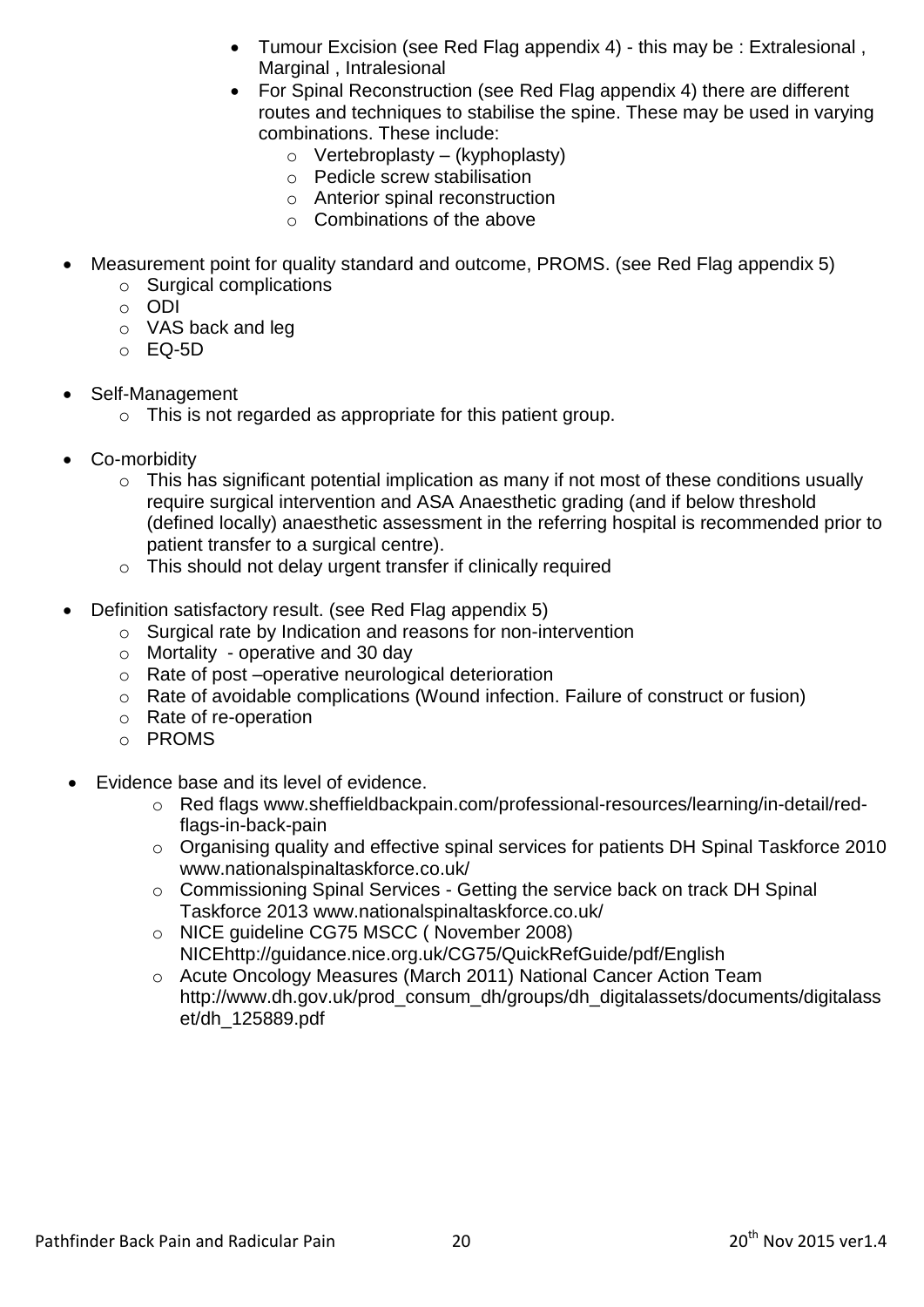- Tumour Excision (see Red Flag appendix 4) - this may be : Extralesional , Marginal , Intralesional
- For Spinal Reconstruction (see Red Flag appendix 4) there are different routes and techniques to stabilise the spine. These may be used in varying combinations. These include:
    - Vertebroplasty – (kyphoplasty)
    - Pedicle screw stabilisation
    - Anterior spinal reconstruction
    - Combinations of the above

- Measurement point for quality standard and outcome, PROMS. (see Red Flag appendix 5)
    - Surgical complications
    - ODI
    - VAS back and leg
    - EQ-5D

- Self-Management
    - This is not regarded as appropriate for this patient group.

- Co-morbidity
    - This has significant potential implication as many if not most of these conditions usually require surgical intervention and ASA Anaesthetic grading (and if below threshold (defined locally) anaesthetic assessment in the referring hospital is recommended prior to patient transfer to a surgical centre).
    - This should not delay urgent transfer if clinically required

- Definition satisfactory result. (see Red Flag appendix 5)
    - Surgical rate by Indication and reasons for non-intervention
    - Mortality - operative and 30 day
    - Rate of post –operative neurological deterioration
    - Rate of avoidable complications (Wound infection. Failure of construct or fusion)
    - Rate of re-operation
    - PROMS

- Evidence base and its level of evidence.
    - Red flags www.sheffieldbackpain.com/professional-resources/learning/in-detail/red-flags-in-back-pain
    - Organising quality and effective spinal services for patients DH Spinal Taskforce 2010 www.nationalspinaltaskforce.co.uk/
    - Commissioning Spinal Services - Getting the service back on track DH Spinal Taskforce 2013 www.nationalspinaltaskforce.co.uk/
    - NICE guideline CG75 MSCC ( November 2008) NICEhttp://guidance.nice.org.uk/CG75/QuickRefGuide/pdf/English
    - Acute Oncology Measures (March 2011) National Cancer Action Team http://www.dh.gov.uk/prod_consum_dh/groups/dh_digitalassets/documents/digitalasset/dh_125889.pdf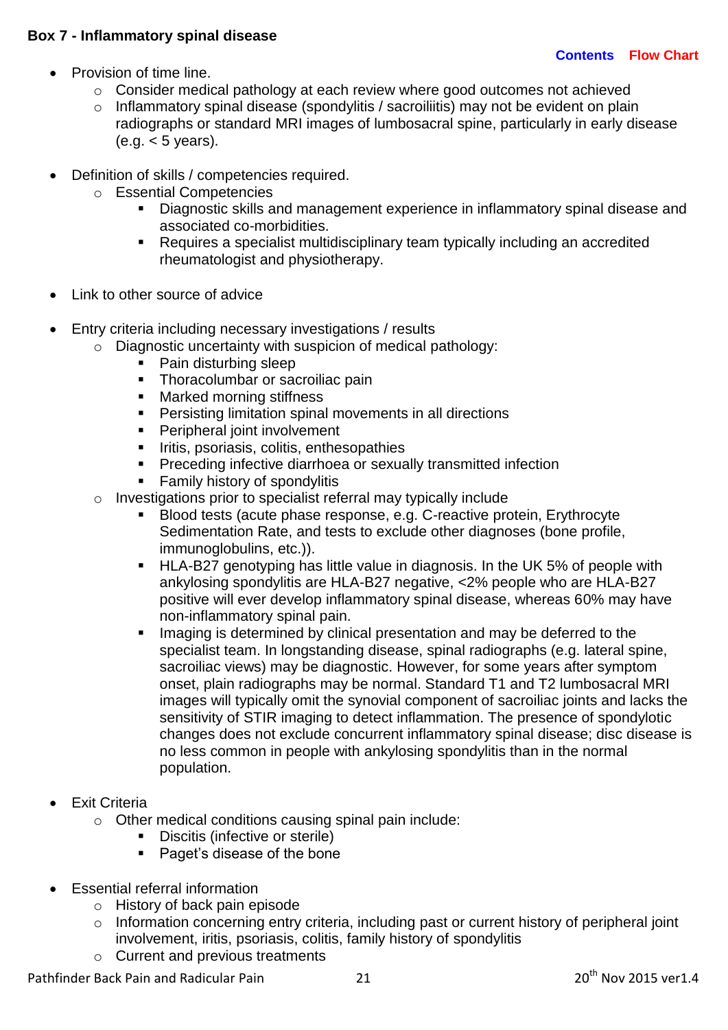**Box 7 - Inflammatory spinal disease**

Contents Flow Chart

- Provision of time line.
  - Consider medical pathology at each review where good outcomes not achieved
  - Inflammatory spinal disease (spondylitis / sacroiliitis) may not be evident on plain radiographs or standard MRI images of lumbosacral spine, particularly in early disease (e.g. < 5 years).

- Definition of skills / competencies required.
  - Essential Competencies
    - Diagnostic skills and management experience in inflammatory spinal disease and associated co-morbidities.
    - Requires a specialist multidisciplinary team typically including an accredited rheumatologist and physiotherapy.

- Link to other source of advice

- Entry criteria including necessary investigations / results
  - Diagnostic uncertainty with suspicion of medical pathology:
    - Pain disturbing sleep
    - Thoracolumbar or sacroiliac pain
    - Marked morning stiffness
    - Persisting limitation spinal movements in all directions
    - Peripheral joint involvement
    - Iritis, psoriasis, colitis, enthesopathies
    - Preceding infective diarrhoea or sexually transmitted infection
    - Family history of spondylitis
  - Investigations prior to specialist referral may typically include
    - Blood tests (acute phase response, e.g. C-reactive protein, Erythrocyte Sedimentation Rate, and tests to exclude other diagnoses (bone profile, immunoglobulins, etc.)).
    - HLA-B27 genotyping has little value in diagnosis. In the UK 5% of people with ankylosing spondylitis are HLA-B27 negative, <2% people who are HLA-B27 positive will ever develop inflammatory spinal disease, whereas 60% may have non-inflammatory spinal pain.
    - Imaging is determined by clinical presentation and may be deferred to the specialist team. In longstanding disease, spinal radiographs (e.g. lateral spine, sacroiliac views) may be diagnostic. However, for some years after symptom onset, plain radiographs may be normal. Standard T1 and T2 lumbosacral MRI images will typically omit the synovial component of sacroiliac joints and lacks the sensitivity of STIR imaging to detect inflammation. The presence of spondylotic changes does not exclude concurrent inflammatory spinal disease; disc disease is no less common in people with ankylosing spondylitis than in the normal population.

- Exit Criteria
  - Other medical conditions causing spinal pain include:
    - Discitis (infective or sterile)
    - Paget's disease of the bone

- Essential referral information
  - History of back pain episode
  - Information concerning entry criteria, including past or current history of peripheral joint involvement, iritis, psoriasis, colitis, family history of spondylitis
  - Current and previous treatments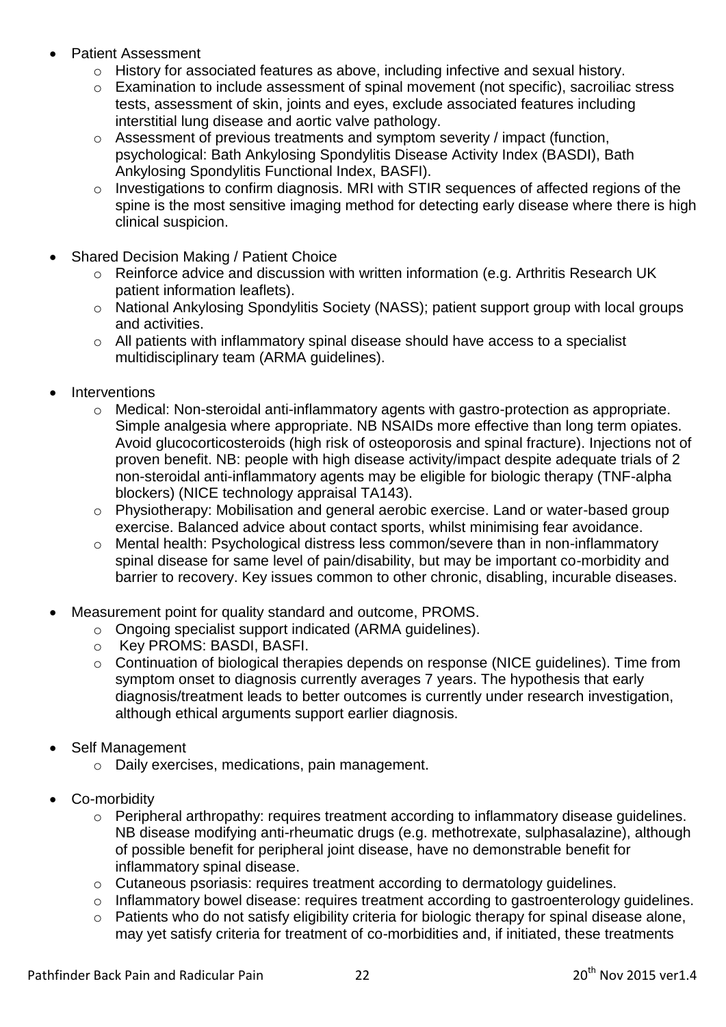- Patient Assessment
  - History for associated features as above, including infective and sexual history.
  - Examination to include assessment of spinal movement (not specific), sacroiliac stress tests, assessment of skin, joints and eyes, exclude associated features including interstitial lung disease and aortic valve pathology.
  - Assessment of previous treatments and symptom severity / impact (function, psychological: Bath Ankylosing Spondylitis Disease Activity Index (BASDI), Bath Ankylosing Spondylitis Functional Index, BASFI).
  - Investigations to confirm diagnosis. MRI with STIR sequences of affected regions of the spine is the most sensitive imaging method for detecting early disease where there is high clinical suspicion.

- Shared Decision Making / Patient Choice
  - Reinforce advice and discussion with written information (e.g. Arthritis Research UK patient information leaflets).
  - National Ankylosing Spondylitis Society (NASS); patient support group with local groups and activities.
  - All patients with inflammatory spinal disease should have access to a specialist multidisciplinary team (ARMA guidelines).

- Interventions
  - Medical: Non-steroidal anti-inflammatory agents with gastro-protection as appropriate. Simple analgesia where appropriate. NB NSAIDs more effective than long term opiates. Avoid glucocorticosteroids (high risk of osteoporosis and spinal fracture). Injections not of proven benefit. NB: people with high disease activity/impact despite adequate trials of 2 non-steroidal anti-inflammatory agents may be eligible for biologic therapy (TNF-alpha blockers) (NICE technology appraisal TA143).
  - Physiotherapy: Mobilisation and general aerobic exercise. Land or water-based group exercise. Balanced advice about contact sports, whilst minimising fear avoidance.
  - Mental health: Psychological distress less common/severe than in non-inflammatory spinal disease for same level of pain/disability, but may be important co-morbidity and barrier to recovery. Key issues common to other chronic, disabling, incurable diseases.

- Measurement point for quality standard and outcome, PROMS.
  - Ongoing specialist support indicated (ARMA guidelines).
  - Key PROMS: BASDI, BASFI.
  - Continuation of biological therapies depends on response (NICE guidelines). Time from symptom onset to diagnosis currently averages 7 years. The hypothesis that early diagnosis/treatment leads to better outcomes is currently under research investigation, although ethical arguments support earlier diagnosis.

- Self Management
  - Daily exercises, medications, pain management.

- Co-morbidity
  - Peripheral arthropathy: requires treatment according to inflammatory disease guidelines. NB disease modifying anti-rheumatic drugs (e.g. methotrexate, sulphasalazine), although of possible benefit for peripheral joint disease, have no demonstrable benefit for inflammatory spinal disease.
  - Cutaneous psoriasis: requires treatment according to dermatology guidelines.
  - Inflammatory bowel disease: requires treatment according to gastroenterology guidelines.
  - Patients who do not satisfy eligibility criteria for biologic therapy for spinal disease alone, may yet satisfy criteria for treatment of co-morbidities and, if initiated, these treatments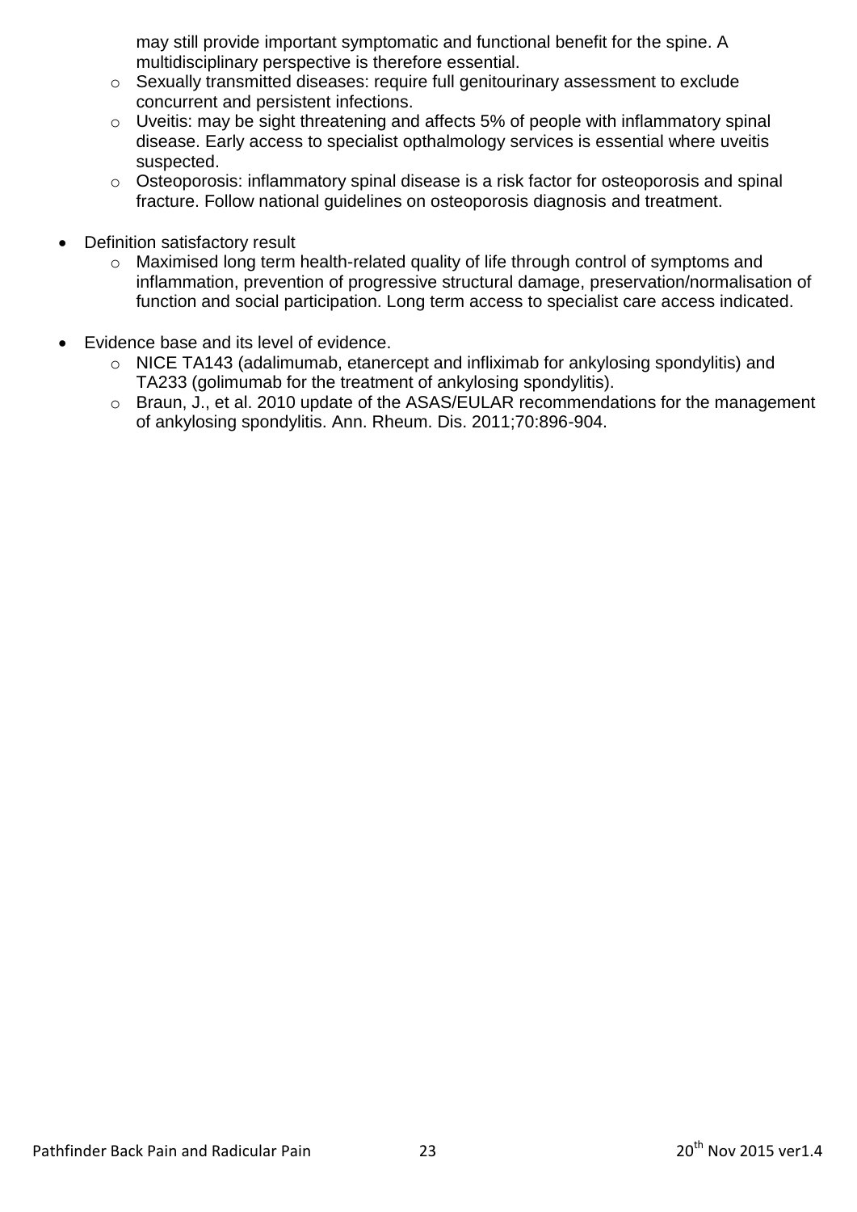may still provide important symptomatic and functional benefit for the spine. A multidisciplinary perspective is therefore essential.
  - Sexually transmitted diseases: require full genitourinary assessment to exclude concurrent and persistent infections.
  - Uveitis: may be sight threatening and affects 5% of people with inflammatory spinal disease. Early access to specialist opthalmology services is essential where uveitis suspected.
  - Osteoporosis: inflammatory spinal disease is a risk factor for osteoporosis and spinal fracture. Follow national guidelines on osteoporosis diagnosis and treatment.

- Definition satisfactory result
  - Maximised long term health-related quality of life through control of symptoms and inflammation, prevention of progressive structural damage, preservation/normalisation of function and social participation. Long term access to specialist care access indicated.

- Evidence base and its level of evidence.
  - NICE TA143 (adalimumab, etanercept and infliximab for ankylosing spondylitis) and TA233 (golimumab for the treatment of ankylosing spondylitis).
  - Braun, J., et al. 2010 update of the ASAS/EULAR recommendations for the management of ankylosing spondylitis. Ann. Rheum. Dis. 2011;70:896-904.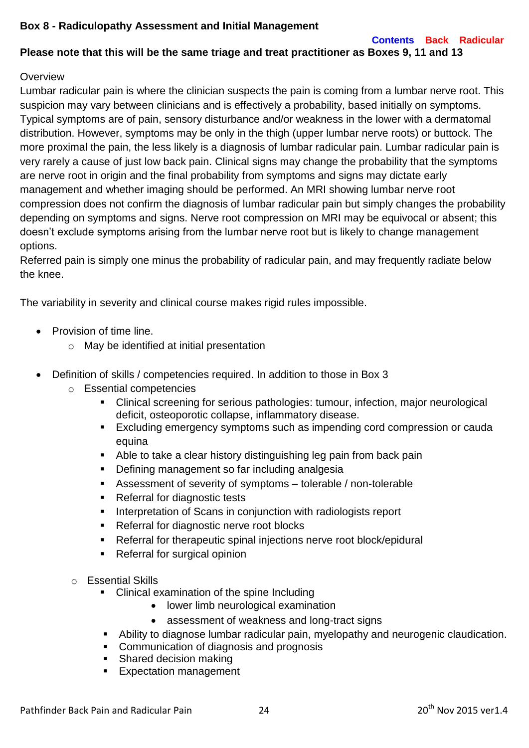**Box 8 - Radiculopathy Assessment and Initial Management**

Contents Back Radicular

**Please note that this will be the same triage and treat practitioner as Boxes 9, 11 and 13**

Overview

Lumbar radicular pain is where the clinician suspects the pain is coming from a lumbar nerve root. This suspicion may vary between clinicians and is effectively a probability, based initially on symptoms. Typical symptoms are of pain, sensory disturbance and/or weakness in the lower with a dermatomal distribution. However, symptoms may be only in the thigh (upper lumbar nerve roots) or buttock. The more proximal the pain, the less likely is a diagnosis of lumbar radicular pain. Lumbar radicular pain is very rarely a cause of just low back pain. Clinical signs may change the probability that the symptoms are nerve root in origin and the final probability from symptoms and signs may dictate early management and whether imaging should be performed. An MRI showing lumbar nerve root compression does not confirm the diagnosis of lumbar radicular pain but simply changes the probability depending on symptoms and signs. Nerve root compression on MRI may be equivocal or absent; this doesn't exclude symptoms arising from the lumbar nerve root but is likely to change management options.

Referred pain is simply one minus the probability of radicular pain, and may frequently radiate below the knee.

The variability in severity and clinical course makes rigid rules impossible.

- Provision of time line.
  - May be identified at initial presentation

- Definition of skills / competencies required. In addition to those in Box 3
  - Essential competencies
    - Clinical screening for serious pathologies: tumour, infection, major neurological deficit, osteoporotic collapse, inflammatory disease.
    - Excluding emergency symptoms such as impending cord compression or cauda equina
    - Able to take a clear history distinguishing leg pain from back pain
    - Defining management so far including analgesia
    - Assessment of severity of symptoms – tolerable / non-tolerable
    - Referral for diagnostic tests
    - Interpretation of Scans in conjunction with radiologists report
    - Referral for diagnostic nerve root blocks
    - Referral for therapeutic spinal injections nerve root block/epidural
    - Referral for surgical opinion

  - Essential Skills
    - Clinical examination of the spine Including
      - lower limb neurological examination
      - assessment of weakness and long-tract signs
    - Ability to diagnose lumbar radicular pain, myelopathy and neurogenic claudication.
    - Communication of diagnosis and prognosis
    - Shared decision making
    - Expectation management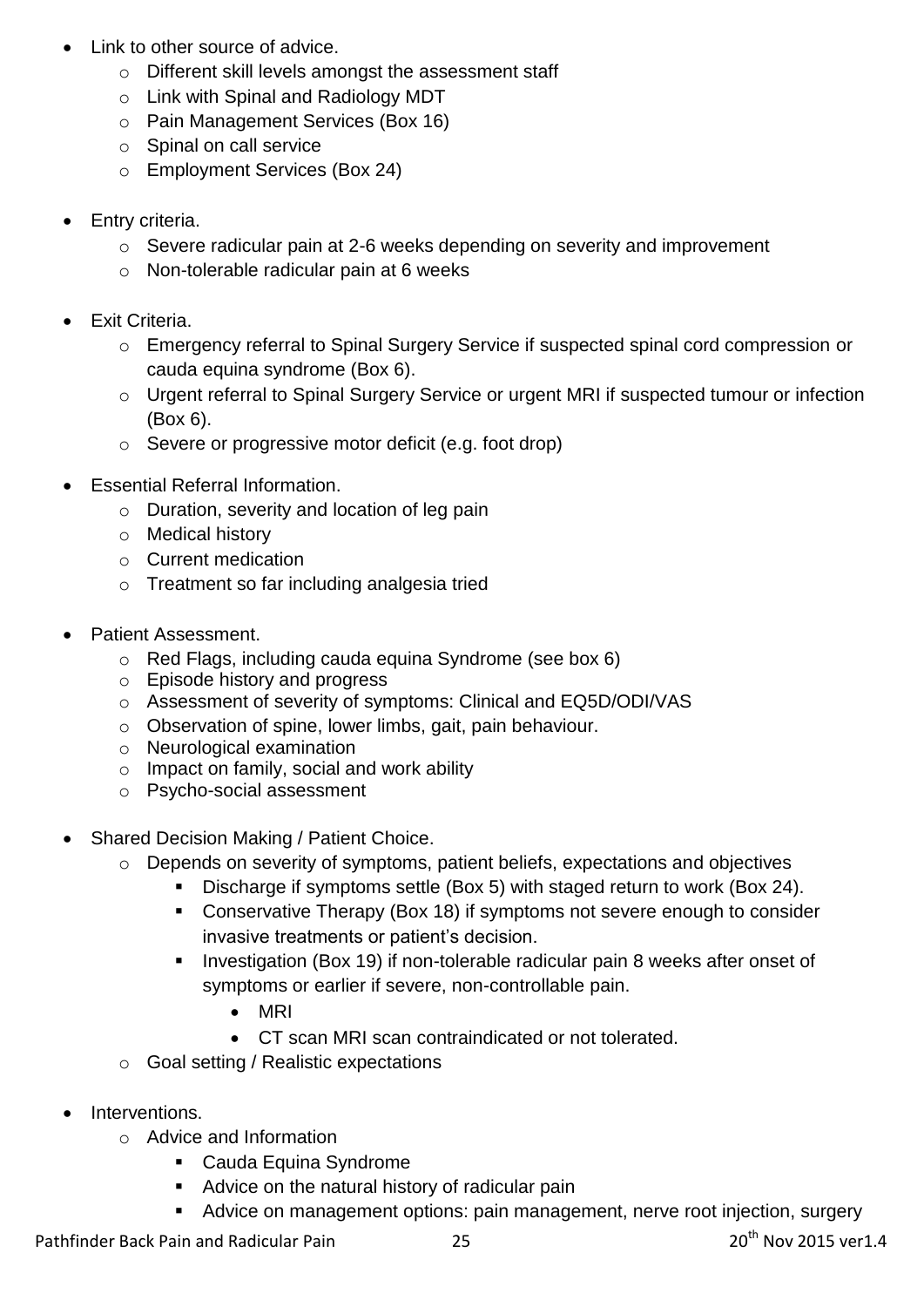- Link to other source of advice.
  - Different skill levels amongst the assessment staff
  - Link with Spinal and Radiology MDT
  - Pain Management Services (Box 16)
  - Spinal on call service
  - Employment Services (Box 24)

- Entry criteria.
  - Severe radicular pain at 2-6 weeks depending on severity and improvement
  - Non-tolerable radicular pain at 6 weeks

- Exit Criteria.
  - Emergency referral to Spinal Surgery Service if suspected spinal cord compression or cauda equina syndrome (Box 6).
  - Urgent referral to Spinal Surgery Service or urgent MRI if suspected tumour or infection (Box 6).
  - Severe or progressive motor deficit (e.g. foot drop)

- Essential Referral Information.
  - Duration, severity and location of leg pain
  - Medical history
  - Current medication
  - Treatment so far including analgesia tried

- Patient Assessment.
  - Red Flags, including cauda equina Syndrome (see box 6)
  - Episode history and progress
  - Assessment of severity of symptoms: Clinical and EQ5D/ODI/VAS
  - Observation of spine, lower limbs, gait, pain behaviour.
  - Neurological examination
  - Impact on family, social and work ability
  - Psycho-social assessment

- Shared Decision Making / Patient Choice.
  - Depends on severity of symptoms, patient beliefs, expectations and objectives
    - Discharge if symptoms settle (Box 5) with staged return to work (Box 24).
    - Conservative Therapy (Box 18) if symptoms not severe enough to consider invasive treatments or patient's decision.
    - Investigation (Box 19) if non-tolerable radicular pain 8 weeks after onset of symptoms or earlier if severe, non-controllable pain.
      - MRI
      - CT scan MRI scan contraindicated or not tolerated.
  - Goal setting / Realistic expectations

- Interventions.
  - Advice and Information
    - Cauda Equina Syndrome
    - Advice on the natural history of radicular pain
    - Advice on management options: pain management, nerve root injection, surgery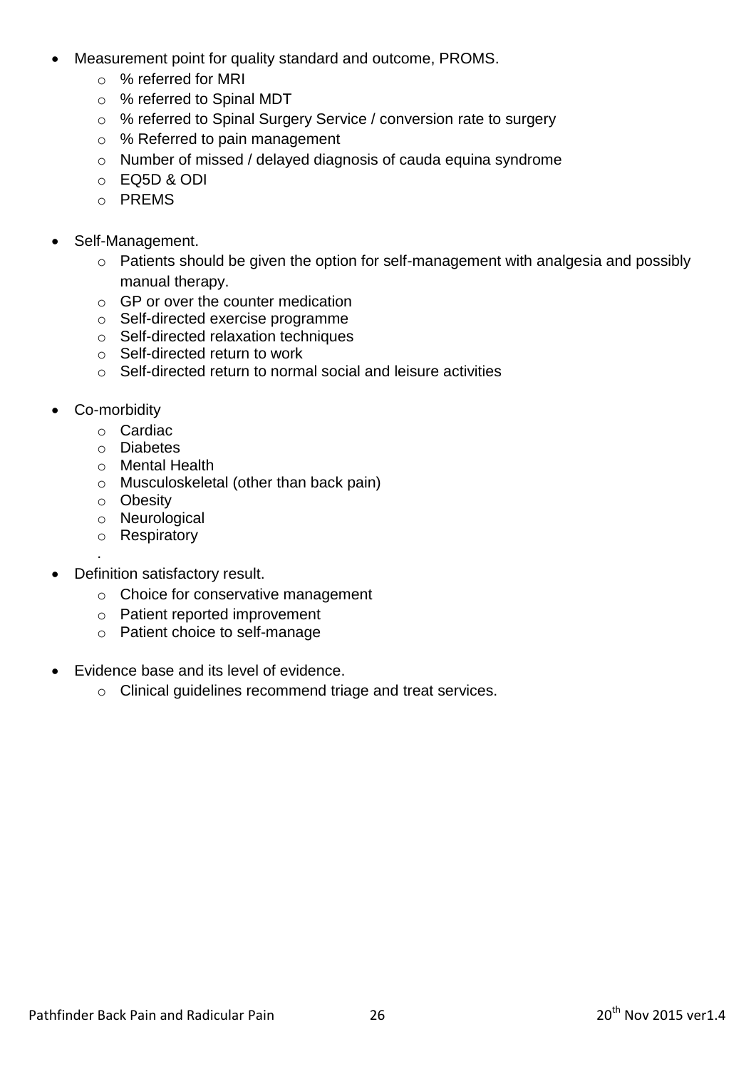- Measurement point for quality standard and outcome, PROMS.
  - % referred for MRI
  - % referred to Spinal MDT
  - % referred to Spinal Surgery Service / conversion rate to surgery
  - % Referred to pain management
  - Number of missed / delayed diagnosis of cauda equina syndrome
  - EQ5D & ODI
  - PREMS

- Self-Management.
  - Patients should be given the option for self-management with analgesia and possibly manual therapy.
  - GP or over the counter medication
  - Self-directed exercise programme
  - Self-directed relaxation techniques
  - Self-directed return to work
  - Self-directed return to normal social and leisure activities

- Co-morbidity
  - Cardiac
  - Diabetes
  - Mental Health
  - Musculoskeletal (other than back pain)
  - Obesity
  - Neurological
  - Respiratory

- Definition satisfactory result.
  - Choice for conservative management
  - Patient reported improvement
  - Patient choice to self-manage

- Evidence base and its level of evidence.
  - Clinical guidelines recommend triage and treat services.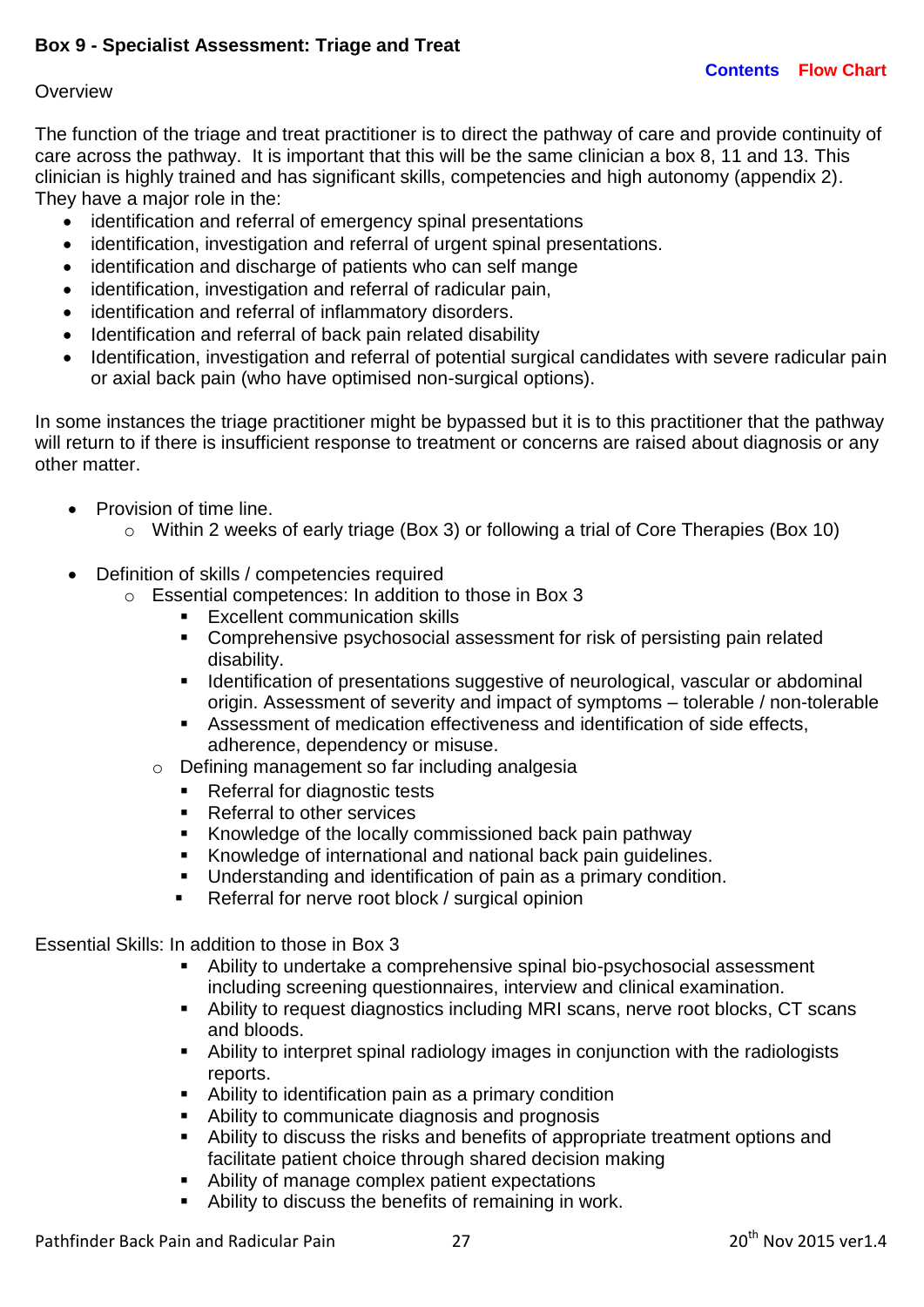**Box 9 - Specialist Assessment: Triage and Treat**

Contents Flow Chart

Overview

The function of the triage and treat practitioner is to direct the pathway of care and provide continuity of care across the pathway. It is important that this will be the same clinician a box 8, 11 and 13. This clinician is highly trained and has significant skills, competencies and high autonomy (appendix 2). They have a major role in the:

- identification and referral of emergency spinal presentations
- identification, investigation and referral of urgent spinal presentations.
- identification and discharge of patients who can self mange
- identification, investigation and referral of radicular pain,
- identification and referral of inflammatory disorders.
- Identification and referral of back pain related disability
- Identification, investigation and referral of potential surgical candidates with severe radicular pain or axial back pain (who have optimised non-surgical options).

In some instances the triage practitioner might be bypassed but it is to this practitioner that the pathway will return to if there is insufficient response to treatment or concerns are raised about diagnosis or any other matter.

- Provision of time line.
  - Within 2 weeks of early triage (Box 3) or following a trial of Core Therapies (Box 10)

- Definition of skills / competencies required
  - Essential competences: In addition to those in Box 3
    - Excellent communication skills
    - Comprehensive psychosocial assessment for risk of persisting pain related disability.
    - Identification of presentations suggestive of neurological, vascular or abdominal origin. Assessment of severity and impact of symptoms – tolerable / non-tolerable
    - Assessment of medication effectiveness and identification of side effects, adherence, dependency or misuse.
  - Defining management so far including analgesia
    - Referral for diagnostic tests
    - Referral to other services
    - Knowledge of the locally commissioned back pain pathway
    - Knowledge of international and national back pain guidelines.
    - Understanding and identification of pain as a primary condition.
    - Referral for nerve root block / surgical opinion

Essential Skills: In addition to those in Box 3

- Ability to undertake a comprehensive spinal bio-psychosocial assessment including screening questionnaires, interview and clinical examination.
- Ability to request diagnostics including MRI scans, nerve root blocks, CT scans and bloods.
- Ability to interpret spinal radiology images in conjunction with the radiologists reports.
- Ability to identification pain as a primary condition
- Ability to communicate diagnosis and prognosis
- Ability to discuss the risks and benefits of appropriate treatment options and facilitate patient choice through shared decision making
- Ability of manage complex patient expectations
- Ability to discuss the benefits of remaining in work.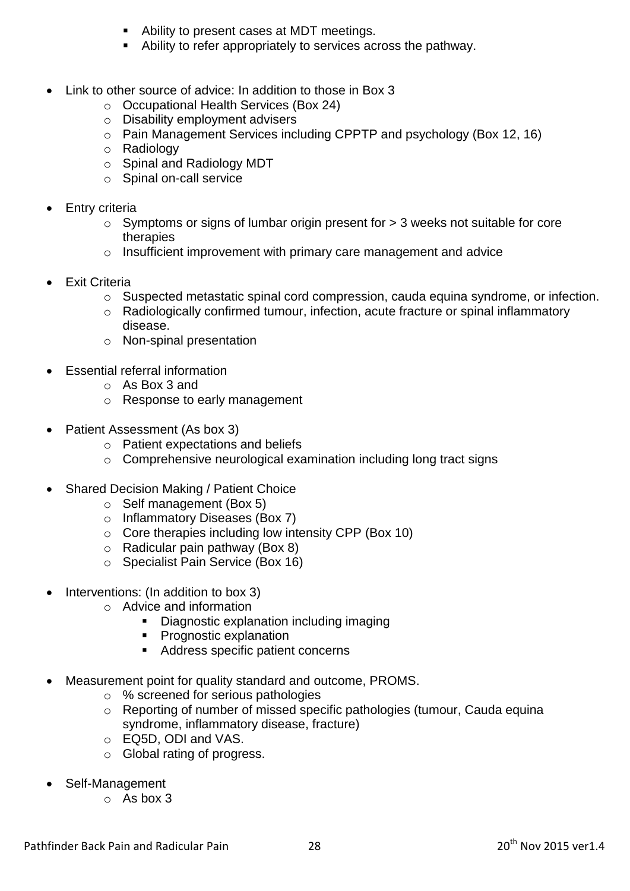- Ability to present cases at MDT meetings.
    - Ability to refer appropriately to services across the pathway.

- Link to other source of advice: In addition to those in Box 3
    - Occupational Health Services (Box 24)
    - Disability employment advisers
    - Pain Management Services including CPPTP and psychology (Box 12, 16)
    - Radiology
    - Spinal and Radiology MDT
    - Spinal on-call service

- Entry criteria
    - Symptoms or signs of lumbar origin present for > 3 weeks not suitable for core therapies
    - Insufficient improvement with primary care management and advice

- Exit Criteria
    - Suspected metastatic spinal cord compression, cauda equina syndrome, or infection.
    - Radiologically confirmed tumour, infection, acute fracture or spinal inflammatory disease.
    - Non-spinal presentation

- Essential referral information
    - As Box 3 and
    - Response to early management

- Patient Assessment (As box 3)
    - Patient expectations and beliefs
    - Comprehensive neurological examination including long tract signs

- Shared Decision Making / Patient Choice
    - Self management (Box 5)
    - Inflammatory Diseases (Box 7)
    - Core therapies including low intensity CPP (Box 10)
    - Radicular pain pathway (Box 8)
    - Specialist Pain Service (Box 16)

- Interventions: (In addition to box 3)
    - Advice and information
        - Diagnostic explanation including imaging
        - Prognostic explanation
        - Address specific patient concerns

- Measurement point for quality standard and outcome, PROMS.
    - % screened for serious pathologies
    - Reporting of number of missed specific pathologies (tumour, Cauda equina syndrome, inflammatory disease, fracture)
    - EQ5D, ODI and VAS.
    - Global rating of progress.

- Self-Management
    - As box 3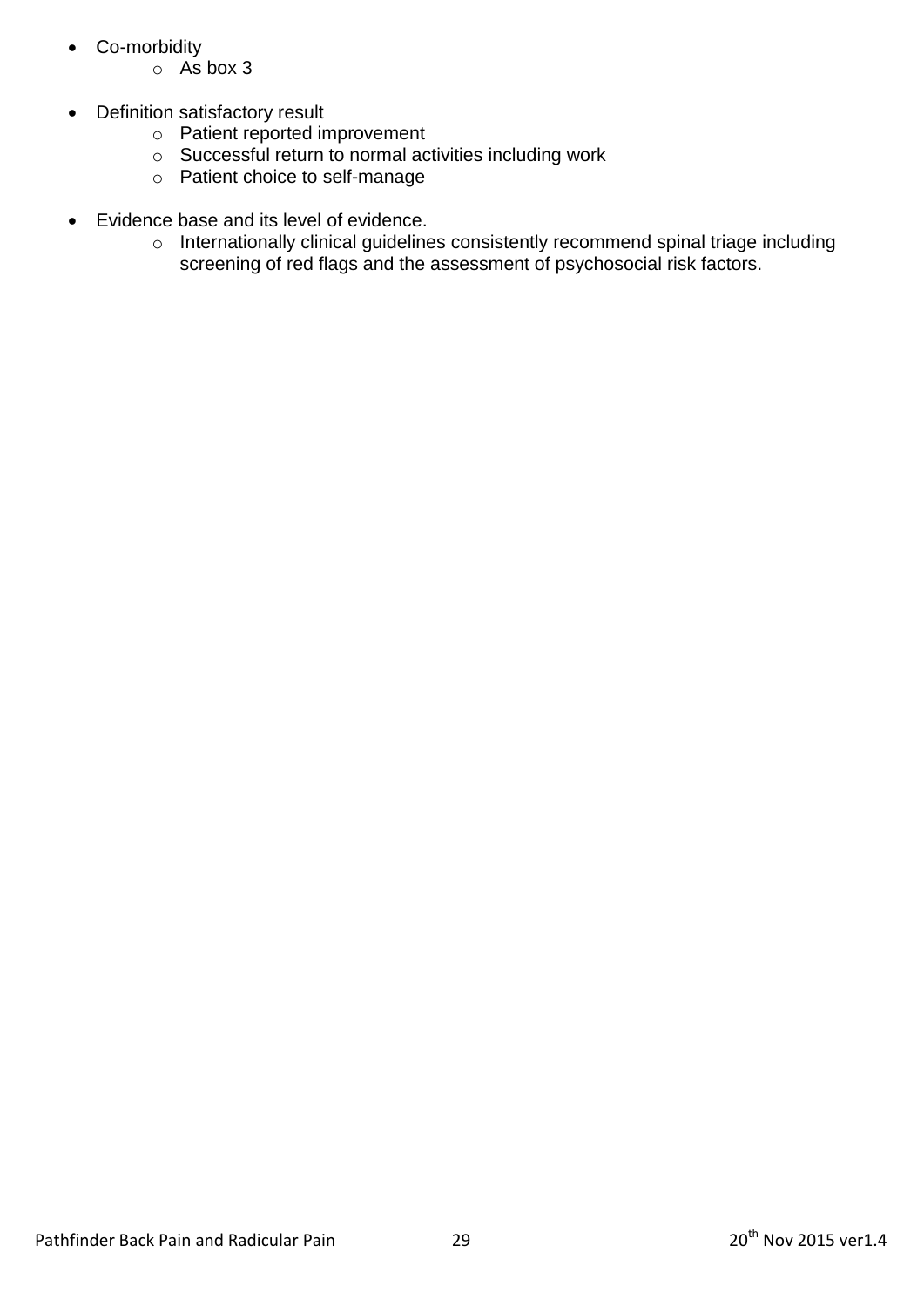- Co-morbidity
  - As box 3

- Definition satisfactory result
  - Patient reported improvement
  - Successful return to normal activities including work
  - Patient choice to self-manage

- Evidence base and its level of evidence.
  - Internationally clinical guidelines consistently recommend spinal triage including screening of red flags and the assessment of psychosocial risk factors.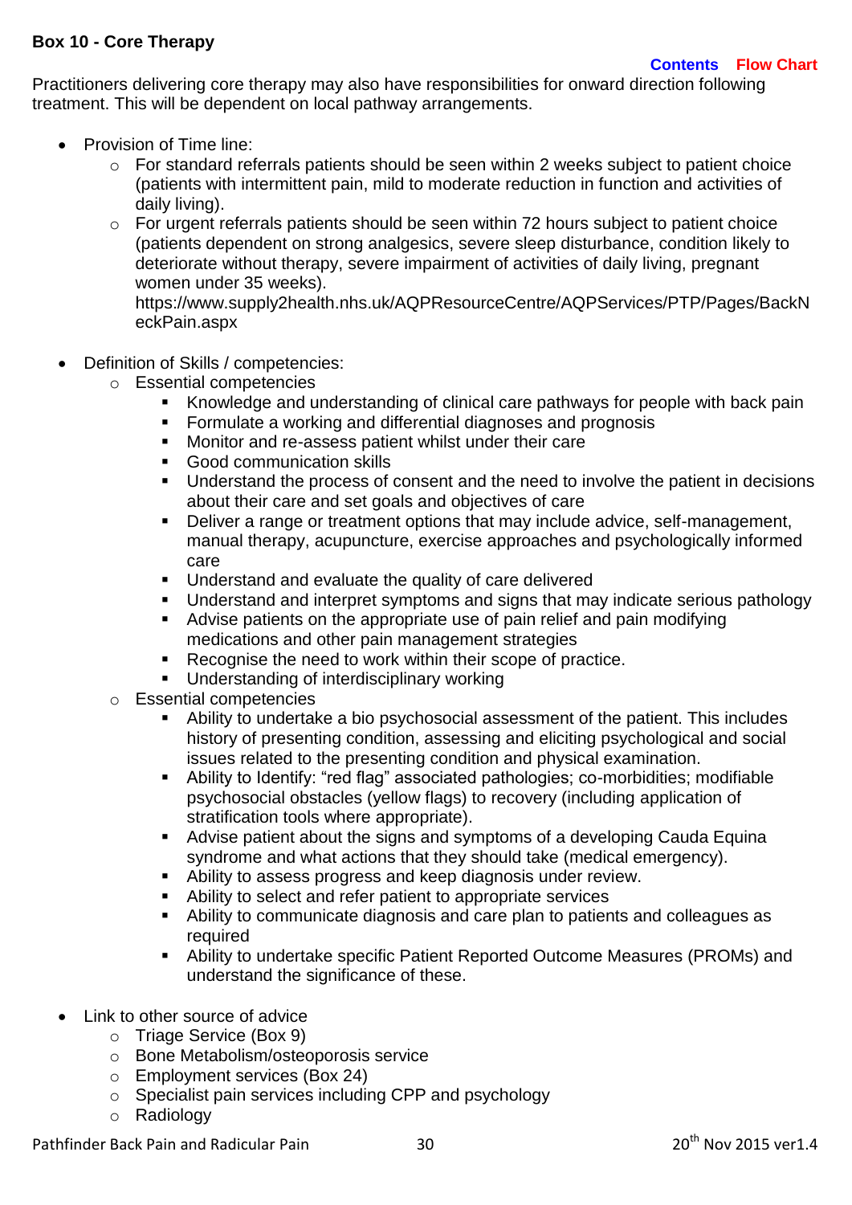**Box 10 - Core Therapy**

Contents Flow Chart

Practitioners delivering core therapy may also have responsibilities for onward direction following treatment. This will be dependent on local pathway arrangements.

- Provision of Time line:
  - For standard referrals patients should be seen within 2 weeks subject to patient choice (patients with intermittent pain, mild to moderate reduction in function and activities of daily living).
  - For urgent referrals patients should be seen within 72 hours subject to patient choice (patients dependent on strong analgesics, severe sleep disturbance, condition likely to deteriorate without therapy, severe impairment of activities of daily living, pregnant women under 35 weeks). https://www.supply2health.nhs.uk/AQPResourceCentre/AQPServices/PTP/Pages/BackNeckPain.aspx

- Definition of Skills / competencies:
  - Essential competencies
    - Knowledge and understanding of clinical care pathways for people with back pain
    - Formulate a working and differential diagnoses and prognosis
    - Monitor and re-assess patient whilst under their care
    - Good communication skills
    - Understand the process of consent and the need to involve the patient in decisions about their care and set goals and objectives of care
    - Deliver a range or treatment options that may include advice, self-management, manual therapy, acupuncture, exercise approaches and psychologically informed care
    - Understand and evaluate the quality of care delivered
    - Understand and interpret symptoms and signs that may indicate serious pathology
    - Advise patients on the appropriate use of pain relief and pain modifying medications and other pain management strategies
    - Recognise the need to work within their scope of practice.
    - Understanding of interdisciplinary working
  - Essential competencies
    - Ability to undertake a bio psychosocial assessment of the patient. This includes history of presenting condition, assessing and eliciting psychological and social issues related to the presenting condition and physical examination.
    - Ability to Identify: "red flag" associated pathologies; co-morbidities; modifiable psychosocial obstacles (yellow flags) to recovery (including application of stratification tools where appropriate).
    - Advise patient about the signs and symptoms of a developing Cauda Equina syndrome and what actions that they should take (medical emergency).
    - Ability to assess progress and keep diagnosis under review.
    - Ability to select and refer patient to appropriate services
    - Ability to communicate diagnosis and care plan to patients and colleagues as required
    - Ability to undertake specific Patient Reported Outcome Measures (PROMs) and understand the significance of these.

- Link to other source of advice
  - Triage Service (Box 9)
  - Bone Metabolism/osteoporosis service
  - Employment services (Box 24)
  - Specialist pain services including CPP and psychology
  - Radiology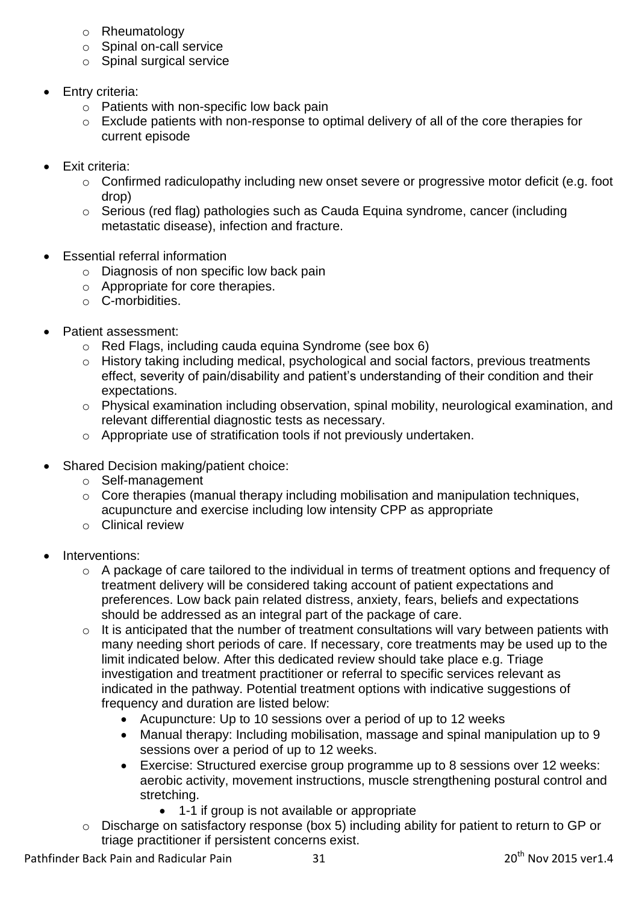- Rheumatology
- Spinal on-call service
- Spinal surgical service

- Entry criteria:
  - Patients with non-specific low back pain
  - Exclude patients with non-response to optimal delivery of all of the core therapies for current episode

- Exit criteria:
  - Confirmed radiculopathy including new onset severe or progressive motor deficit (e.g. foot drop)
  - Serious (red flag) pathologies such as Cauda Equina syndrome, cancer (including metastatic disease), infection and fracture.

- Essential referral information
  - Diagnosis of non specific low back pain
  - Appropriate for core therapies.
  - C-morbidities.

- Patient assessment:
  - Red Flags, including cauda equina Syndrome (see box 6)
  - History taking including medical, psychological and social factors, previous treatments effect, severity of pain/disability and patient's understanding of their condition and their expectations.
  - Physical examination including observation, spinal mobility, neurological examination, and relevant differential diagnostic tests as necessary.
  - Appropriate use of stratification tools if not previously undertaken.

- Shared Decision making/patient choice:
  - Self-management
  - Core therapies (manual therapy including mobilisation and manipulation techniques, acupuncture and exercise including low intensity CPP as appropriate
  - Clinical review

- Interventions:
  - A package of care tailored to the individual in terms of treatment options and frequency of treatment delivery will be considered taking account of patient expectations and preferences. Low back pain related distress, anxiety, fears, beliefs and expectations should be addressed as an integral part of the package of care.
  - It is anticipated that the number of treatment consultations will vary between patients with many needing short periods of care. If necessary, core treatments may be used up to the limit indicated below. After this dedicated review should take place e.g. Triage investigation and treatment practitioner or referral to specific services relevant as indicated in the pathway. Potential treatment options with indicative suggestions of frequency and duration are listed below:
    - Acupuncture: Up to 10 sessions over a period of up to 12 weeks
    - Manual therapy: Including mobilisation, massage and spinal manipulation up to 9 sessions over a period of up to 12 weeks.
    - Exercise: Structured exercise group programme up to 8 sessions over 12 weeks: aerobic activity, movement instructions, muscle strengthening postural control and stretching.
      - 1-1 if group is not available or appropriate
  - Discharge on satisfactory response (box 5) including ability for patient to return to GP or triage practitioner if persistent concerns exist.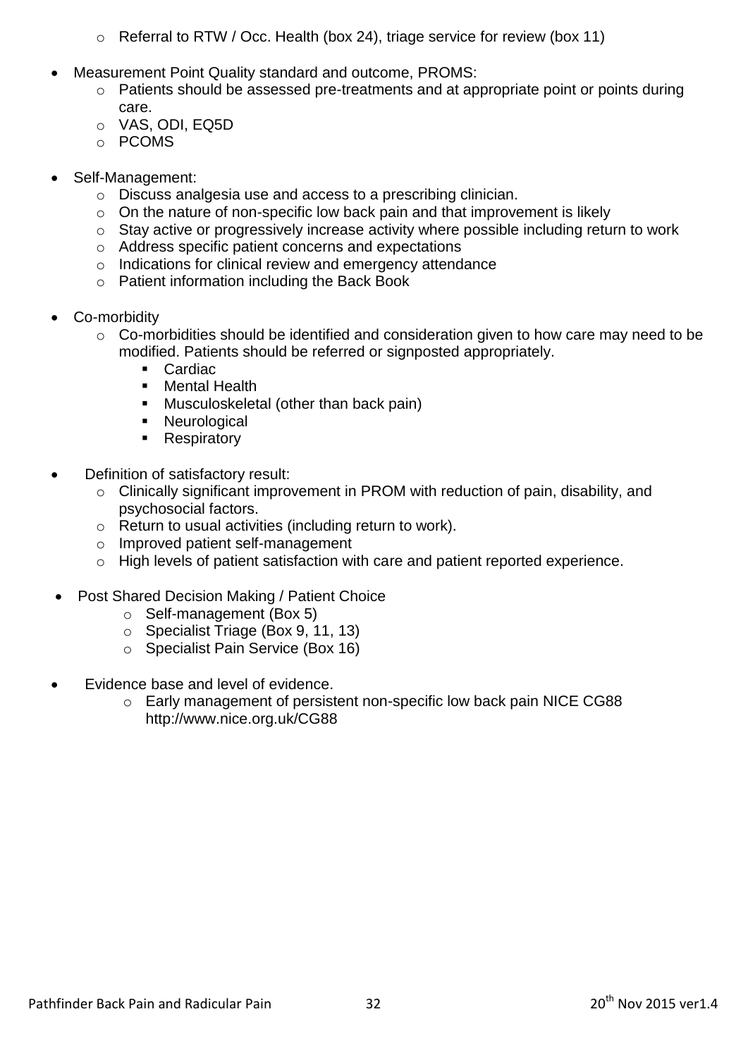- Referral to RTW / Occ. Health (box 24), triage service for review (box 11)

- Measurement Point Quality standard and outcome, PROMS:
  - Patients should be assessed pre-treatments and at appropriate point or points during care.
  - VAS, ODI, EQ5D
  - PCOMS

- Self-Management:
  - Discuss analgesia use and access to a prescribing clinician.
  - On the nature of non-specific low back pain and that improvement is likely
  - Stay active or progressively increase activity where possible including return to work
  - Address specific patient concerns and expectations
  - Indications for clinical review and emergency attendance
  - Patient information including the Back Book

- Co-morbidity
  - Co-morbidities should be identified and consideration given to how care may need to be modified. Patients should be referred or signposted appropriately.
    - Cardiac
    - Mental Health
    - Musculoskeletal (other than back pain)
    - Neurological
    - Respiratory

- Definition of satisfactory result:
  - Clinically significant improvement in PROM with reduction of pain, disability, and psychosocial factors.
  - Return to usual activities (including return to work).
  - Improved patient self-management
  - High levels of patient satisfaction with care and patient reported experience.

- Post Shared Decision Making / Patient Choice
  - Self-management (Box 5)
  - Specialist Triage (Box 9, 11, 13)
  - Specialist Pain Service (Box 16)

- Evidence base and level of evidence.
  - Early management of persistent non-specific low back pain NICE CG88 http://www.nice.org.uk/CG88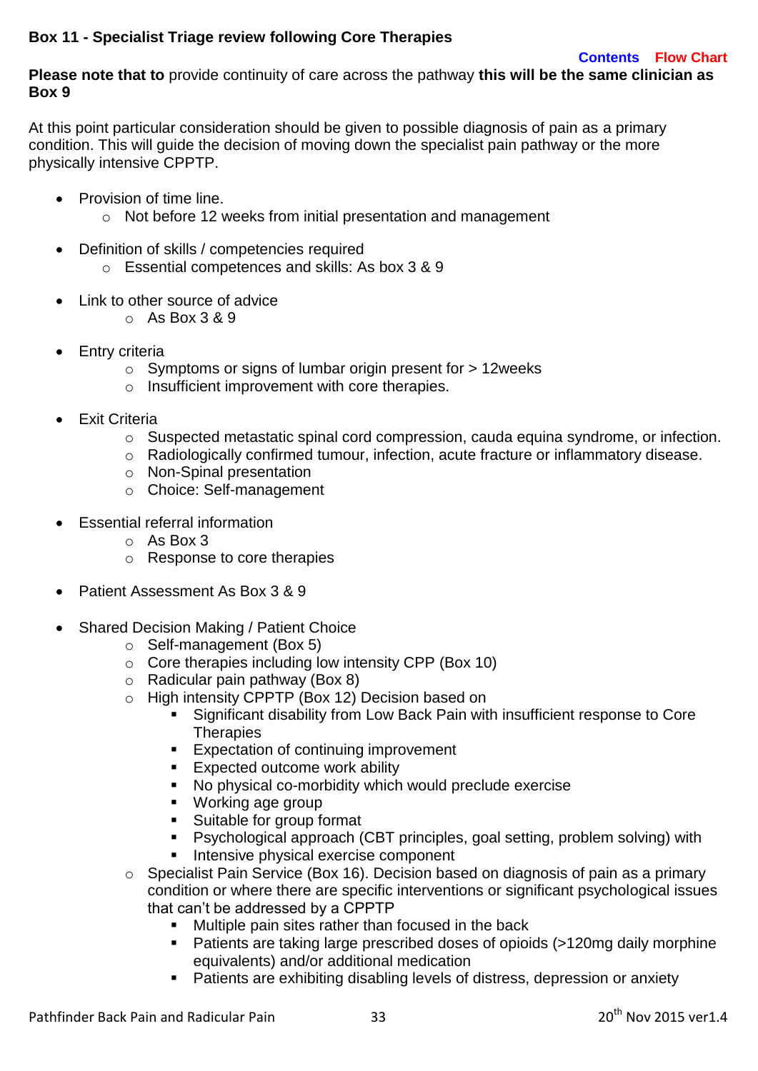**Box 11 - Specialist Triage review following Core Therapies**

Contents Flow Chart

**Please note that to** provide continuity of care across the pathway **this will be the same clinician as Box 9**

At this point particular consideration should be given to possible diagnosis of pain as a primary condition. This will guide the decision of moving down the specialist pain pathway or the more physically intensive CPPTP.

- Provision of time line.
  - Not before 12 weeks from initial presentation and management

- Definition of skills / competencies required
  - Essential competences and skills: As box 3 & 9

- Link to other source of advice
  - As Box 3 & 9

- Entry criteria
  - Symptoms or signs of lumbar origin present for > 12weeks
  - Insufficient improvement with core therapies.

- Exit Criteria
  - Suspected metastatic spinal cord compression, cauda equina syndrome, or infection.
  - Radiologically confirmed tumour, infection, acute fracture or inflammatory disease.
  - Non-Spinal presentation
  - Choice: Self-management

- Essential referral information
  - As Box 3
  - Response to core therapies

- Patient Assessment As Box 3 & 9

- Shared Decision Making / Patient Choice
  - Self-management (Box 5)
  - Core therapies including low intensity CPP (Box 10)
  - Radicular pain pathway (Box 8)
  - High intensity CPPTP (Box 12) Decision based on
    - Significant disability from Low Back Pain with insufficient response to Core Therapies
    - Expectation of continuing improvement
    - Expected outcome work ability
    - No physical co-morbidity which would preclude exercise
    - Working age group
    - Suitable for group format
    - Psychological approach (CBT principles, goal setting, problem solving) with
    - Intensive physical exercise component
  - Specialist Pain Service (Box 16). Decision based on diagnosis of pain as a primary condition or where there are specific interventions or significant psychological issues that can't be addressed by a CPPTP
    - Multiple pain sites rather than focused in the back
    - Patients are taking large prescribed doses of opioids (>120mg daily morphine equivalents) and/or additional medication
    - Patients are exhibiting disabling levels of distress, depression or anxiety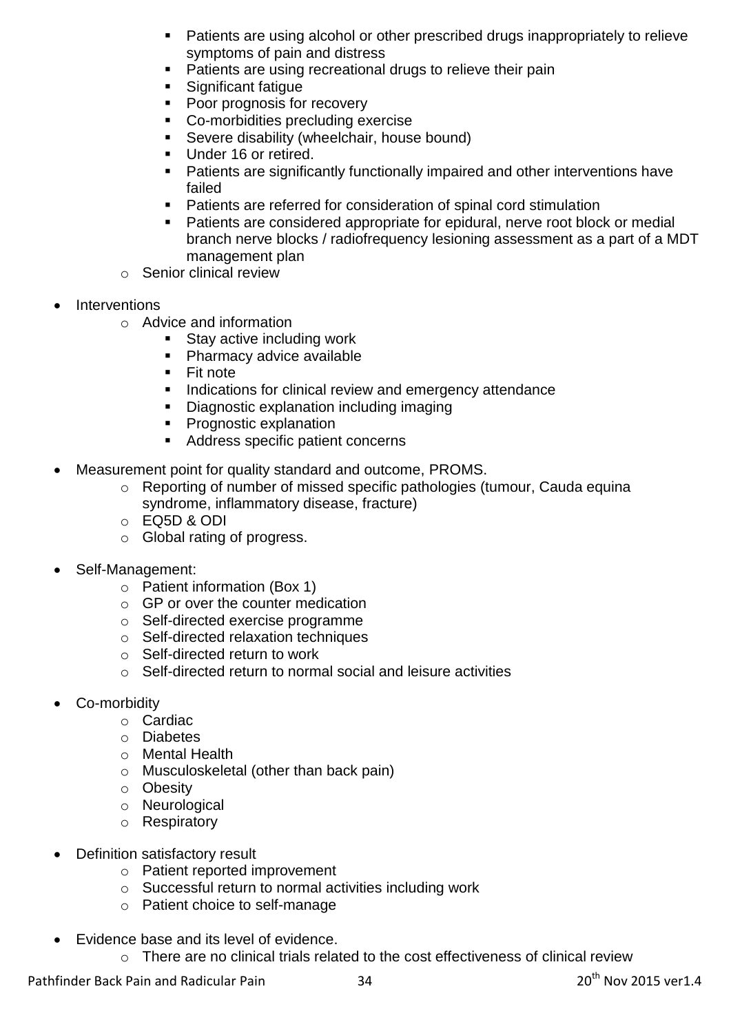- Patients are using alcohol or other prescribed drugs inappropriately to relieve symptoms of pain and distress
        - Patients are using recreational drugs to relieve their pain
        - Significant fatigue
        - Poor prognosis for recovery
        - Co-morbidities precluding exercise
        - Severe disability (wheelchair, house bound)
        - Under 16 or retired.
        - Patients are significantly functionally impaired and other interventions have failed
        - Patients are referred for consideration of spinal cord stimulation
        - Patients are considered appropriate for epidural, nerve root block or medial branch nerve blocks / radiofrequency lesioning assessment as a part of a MDT management plan
    - Senior clinical review

- Interventions
    - Advice and information
        - Stay active including work
        - Pharmacy advice available
        - Fit note
        - Indications for clinical review and emergency attendance
        - Diagnostic explanation including imaging
        - Prognostic explanation
        - Address specific patient concerns

- Measurement point for quality standard and outcome, PROMS.
    - Reporting of number of missed specific pathologies (tumour, Cauda equina syndrome, inflammatory disease, fracture)
    - EQ5D & ODI
    - Global rating of progress.

- Self-Management:
    - Patient information (Box 1)
    - GP or over the counter medication
    - Self-directed exercise programme
    - Self-directed relaxation techniques
    - Self-directed return to work
    - Self-directed return to normal social and leisure activities

- Co-morbidity
    - Cardiac
    - Diabetes
    - Mental Health
    - Musculoskeletal (other than back pain)
    - Obesity
    - Neurological
    - Respiratory

- Definition satisfactory result
    - Patient reported improvement
    - Successful return to normal activities including work
    - Patient choice to self-manage

- Evidence base and its level of evidence.
    - There are no clinical trials related to the cost effectiveness of clinical review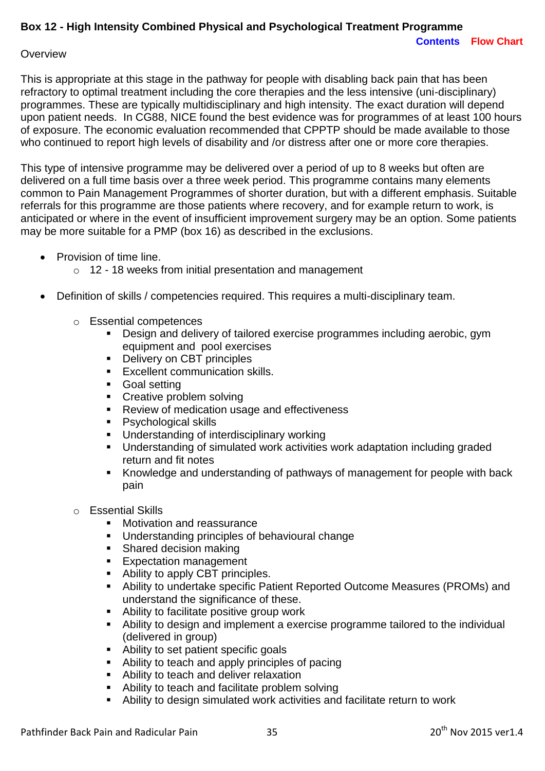## Box 12 - High Intensity Combined Physical and Psychological Treatment Programme

Contents Flow Chart

Overview

This is appropriate at this stage in the pathway for people with disabling back pain that has been refractory to optimal treatment including the core therapies and the less intensive (uni-disciplinary) programmes. These are typically multidisciplinary and high intensity. The exact duration will depend upon patient needs. In CG88, NICE found the best evidence was for programmes of at least 100 hours of exposure. The economic evaluation recommended that CPPTP should be made available to those who continued to report high levels of disability and /or distress after one or more core therapies.

This type of intensive programme may be delivered over a period of up to 8 weeks but often are delivered on a full time basis over a three week period. This programme contains many elements common to Pain Management Programmes of shorter duration, but with a different emphasis. Suitable referrals for this programme are those patients where recovery, and for example return to work, is anticipated or where in the event of insufficient improvement surgery may be an option. Some patients may be more suitable for a PMP (box 16) as described in the exclusions.

- Provision of time line.
  - 12 - 18 weeks from initial presentation and management
- Definition of skills / competencies required. This requires a multi-disciplinary team.
  - Essential competences
    - Design and delivery of tailored exercise programmes including aerobic, gym equipment and pool exercises
    - Delivery on CBT principles
    - Excellent communication skills.
    - Goal setting
    - Creative problem solving
    - Review of medication usage and effectiveness
    - Psychological skills
    - Understanding of interdisciplinary working
    - Understanding of simulated work activities work adaptation including graded return and fit notes
    - Knowledge and understanding of pathways of management for people with back pain
  - Essential Skills
    - Motivation and reassurance
    - Understanding principles of behavioural change
    - Shared decision making
    - Expectation management
    - Ability to apply CBT principles.
    - Ability to undertake specific Patient Reported Outcome Measures (PROMs) and understand the significance of these.
    - Ability to facilitate positive group work
    - Ability to design and implement a exercise programme tailored to the individual (delivered in group)
    - Ability to set patient specific goals
    - Ability to teach and apply principles of pacing
    - Ability to teach and deliver relaxation
    - Ability to teach and facilitate problem solving
    - Ability to design simulated work activities and facilitate return to work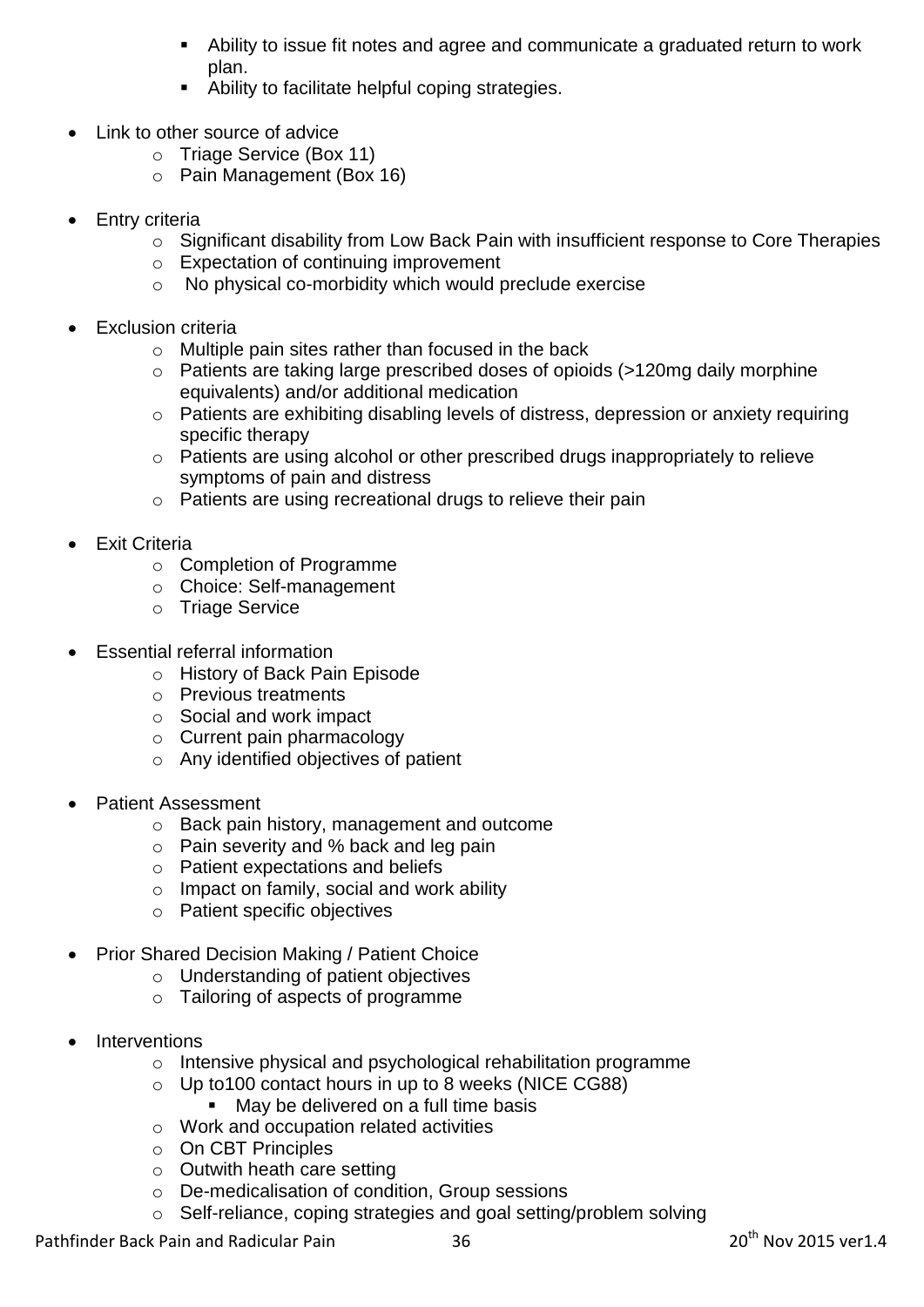- Ability to issue fit notes and agree and communicate a graduated return to work plan.
    - Ability to facilitate helpful coping strategies.

- Link to other source of advice
  - Triage Service (Box 11)
  - Pain Management (Box 16)

- Entry criteria
  - Significant disability from Low Back Pain with insufficient response to Core Therapies
  - Expectation of continuing improvement
  - No physical co-morbidity which would preclude exercise

- Exclusion criteria
  - Multiple pain sites rather than focused in the back
  - Patients are taking large prescribed doses of opioids (>120mg daily morphine equivalents) and/or additional medication
  - Patients are exhibiting disabling levels of distress, depression or anxiety requiring specific therapy
  - Patients are using alcohol or other prescribed drugs inappropriately to relieve symptoms of pain and distress
  - Patients are using recreational drugs to relieve their pain

- Exit Criteria
  - Completion of Programme
  - Choice: Self-management
  - Triage Service

- Essential referral information
  - History of Back Pain Episode
  - Previous treatments
  - Social and work impact
  - Current pain pharmacology
  - Any identified objectives of patient

- Patient Assessment
  - Back pain history, management and outcome
  - Pain severity and % back and leg pain
  - Patient expectations and beliefs
  - Impact on family, social and work ability
  - Patient specific objectives

- Prior Shared Decision Making / Patient Choice
  - Understanding of patient objectives
  - Tailoring of aspects of programme

- Interventions
  - Intensive physical and psychological rehabilitation programme
  - Up to100 contact hours in up to 8 weeks (NICE CG88)
    - May be delivered on a full time basis
  - Work and occupation related activities
  - On CBT Principles
  - Outwith heath care setting
  - De-medicalisation of condition, Group sessions
  - Self-reliance, coping strategies and goal setting/problem solving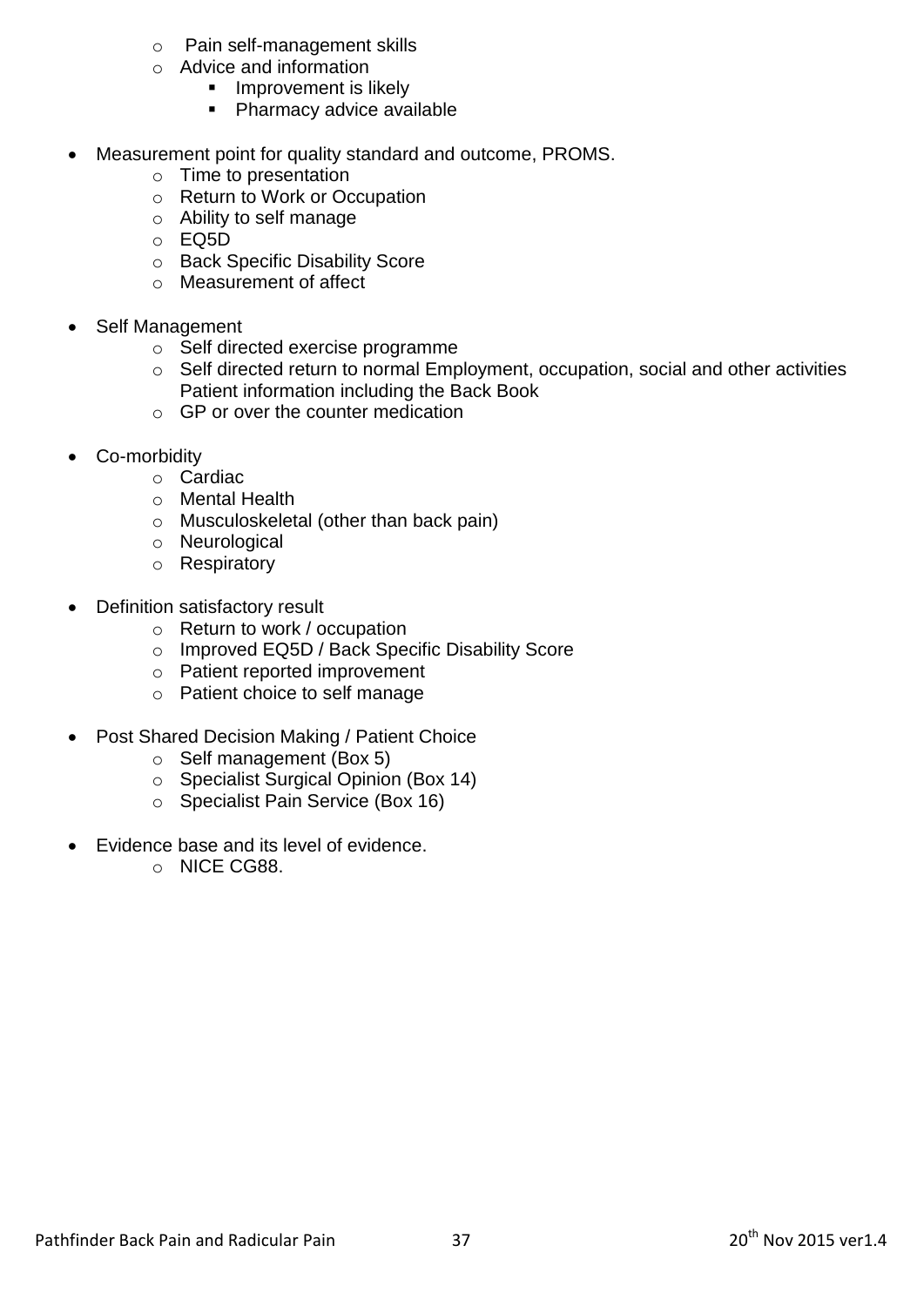- Pain self-management skills
  - Advice and information
    - Improvement is likely
    - Pharmacy advice available

- Measurement point for quality standard and outcome, PROMS.
  - Time to presentation
  - Return to Work or Occupation
  - Ability to self manage
  - EQ5D
  - Back Specific Disability Score
  - Measurement of affect

- Self Management
  - Self directed exercise programme
  - Self directed return to normal Employment, occupation, social and other activities Patient information including the Back Book
  - GP or over the counter medication

- Co-morbidity
  - Cardiac
  - Mental Health
  - Musculoskeletal (other than back pain)
  - Neurological
  - Respiratory

- Definition satisfactory result
  - Return to work / occupation
  - Improved EQ5D / Back Specific Disability Score
  - Patient reported improvement
  - Patient choice to self manage

- Post Shared Decision Making / Patient Choice
  - Self management (Box 5)
  - Specialist Surgical Opinion (Box 14)
  - Specialist Pain Service (Box 16)

- Evidence base and its level of evidence.
  - NICE CG88.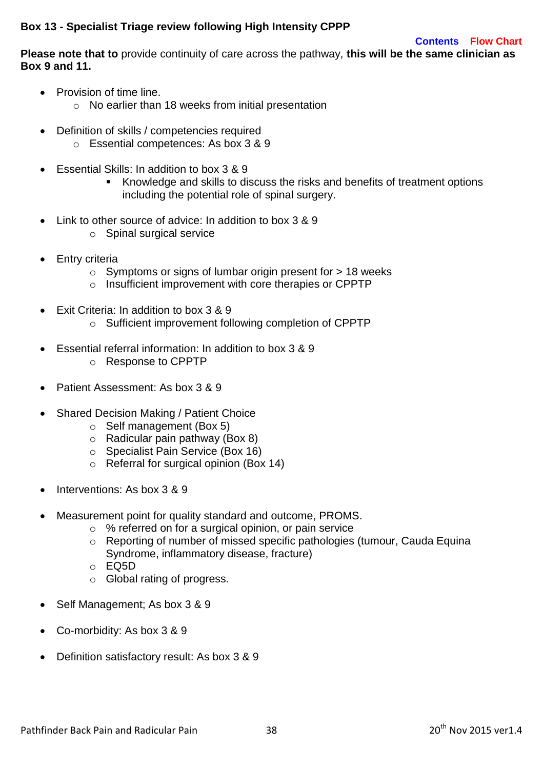**Box 13 - Specialist Triage review following High Intensity CPPP**

Contents Flow Chart

**Please note that to** provide continuity of care across the pathway, **this will be the same clinician as Box 9 and 11.**

- Provision of time line.
  - No earlier than 18 weeks from initial presentation
- Definition of skills / competencies required
  - Essential competences: As box 3 & 9
- Essential Skills: In addition to box 3 & 9
  - Knowledge and skills to discuss the risks and benefits of treatment options including the potential role of spinal surgery.
- Link to other source of advice: In addition to box 3 & 9
  - Spinal surgical service
- Entry criteria
  - Symptoms or signs of lumbar origin present for > 18 weeks
  - Insufficient improvement with core therapies or CPPTP
- Exit Criteria: In addition to box 3 & 9
  - Sufficient improvement following completion of CPPTP
- Essential referral information: In addition to box 3 & 9
  - Response to CPPTP
- Patient Assessment: As box 3 & 9
- Shared Decision Making / Patient Choice
  - Self management (Box 5)
  - Radicular pain pathway (Box 8)
  - Specialist Pain Service (Box 16)
  - Referral for surgical opinion (Box 14)
- Interventions: As box 3 & 9
- Measurement point for quality standard and outcome, PROMS.
  - % referred on for a surgical opinion, or pain service
  - Reporting of number of missed specific pathologies (tumour, Cauda Equina Syndrome, inflammatory disease, fracture)
  - EQ5D
  - Global rating of progress.
- Self Management; As box 3 & 9
- Co-morbidity: As box 3 & 9
- Definition satisfactory result: As box 3 & 9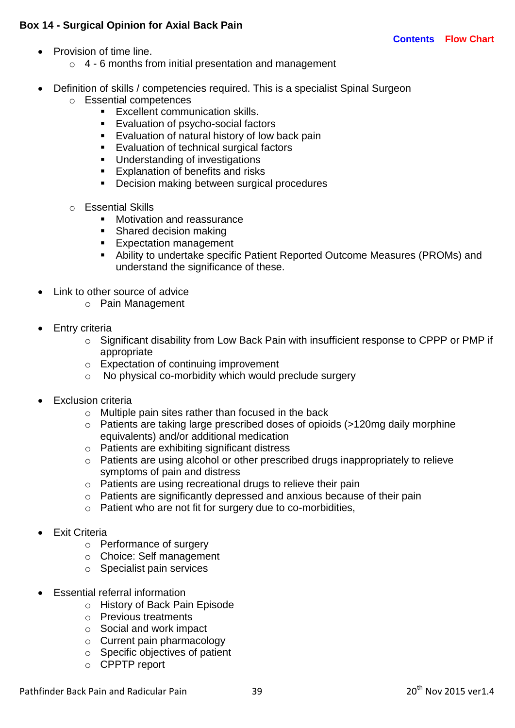## Box 14 - Surgical Opinion for Axial Back Pain

Contents Flow Chart

- Provision of time line.
  - 4 - 6 months from initial presentation and management

- Definition of skills / competencies required. This is a specialist Spinal Surgeon
  - Essential competences
    - Excellent communication skills.
    - Evaluation of psycho-social factors
    - Evaluation of natural history of low back pain
    - Evaluation of technical surgical factors
    - Understanding of investigations
    - Explanation of benefits and risks
    - Decision making between surgical procedures
  - Essential Skills
    - Motivation and reassurance
    - Shared decision making
    - Expectation management
    - Ability to undertake specific Patient Reported Outcome Measures (PROMs) and understand the significance of these.

- Link to other source of advice
  - Pain Management

- Entry criteria
  - Significant disability from Low Back Pain with insufficient response to CPPP or PMP if appropriate
  - Expectation of continuing improvement
  - No physical co-morbidity which would preclude surgery

- Exclusion criteria
  - Multiple pain sites rather than focused in the back
  - Patients are taking large prescribed doses of opioids (>120mg daily morphine equivalents) and/or additional medication
  - Patients are exhibiting significant distress
  - Patients are using alcohol or other prescribed drugs inappropriately to relieve symptoms of pain and distress
  - Patients are using recreational drugs to relieve their pain
  - Patients are significantly depressed and anxious because of their pain
  - Patient who are not fit for surgery due to co-morbidities,

- Exit Criteria
  - Performance of surgery
  - Choice: Self management
  - Specialist pain services

- Essential referral information
  - History of Back Pain Episode
  - Previous treatments
  - Social and work impact
  - Current pain pharmacology
  - Specific objectives of patient
  - CPPTP report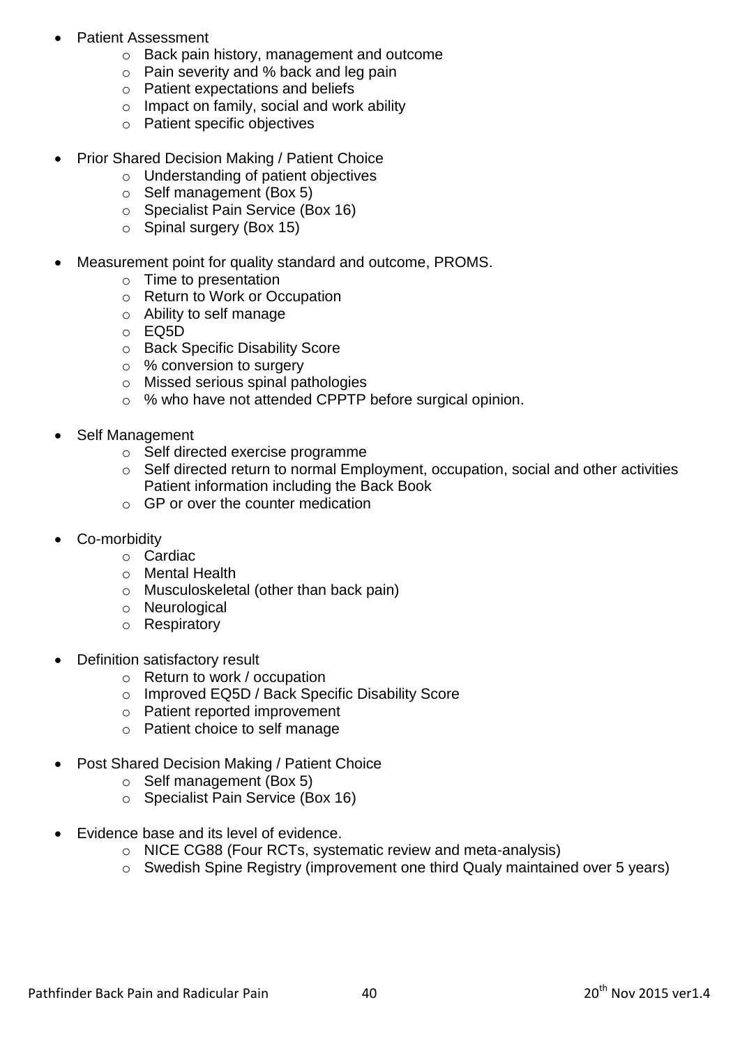- Patient Assessment
  - Back pain history, management and outcome
  - Pain severity and % back and leg pain
  - Patient expectations and beliefs
  - Impact on family, social and work ability
  - Patient specific objectives

- Prior Shared Decision Making / Patient Choice
  - Understanding of patient objectives
  - Self management (Box 5)
  - Specialist Pain Service (Box 16)
  - Spinal surgery (Box 15)

- Measurement point for quality standard and outcome, PROMS.
  - Time to presentation
  - Return to Work or Occupation
  - Ability to self manage
  - EQ5D
  - Back Specific Disability Score
  - % conversion to surgery
  - Missed serious spinal pathologies
  - % who have not attended CPPTP before surgical opinion.

- Self Management
  - Self directed exercise programme
  - Self directed return to normal Employment, occupation, social and other activities Patient information including the Back Book
  - GP or over the counter medication

- Co-morbidity
  - Cardiac
  - Mental Health
  - Musculoskeletal (other than back pain)
  - Neurological
  - Respiratory

- Definition satisfactory result
  - Return to work / occupation
  - Improved EQ5D / Back Specific Disability Score
  - Patient reported improvement
  - Patient choice to self manage

- Post Shared Decision Making / Patient Choice
  - Self management (Box 5)
  - Specialist Pain Service (Box 16)

- Evidence base and its level of evidence.
  - NICE CG88 (Four RCTs, systematic review and meta-analysis)
  - Swedish Spine Registry (improvement one third Qualy maintained over 5 years)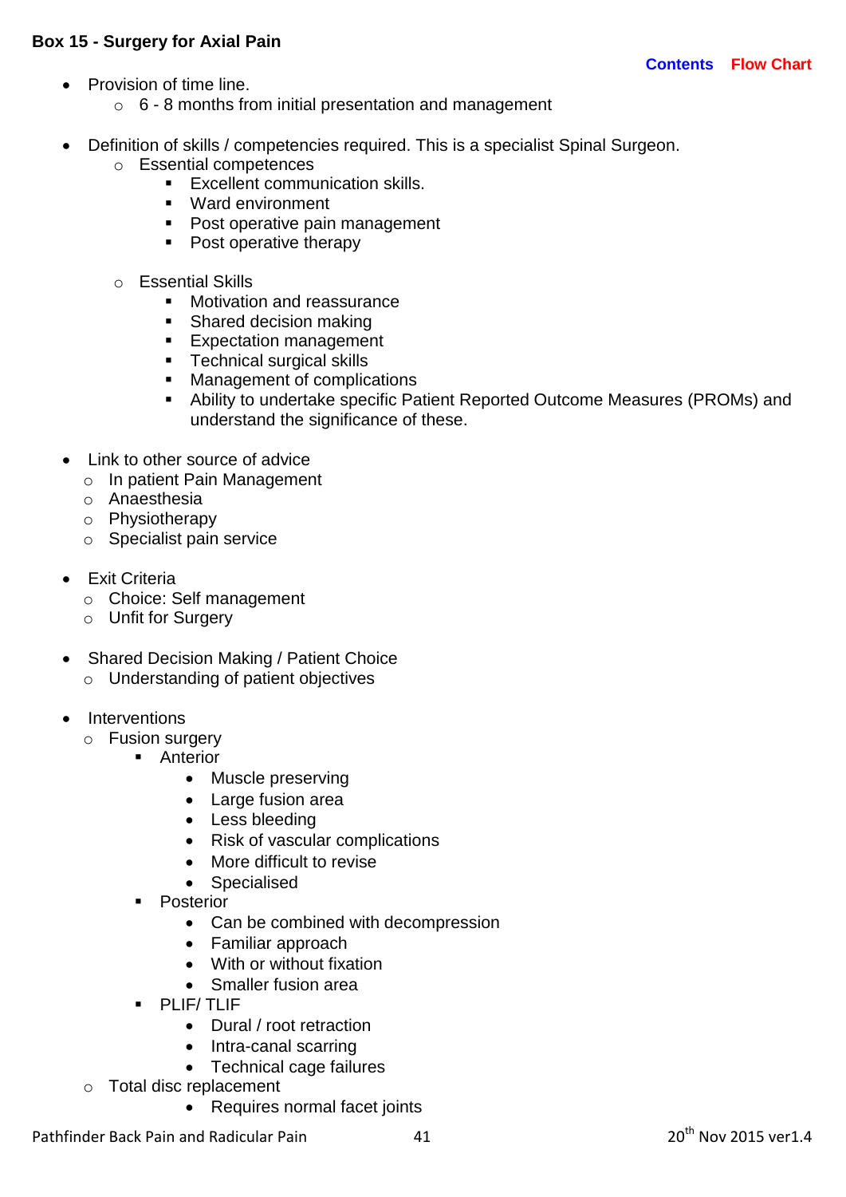**Box 15 - Surgery for Axial Pain**

Contents Flow Chart

- Provision of time line.
  - 6 - 8 months from initial presentation and management

- Definition of skills / competencies required. This is a specialist Spinal Surgeon.
  - Essential competences
    - Excellent communication skills.
    - Ward environment
    - Post operative pain management
    - Post operative therapy

  - Essential Skills
    - Motivation and reassurance
    - Shared decision making
    - Expectation management
    - Technical surgical skills
    - Management of complications
    - Ability to undertake specific Patient Reported Outcome Measures (PROMs) and understand the significance of these.

- Link to other source of advice
  - In patient Pain Management
  - Anaesthesia
  - Physiotherapy
  - Specialist pain service

- Exit Criteria
  - Choice: Self management
  - Unfit for Surgery

- Shared Decision Making / Patient Choice
  - Understanding of patient objectives

- Interventions
  - Fusion surgery
    - Anterior
      - Muscle preserving
      - Large fusion area
      - Less bleeding
      - Risk of vascular complications
      - More difficult to revise
      - Specialised
    - Posterior
      - Can be combined with decompression
      - Familiar approach
      - With or without fixation
      - Smaller fusion area
    - PLIF/ TLIF
      - Dural / root retraction
      - Intra-canal scarring
      - Technical cage failures
  - Total disc replacement
    - Requires normal facet joints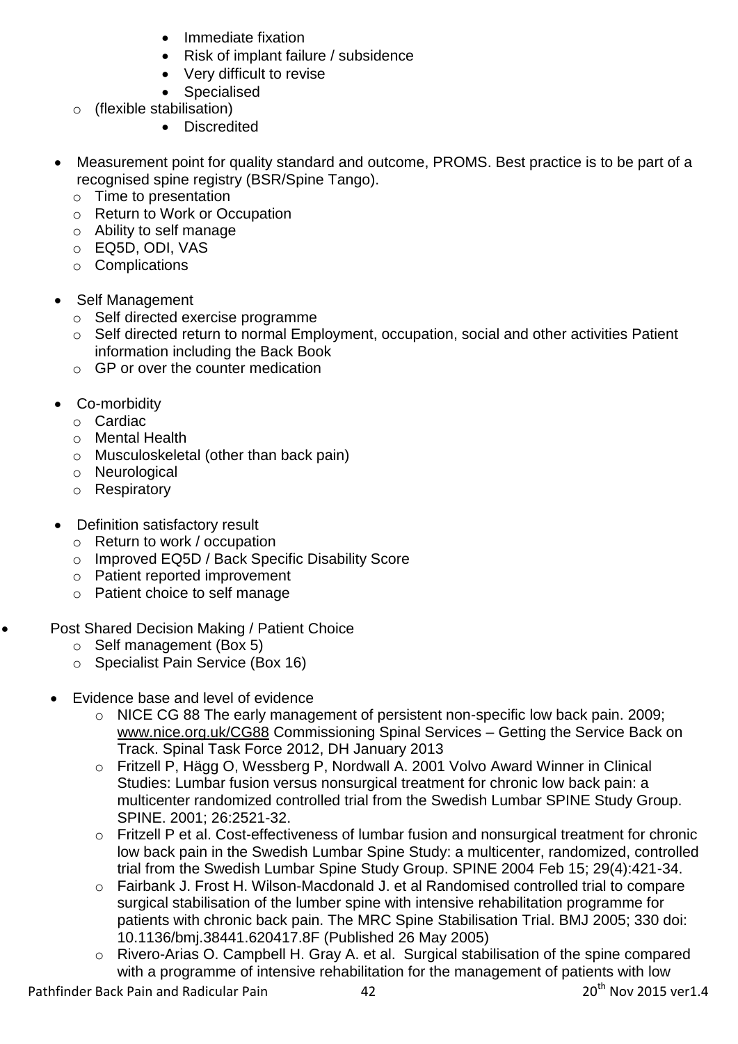- Immediate fixation
        - Risk of implant failure / subsidence
        - Very difficult to revise
        - Specialised
    - (flexible stabilisation)
        - Discredited

- Measurement point for quality standard and outcome, PROMS. Best practice is to be part of a recognised spine registry (BSR/Spine Tango).
    - Time to presentation
    - Return to Work or Occupation
    - Ability to self manage
    - EQ5D, ODI, VAS
    - Complications

- Self Management
    - Self directed exercise programme
    - Self directed return to normal Employment, occupation, social and other activities Patient information including the Back Book
    - GP or over the counter medication

- Co-morbidity
    - Cardiac
    - Mental Health
    - Musculoskeletal (other than back pain)
    - Neurological
    - Respiratory

- Definition satisfactory result
    - Return to work / occupation
    - Improved EQ5D / Back Specific Disability Score
    - Patient reported improvement
    - Patient choice to self manage

- Post Shared Decision Making / Patient Choice
    - Self management (Box 5)
    - Specialist Pain Service (Box 16)

- Evidence base and level of evidence
    - NICE CG 88 The early management of persistent non-specific low back pain. 2009; www.nice.org.uk/CG88 Commissioning Spinal Services – Getting the Service Back on Track. Spinal Task Force 2012, DH January 2013
    - Fritzell P, Hägg O, Wessberg P, Nordwall A. 2001 Volvo Award Winner in Clinical Studies: Lumbar fusion versus nonsurgical treatment for chronic low back pain: a multicenter randomized controlled trial from the Swedish Lumbar SPINE Study Group. SPINE. 2001; 26:2521-32.
    - Fritzell P et al. Cost-effectiveness of lumbar fusion and nonsurgical treatment for chronic low back pain in the Swedish Lumbar Spine Study: a multicenter, randomized, controlled trial from the Swedish Lumbar Spine Study Group. SPINE 2004 Feb 15; 29(4):421-34.
    - Fairbank J. Frost H. Wilson-Macdonald J. et al Randomised controlled trial to compare surgical stabilisation of the lumber spine with intensive rehabilitation programme for patients with chronic back pain. The MRC Spine Stabilisation Trial. BMJ 2005; 330 doi: 10.1136/bmj.38441.620417.8F (Published 26 May 2005)
    - Rivero-Arias O. Campbell H. Gray A. et al. Surgical stabilisation of the spine compared with a programme of intensive rehabilitation for the management of patients with low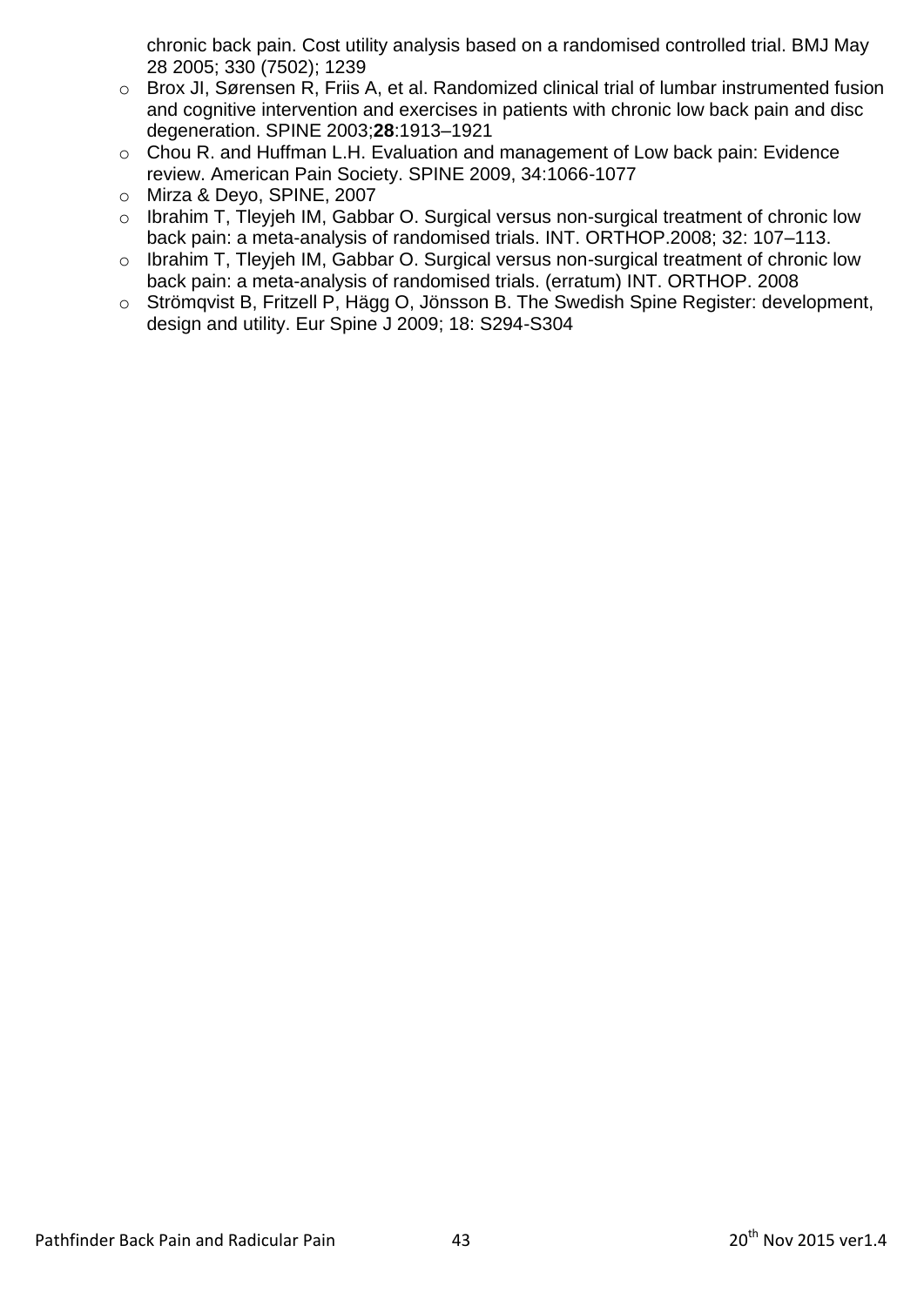chronic back pain. Cost utility analysis based on a randomised controlled trial. BMJ May 28 2005; 330 (7502); 1239

- Brox JI, Sørensen R, Friis A, et al. Randomized clinical trial of lumbar instrumented fusion and cognitive intervention and exercises in patients with chronic low back pain and disc degeneration. SPINE 2003;**28**:1913–1921
- Chou R. and Huffman L.H. Evaluation and management of Low back pain: Evidence review. American Pain Society. SPINE 2009, 34:1066-1077
- Mirza & Deyo, SPINE, 2007
- Ibrahim T, Tleyjeh IM, Gabbar O. Surgical versus non-surgical treatment of chronic low back pain: a meta-analysis of randomised trials. INT. ORTHOP.2008; 32: 107–113.
- Ibrahim T, Tleyjeh IM, Gabbar O. Surgical versus non-surgical treatment of chronic low back pain: a meta-analysis of randomised trials. (erratum) INT. ORTHOP. 2008
- Strömqvist B, Fritzell P, Hägg O, Jönsson B. The Swedish Spine Register: development, design and utility. Eur Spine J 2009; 18: S294-S304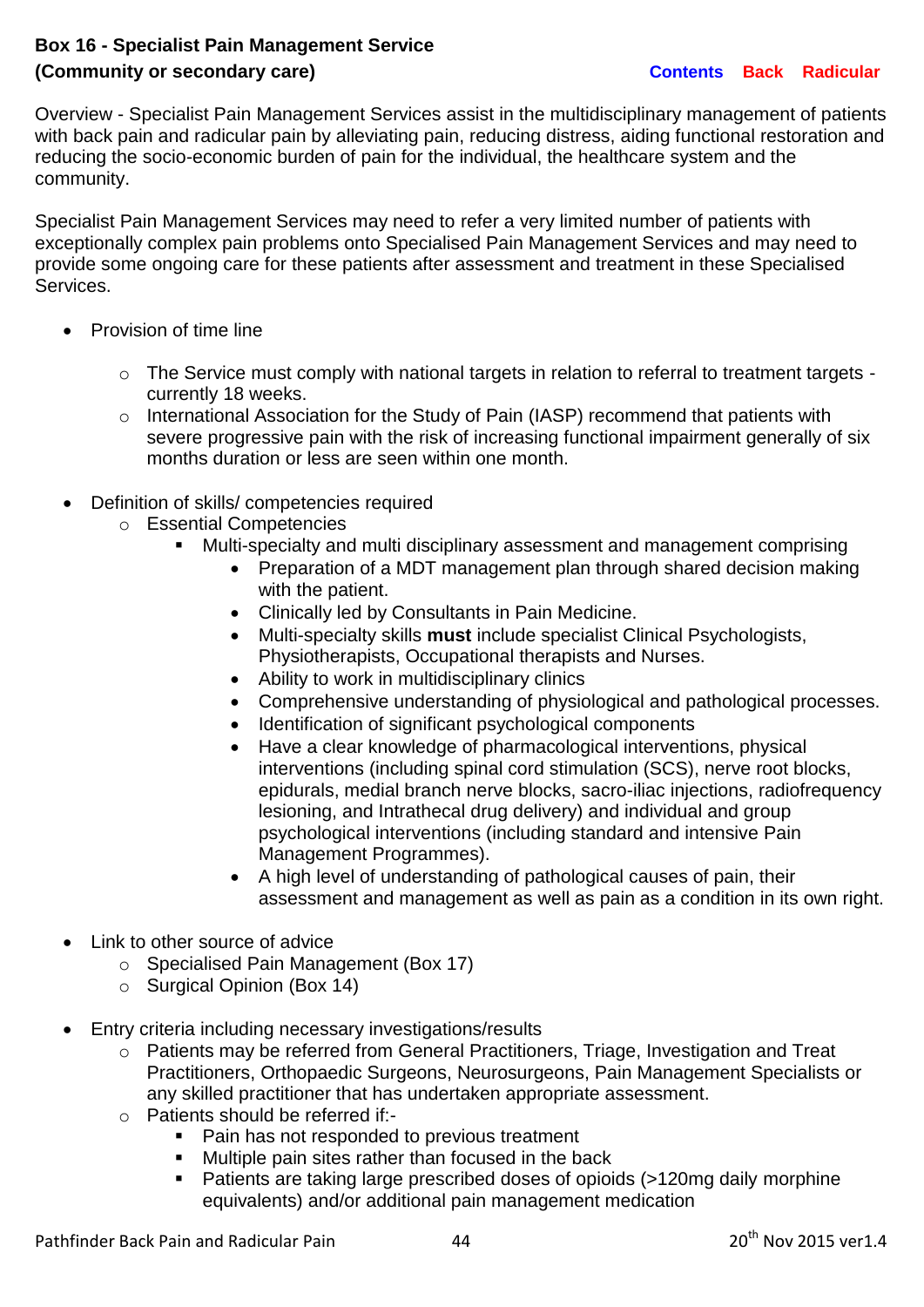## Box 16 - Specialist Pain Management Service (Community or secondary care)

Contents Back Radicular

Overview - Specialist Pain Management Services assist in the multidisciplinary management of patients with back pain and radicular pain by alleviating pain, reducing distress, aiding functional restoration and reducing the socio-economic burden of pain for the individual, the healthcare system and the community.

Specialist Pain Management Services may need to refer a very limited number of patients with exceptionally complex pain problems onto Specialised Pain Management Services and may need to provide some ongoing care for these patients after assessment and treatment in these Specialised Services.

- Provision of time line
  - The Service must comply with national targets in relation to referral to treatment targets - currently 18 weeks.
  - International Association for the Study of Pain (IASP) recommend that patients with severe progressive pain with the risk of increasing functional impairment generally of six months duration or less are seen within one month.

- Definition of skills/ competencies required
  - Essential Competencies
    - Multi-specialty and multi disciplinary assessment and management comprising
      - Preparation of a MDT management plan through shared decision making with the patient.
      - Clinically led by Consultants in Pain Medicine.
      - Multi-specialty skills **must** include specialist Clinical Psychologists, Physiotherapists, Occupational therapists and Nurses.
      - Ability to work in multidisciplinary clinics
      - Comprehensive understanding of physiological and pathological processes.
      - Identification of significant psychological components
      - Have a clear knowledge of pharmacological interventions, physical interventions (including spinal cord stimulation (SCS), nerve root blocks, epidurals, medial branch nerve blocks, sacro-iliac injections, radiofrequency lesioning, and Intrathecal drug delivery) and individual and group psychological interventions (including standard and intensive Pain Management Programmes).
      - A high level of understanding of pathological causes of pain, their assessment and management as well as pain as a condition in its own right.

- Link to other source of advice
  - Specialised Pain Management (Box 17)
  - Surgical Opinion (Box 14)

- Entry criteria including necessary investigations/results
  - Patients may be referred from General Practitioners, Triage, Investigation and Treat Practitioners, Orthopaedic Surgeons, Neurosurgeons, Pain Management Specialists or any skilled practitioner that has undertaken appropriate assessment.
  - Patients should be referred if:-
    - Pain has not responded to previous treatment
    - Multiple pain sites rather than focused in the back
    - Patients are taking large prescribed doses of opioids (>120mg daily morphine equivalents) and/or additional pain management medication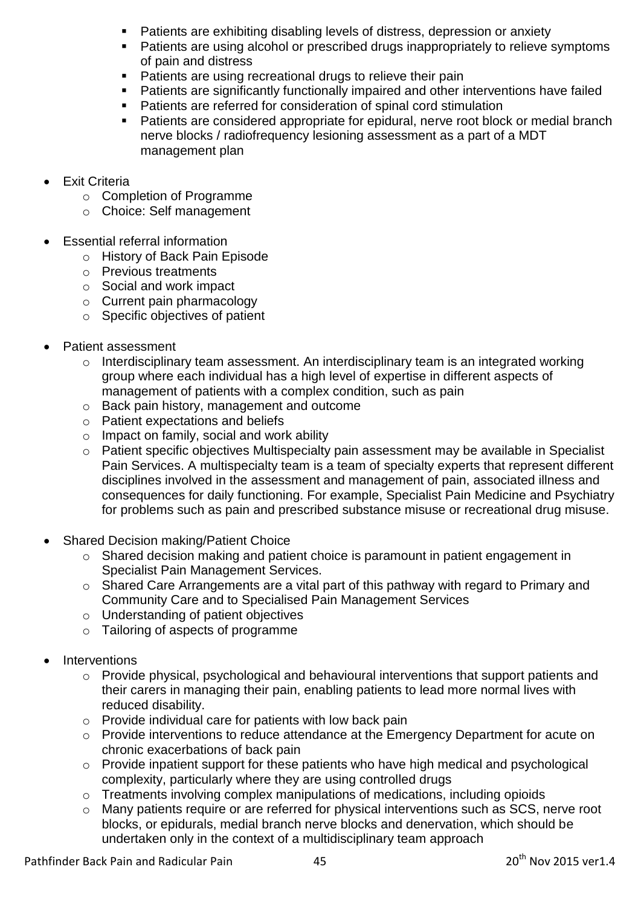- Patients are exhibiting disabling levels of distress, depression or anxiety
    - Patients are using alcohol or prescribed drugs inappropriately to relieve symptoms of pain and distress
    - Patients are using recreational drugs to relieve their pain
    - Patients are significantly functionally impaired and other interventions have failed
    - Patients are referred for consideration of spinal cord stimulation
    - Patients are considered appropriate for epidural, nerve root block or medial branch nerve blocks / radiofrequency lesioning assessment as a part of a MDT management plan

- Exit Criteria
    - Completion of Programme
    - Choice: Self management

- Essential referral information
    - History of Back Pain Episode
    - Previous treatments
    - Social and work impact
    - Current pain pharmacology
    - Specific objectives of patient

- Patient assessment
    - Interdisciplinary team assessment. An interdisciplinary team is an integrated working group where each individual has a high level of expertise in different aspects of management of patients with a complex condition, such as pain
    - Back pain history, management and outcome
    - Patient expectations and beliefs
    - Impact on family, social and work ability
    - Patient specific objectives Multispecialty pain assessment may be available in Specialist Pain Services. A multispecialty team is a team of specialty experts that represent different disciplines involved in the assessment and management of pain, associated illness and consequences for daily functioning. For example, Specialist Pain Medicine and Psychiatry for problems such as pain and prescribed substance misuse or recreational drug misuse.

- Shared Decision making/Patient Choice
    - Shared decision making and patient choice is paramount in patient engagement in Specialist Pain Management Services.
    - Shared Care Arrangements are a vital part of this pathway with regard to Primary and Community Care and to Specialised Pain Management Services
    - Understanding of patient objectives
    - Tailoring of aspects of programme

- Interventions
    - Provide physical, psychological and behavioural interventions that support patients and their carers in managing their pain, enabling patients to lead more normal lives with reduced disability.
    - Provide individual care for patients with low back pain
    - Provide interventions to reduce attendance at the Emergency Department for acute on chronic exacerbations of back pain
    - Provide inpatient support for these patients who have high medical and psychological complexity, particularly where they are using controlled drugs
    - Treatments involving complex manipulations of medications, including opioids
    - Many patients require or are referred for physical interventions such as SCS, nerve root blocks, or epidurals, medial branch nerve blocks and denervation, which should be undertaken only in the context of a multidisciplinary team approach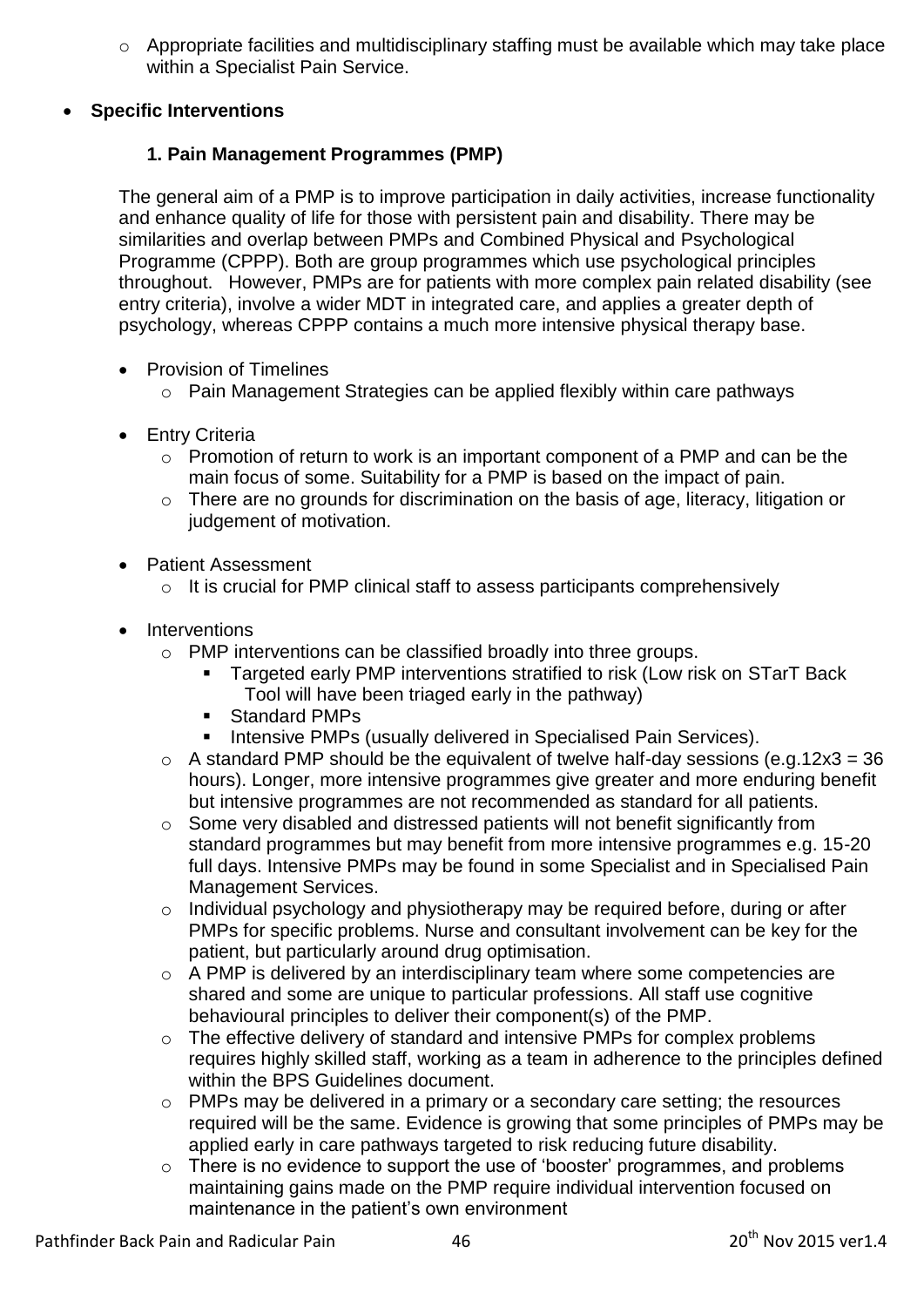- Appropriate facilities and multidisciplinary staffing must be available which may take place within a Specialist Pain Service.

- **Specific Interventions**

### 1. Pain Management Programmes (PMP)

The general aim of a PMP is to improve participation in daily activities, increase functionality and enhance quality of life for those with persistent pain and disability. There may be similarities and overlap between PMPs and Combined Physical and Psychological Programme (CPPP). Both are group programmes which use psychological principles throughout. However, PMPs are for patients with more complex pain related disability (see entry criteria), involve a wider MDT in integrated care, and applies a greater depth of psychology, whereas CPPP contains a much more intensive physical therapy base.

- Provision of Timelines
  - Pain Management Strategies can be applied flexibly within care pathways
- Entry Criteria
  - Promotion of return to work is an important component of a PMP and can be the main focus of some. Suitability for a PMP is based on the impact of pain.
  - There are no grounds for discrimination on the basis of age, literacy, litigation or judgement of motivation.
- Patient Assessment
  - It is crucial for PMP clinical staff to assess participants comprehensively
- Interventions
  - PMP interventions can be classified broadly into three groups.
    - Targeted early PMP interventions stratified to risk (Low risk on STarT Back Tool will have been triaged early in the pathway)
    - Standard PMPs
    - Intensive PMPs (usually delivered in Specialised Pain Services).
  - A standard PMP should be the equivalent of twelve half-day sessions (e.g.12x3 = 36 hours). Longer, more intensive programmes give greater and more enduring benefit but intensive programmes are not recommended as standard for all patients.
  - Some very disabled and distressed patients will not benefit significantly from standard programmes but may benefit from more intensive programmes e.g. 15-20 full days. Intensive PMPs may be found in some Specialist and in Specialised Pain Management Services.
  - Individual psychology and physiotherapy may be required before, during or after PMPs for specific problems. Nurse and consultant involvement can be key for the patient, but particularly around drug optimisation.
  - A PMP is delivered by an interdisciplinary team where some competencies are shared and some are unique to particular professions. All staff use cognitive behavioural principles to deliver their component(s) of the PMP.
  - The effective delivery of standard and intensive PMPs for complex problems requires highly skilled staff, working as a team in adherence to the principles defined within the BPS Guidelines document.
  - PMPs may be delivered in a primary or a secondary care setting; the resources required will be the same. Evidence is growing that some principles of PMPs may be applied early in care pathways targeted to risk reducing future disability.
  - There is no evidence to support the use of 'booster' programmes, and problems maintaining gains made on the PMP require individual intervention focused on maintenance in the patient's own environment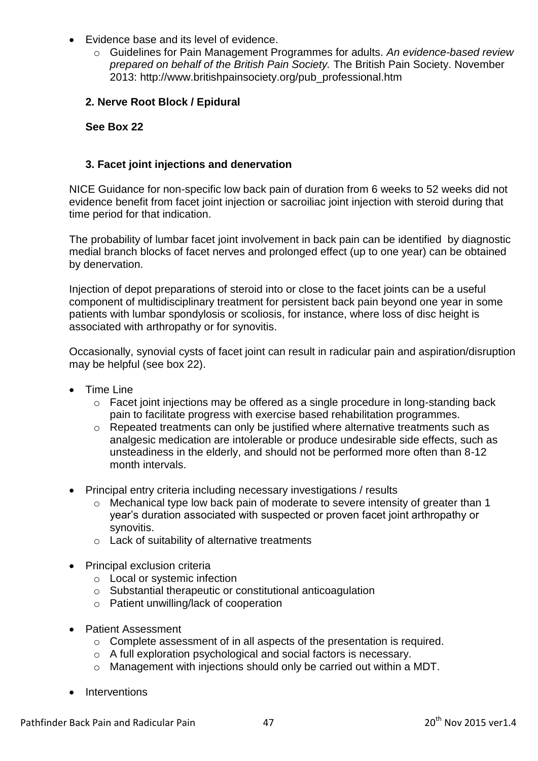- Evidence base and its level of evidence.
  - Guidelines for Pain Management Programmes for adults. *An evidence-based review prepared on behalf of the British Pain Society.* The British Pain Society. November 2013: http://www.britishpainsociety.org/pub_professional.htm

**2. Nerve Root Block / Epidural**

**See Box 22**

**3. Facet joint injections and denervation**

NICE Guidance for non-specific low back pain of duration from 6 weeks to 52 weeks did not evidence benefit from facet joint injection or sacroiliac joint injection with steroid during that time period for that indication.

The probability of lumbar facet joint involvement in back pain can be identified by diagnostic medial branch blocks of facet nerves and prolonged effect (up to one year) can be obtained by denervation.

Injection of depot preparations of steroid into or close to the facet joints can be a useful component of multidisciplinary treatment for persistent back pain beyond one year in some patients with lumbar spondylosis or scoliosis, for instance, where loss of disc height is associated with arthropathy or for synovitis.

Occasionally, synovial cysts of facet joint can result in radicular pain and aspiration/disruption may be helpful (see box 22).

- Time Line
  - Facet joint injections may be offered as a single procedure in long-standing back pain to facilitate progress with exercise based rehabilitation programmes.
  - Repeated treatments can only be justified where alternative treatments such as analgesic medication are intolerable or produce undesirable side effects, such as unsteadiness in the elderly, and should not be performed more often than 8-12 month intervals.
- Principal entry criteria including necessary investigations / results
  - Mechanical type low back pain of moderate to severe intensity of greater than 1 year's duration associated with suspected or proven facet joint arthropathy or synovitis.
  - Lack of suitability of alternative treatments
- Principal exclusion criteria
  - Local or systemic infection
  - Substantial therapeutic or constitutional anticoagulation
  - Patient unwilling/lack of cooperation
- Patient Assessment
  - Complete assessment of in all aspects of the presentation is required.
  - A full exploration psychological and social factors is necessary.
  - Management with injections should only be carried out within a MDT.
- Interventions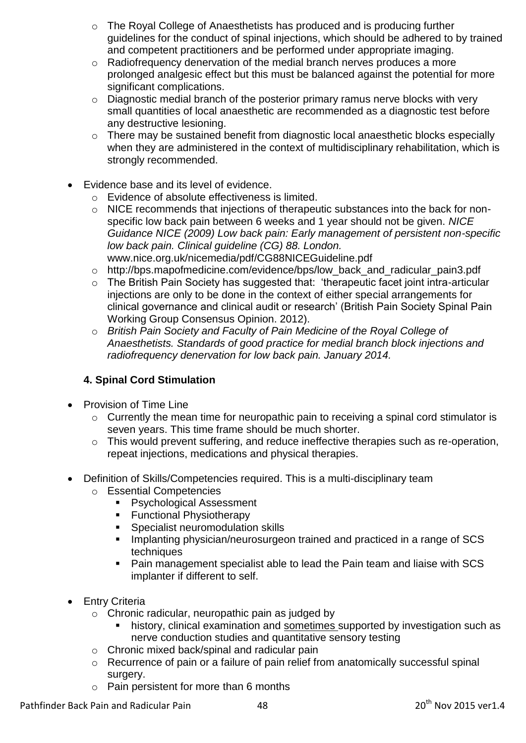- The Royal College of Anaesthetists has produced and is producing further guidelines for the conduct of spinal injections, which should be adhered to by trained and competent practitioners and be performed under appropriate imaging.
  - Radiofrequency denervation of the medial branch nerves produces a more prolonged analgesic effect but this must be balanced against the potential for more significant complications.
  - Diagnostic medial branch of the posterior primary ramus nerve blocks with very small quantities of local anaesthetic are recommended as a diagnostic test before any destructive lesioning.
  - There may be sustained benefit from diagnostic local anaesthetic blocks especially when they are administered in the context of multidisciplinary rehabilitation, which is strongly recommended.

- Evidence base and its level of evidence.
  - Evidence of absolute effectiveness is limited.
  - NICE recommends that injections of therapeutic substances into the back for non-specific low back pain between 6 weeks and 1 year should not be given. *NICE Guidance NICE (2009) Low back pain: Early management of persistent non-specific low back pain. Clinical guideline (CG) 88. London.* www.nice.org.uk/nicemedia/pdf/CG88NICEGuideline.pdf
  - http://bps.mapofmedicine.com/evidence/bps/low_back_and_radicular_pain3.pdf
  - The British Pain Society has suggested that: 'therapeutic facet joint intra-articular injections are only to be done in the context of either special arrangements for clinical governance and clinical audit or research' (British Pain Society Spinal Pain Working Group Consensus Opinion. 2012).
  - *British Pain Society and Faculty of Pain Medicine of the Royal College of Anaesthetists. Standards of good practice for medial branch block injections and radiofrequency denervation for low back pain. January 2014.*

### 4. Spinal Cord Stimulation

- Provision of Time Line
  - Currently the mean time for neuropathic pain to receiving a spinal cord stimulator is seven years. This time frame should be much shorter.
  - This would prevent suffering, and reduce ineffective therapies such as re-operation, repeat injections, medications and physical therapies.

- Definition of Skills/Competencies required. This is a multi-disciplinary team
  - Essential Competencies
    - Psychological Assessment
    - Functional Physiotherapy
    - Specialist neuromodulation skills
    - Implanting physician/neurosurgeon trained and practiced in a range of SCS techniques
    - Pain management specialist able to lead the Pain team and liaise with SCS implanter if different to self.

- Entry Criteria
  - Chronic radicular, neuropathic pain as judged by
    - history, clinical examination and sometimes supported by investigation such as nerve conduction studies and quantitative sensory testing
  - Chronic mixed back/spinal and radicular pain
  - Recurrence of pain or a failure of pain relief from anatomically successful spinal surgery.
  - Pain persistent for more than 6 months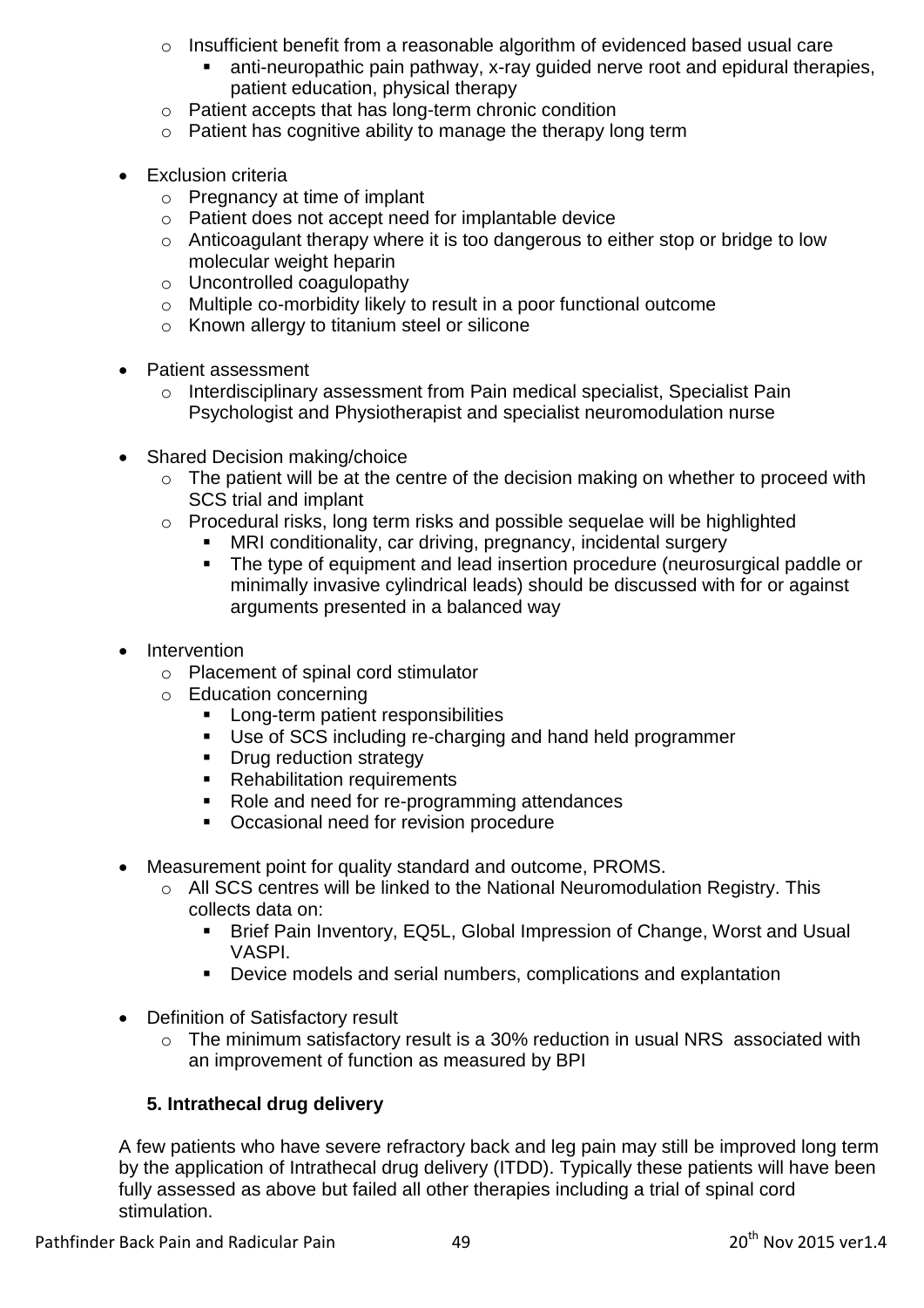- Insufficient benefit from a reasonable algorithm of evidenced based usual care
    - anti-neuropathic pain pathway, x-ray guided nerve root and epidural therapies, patient education, physical therapy
  - Patient accepts that has long-term chronic condition
  - Patient has cognitive ability to manage the therapy long term

- Exclusion criteria
  - Pregnancy at time of implant
  - Patient does not accept need for implantable device
  - Anticoagulant therapy where it is too dangerous to either stop or bridge to low molecular weight heparin
  - Uncontrolled coagulopathy
  - Multiple co-morbidity likely to result in a poor functional outcome
  - Known allergy to titanium steel or silicone

- Patient assessment
  - Interdisciplinary assessment from Pain medical specialist, Specialist Pain Psychologist and Physiotherapist and specialist neuromodulation nurse

- Shared Decision making/choice
  - The patient will be at the centre of the decision making on whether to proceed with SCS trial and implant
  - Procedural risks, long term risks and possible sequelae will be highlighted
    - MRI conditionality, car driving, pregnancy, incidental surgery
    - The type of equipment and lead insertion procedure (neurosurgical paddle or minimally invasive cylindrical leads) should be discussed with for or against arguments presented in a balanced way

- Intervention
  - Placement of spinal cord stimulator
  - Education concerning
    - Long-term patient responsibilities
    - Use of SCS including re-charging and hand held programmer
    - Drug reduction strategy
    - Rehabilitation requirements
    - Role and need for re-programming attendances
    - Occasional need for revision procedure

- Measurement point for quality standard and outcome, PROMS.
  - All SCS centres will be linked to the National Neuromodulation Registry. This collects data on:
    - Brief Pain Inventory, EQ5L, Global Impression of Change, Worst and Usual VASPI.
    - Device models and serial numbers, complications and explantation

- Definition of Satisfactory result
  - The minimum satisfactory result is a 30% reduction in usual NRS associated with an improvement of function as measured by BPI

### 5. Intrathecal drug delivery

A few patients who have severe refractory back and leg pain may still be improved long term by the application of Intrathecal drug delivery (ITDD). Typically these patients will have been fully assessed as above but failed all other therapies including a trial of spinal cord stimulation.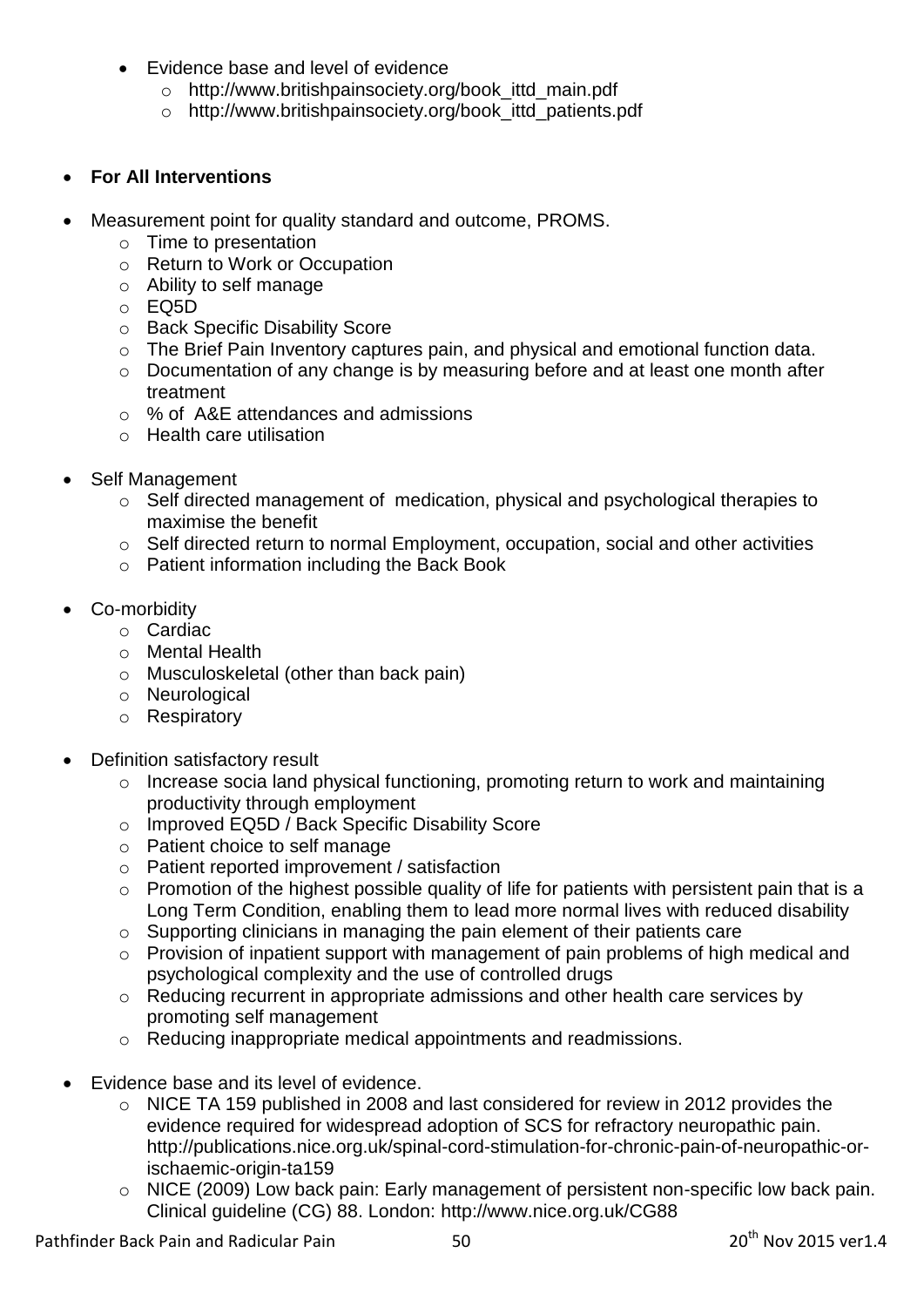- Evidence base and level of evidence
  - http://www.britishpainsociety.org/book_ittd_main.pdf
  - http://www.britishpainsociety.org/book_ittd_patients.pdf

- **For All Interventions**

- Measurement point for quality standard and outcome, PROMS.
  - Time to presentation
  - Return to Work or Occupation
  - Ability to self manage
  - EQ5D
  - Back Specific Disability Score
  - The Brief Pain Inventory captures pain, and physical and emotional function data.
  - Documentation of any change is by measuring before and at least one month after treatment
  - % of A&E attendances and admissions
  - Health care utilisation

- Self Management
  - Self directed management of medication, physical and psychological therapies to maximise the benefit
  - Self directed return to normal Employment, occupation, social and other activities
  - Patient information including the Back Book

- Co-morbidity
  - Cardiac
  - Mental Health
  - Musculoskeletal (other than back pain)
  - Neurological
  - Respiratory

- Definition satisfactory result
  - Increase socia land physical functioning, promoting return to work and maintaining productivity through employment
  - Improved EQ5D / Back Specific Disability Score
  - Patient choice to self manage
  - Patient reported improvement / satisfaction
  - Promotion of the highest possible quality of life for patients with persistent pain that is a Long Term Condition, enabling them to lead more normal lives with reduced disability
  - Supporting clinicians in managing the pain element of their patients care
  - Provision of inpatient support with management of pain problems of high medical and psychological complexity and the use of controlled drugs
  - Reducing recurrent in appropriate admissions and other health care services by promoting self management
  - Reducing inappropriate medical appointments and readmissions.

- Evidence base and its level of evidence.
  - NICE TA 159 published in 2008 and last considered for review in 2012 provides the evidence required for widespread adoption of SCS for refractory neuropathic pain. http://publications.nice.org.uk/spinal-cord-stimulation-for-chronic-pain-of-neuropathic-or-ischaemic-origin-ta159
  - NICE (2009) Low back pain: Early management of persistent non-specific low back pain. Clinical guideline (CG) 88. London: http://www.nice.org.uk/CG88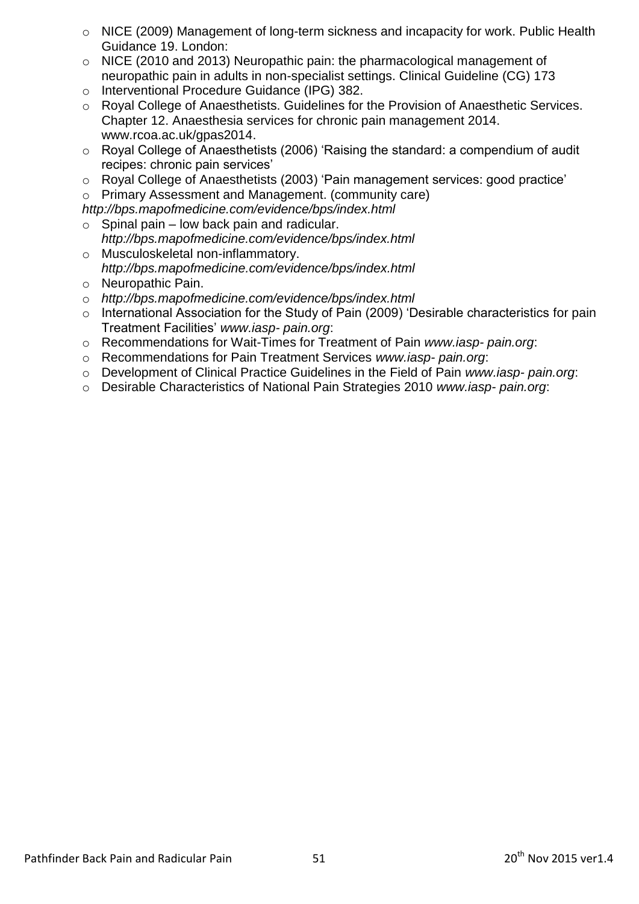- NICE (2009) Management of long-term sickness and incapacity for work. Public Health Guidance 19. London:
- NICE (2010 and 2013) Neuropathic pain: the pharmacological management of neuropathic pain in adults in non-specialist settings. Clinical Guideline (CG) 173
- Interventional Procedure Guidance (IPG) 382.
- Royal College of Anaesthetists. Guidelines for the Provision of Anaesthetic Services. Chapter 12. Anaesthesia services for chronic pain management 2014. www.rcoa.ac.uk/gpas2014.
- Royal College of Anaesthetists (2006) 'Raising the standard: a compendium of audit recipes: chronic pain services'
- Royal College of Anaesthetists (2003) 'Pain management services: good practice'
- Primary Assessment and Management. (community care)

*http://bps.mapofmedicine.com/evidence/bps/index.html*

- Spinal pain – low back pain and radicular. *http://bps.mapofmedicine.com/evidence/bps/index.html*
- Musculoskeletal non-inflammatory. *http://bps.mapofmedicine.com/evidence/bps/index.html*
- Neuropathic Pain.
- *http://bps.mapofmedicine.com/evidence/bps/index.html*
- International Association for the Study of Pain (2009) 'Desirable characteristics for pain Treatment Facilities' *www.iasp- pain.org*:
- Recommendations for Wait-Times for Treatment of Pain *www.iasp- pain.org*:
- Recommendations for Pain Treatment Services *www.iasp- pain.org*:
- Development of Clinical Practice Guidelines in the Field of Pain *www.iasp- pain.org*:
- Desirable Characteristics of National Pain Strategies 2010 *www.iasp- pain.org*: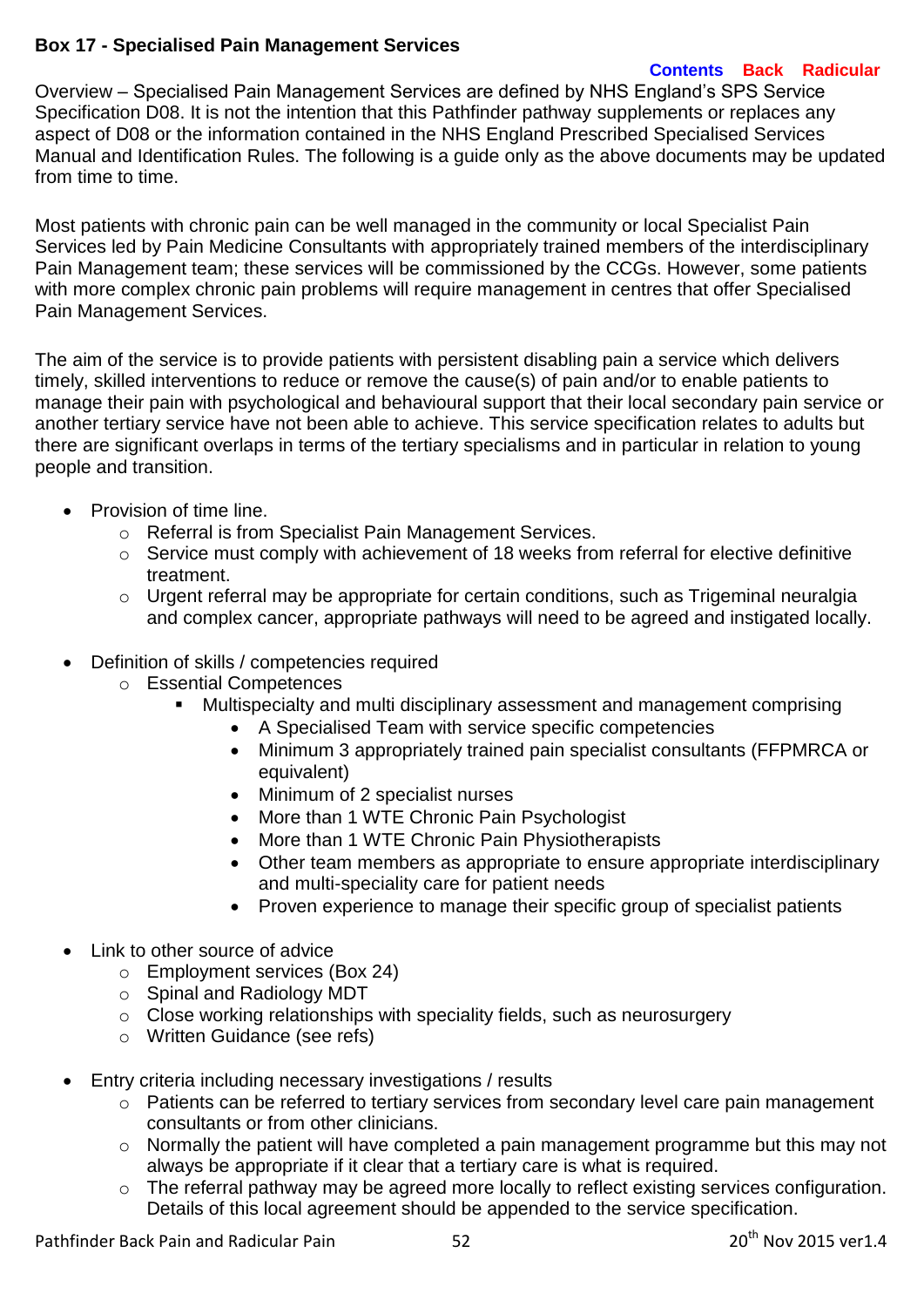**Box 17 - Specialised Pain Management Services**

**Contents Back Radicular**

Overview – Specialised Pain Management Services are defined by NHS England's SPS Service Specification D08. It is not the intention that this Pathfinder pathway supplements or replaces any aspect of D08 or the information contained in the NHS England Prescribed Specialised Services Manual and Identification Rules. The following is a guide only as the above documents may be updated from time to time.

Most patients with chronic pain can be well managed in the community or local Specialist Pain Services led by Pain Medicine Consultants with appropriately trained members of the interdisciplinary Pain Management team; these services will be commissioned by the CCGs. However, some patients with more complex chronic pain problems will require management in centres that offer Specialised Pain Management Services.

The aim of the service is to provide patients with persistent disabling pain a service which delivers timely, skilled interventions to reduce or remove the cause(s) of pain and/or to enable patients to manage their pain with psychological and behavioural support that their local secondary pain service or another tertiary service have not been able to achieve. This service specification relates to adults but there are significant overlaps in terms of the tertiary specialisms and in particular in relation to young people and transition.

- Provision of time line.
  - Referral is from Specialist Pain Management Services.
  - Service must comply with achievement of 18 weeks from referral for elective definitive treatment.
  - Urgent referral may be appropriate for certain conditions, such as Trigeminal neuralgia and complex cancer, appropriate pathways will need to be agreed and instigated locally.

- Definition of skills / competencies required
  - Essential Competences
    - Multispecialty and multi disciplinary assessment and management comprising
      - A Specialised Team with service specific competencies
      - Minimum 3 appropriately trained pain specialist consultants (FFPMRCA or equivalent)
      - Minimum of 2 specialist nurses
      - More than 1 WTE Chronic Pain Psychologist
      - More than 1 WTE Chronic Pain Physiotherapists
      - Other team members as appropriate to ensure appropriate interdisciplinary and multi-speciality care for patient needs
      - Proven experience to manage their specific group of specialist patients

- Link to other source of advice
  - Employment services (Box 24)
  - Spinal and Radiology MDT
  - Close working relationships with speciality fields, such as neurosurgery
  - Written Guidance (see refs)

- Entry criteria including necessary investigations / results
  - Patients can be referred to tertiary services from secondary level care pain management consultants or from other clinicians.
  - Normally the patient will have completed a pain management programme but this may not always be appropriate if it clear that a tertiary care is what is required.
  - The referral pathway may be agreed more locally to reflect existing services configuration. Details of this local agreement should be appended to the service specification.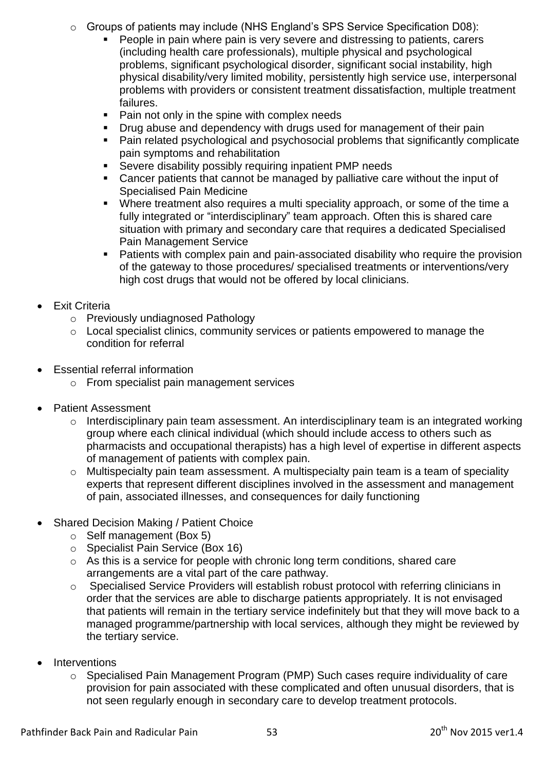- Groups of patients may include (NHS England's SPS Service Specification D08):
  - People in pain where pain is very severe and distressing to patients, carers (including health care professionals), multiple physical and psychological problems, significant psychological disorder, significant social instability, high physical disability/very limited mobility, persistently high service use, interpersonal problems with providers or consistent treatment dissatisfaction, multiple treatment failures.
  - Pain not only in the spine with complex needs
  - Drug abuse and dependency with drugs used for management of their pain
  - Pain related psychological and psychosocial problems that significantly complicate pain symptoms and rehabilitation
  - Severe disability possibly requiring inpatient PMP needs
  - Cancer patients that cannot be managed by palliative care without the input of Specialised Pain Medicine
  - Where treatment also requires a multi speciality approach, or some of the time a fully integrated or "interdisciplinary" team approach. Often this is shared care situation with primary and secondary care that requires a dedicated Specialised Pain Management Service
  - Patients with complex pain and pain-associated disability who require the provision of the gateway to those procedures/ specialised treatments or interventions/very high cost drugs that would not be offered by local clinicians.

- Exit Criteria
  - Previously undiagnosed Pathology
  - Local specialist clinics, community services or patients empowered to manage the condition for referral

- Essential referral information
  - From specialist pain management services

- Patient Assessment
  - Interdisciplinary pain team assessment. An interdisciplinary team is an integrated working group where each clinical individual (which should include access to others such as pharmacists and occupational therapists) has a high level of expertise in different aspects of management of patients with complex pain.
  - Multispecialty pain team assessment. A multispecialty pain team is a team of speciality experts that represent different disciplines involved in the assessment and management of pain, associated illnesses, and consequences for daily functioning

- Shared Decision Making / Patient Choice
  - Self management (Box 5)
  - Specialist Pain Service (Box 16)
  - As this is a service for people with chronic long term conditions, shared care arrangements are a vital part of the care pathway.
  - Specialised Service Providers will establish robust protocol with referring clinicians in order that the services are able to discharge patients appropriately. It is not envisaged that patients will remain in the tertiary service indefinitely but that they will move back to a managed programme/partnership with local services, although they might be reviewed by the tertiary service.

- Interventions
  - Specialised Pain Management Program (PMP) Such cases require individuality of care provision for pain associated with these complicated and often unusual disorders, that is not seen regularly enough in secondary care to develop treatment protocols.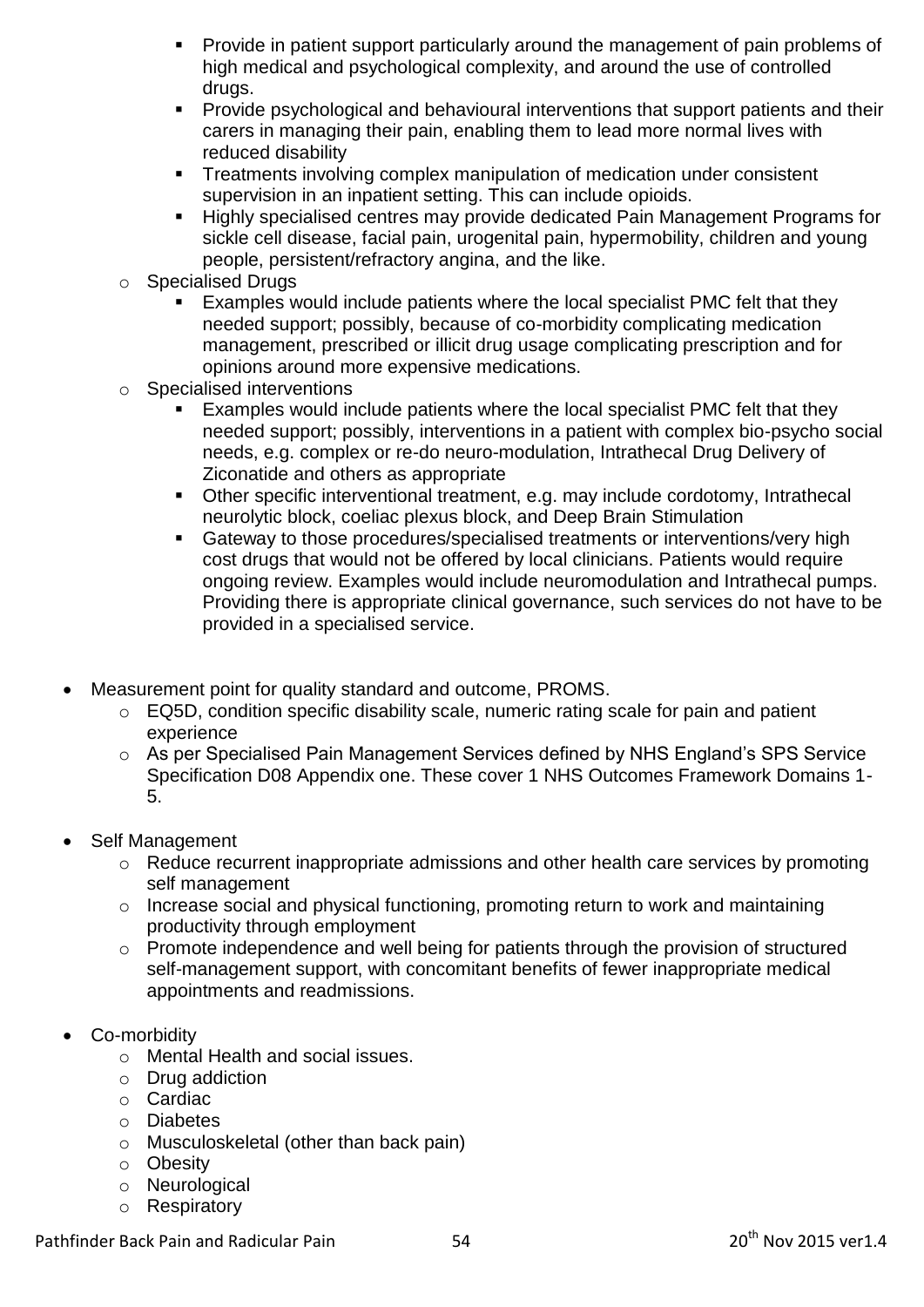- Provide in patient support particularly around the management of pain problems of high medical and psychological complexity, and around the use of controlled drugs.
    - Provide psychological and behavioural interventions that support patients and their carers in managing their pain, enabling them to lead more normal lives with reduced disability
    - Treatments involving complex manipulation of medication under consistent supervision in an inpatient setting. This can include opioids.
    - Highly specialised centres may provide dedicated Pain Management Programs for sickle cell disease, facial pain, urogenital pain, hypermobility, children and young people, persistent/refractory angina, and the like.
  - Specialised Drugs
    - Examples would include patients where the local specialist PMC felt that they needed support; possibly, because of co-morbidity complicating medication management, prescribed or illicit drug usage complicating prescription and for opinions around more expensive medications.
  - Specialised interventions
    - Examples would include patients where the local specialist PMC felt that they needed support; possibly, interventions in a patient with complex bio-psycho social needs, e.g. complex or re-do neuro-modulation, Intrathecal Drug Delivery of Ziconatide and others as appropriate
    - Other specific interventional treatment, e.g. may include cordotomy, Intrathecal neurolytic block, coeliac plexus block, and Deep Brain Stimulation
    - Gateway to those procedures/specialised treatments or interventions/very high cost drugs that would not be offered by local clinicians. Patients would require ongoing review. Examples would include neuromodulation and Intrathecal pumps. Providing there is appropriate clinical governance, such services do not have to be provided in a specialised service.

- Measurement point for quality standard and outcome, PROMS.
  - EQ5D, condition specific disability scale, numeric rating scale for pain and patient experience
  - As per Specialised Pain Management Services defined by NHS England's SPS Service Specification D08 Appendix one. These cover 1 NHS Outcomes Framework Domains 1-5.

- Self Management
  - Reduce recurrent inappropriate admissions and other health care services by promoting self management
  - Increase social and physical functioning, promoting return to work and maintaining productivity through employment
  - Promote independence and well being for patients through the provision of structured self-management support, with concomitant benefits of fewer inappropriate medical appointments and readmissions.

- Co-morbidity
  - Mental Health and social issues.
  - Drug addiction
  - Cardiac
  - Diabetes
  - Musculoskeletal (other than back pain)
  - Obesity
  - Neurological
  - Respiratory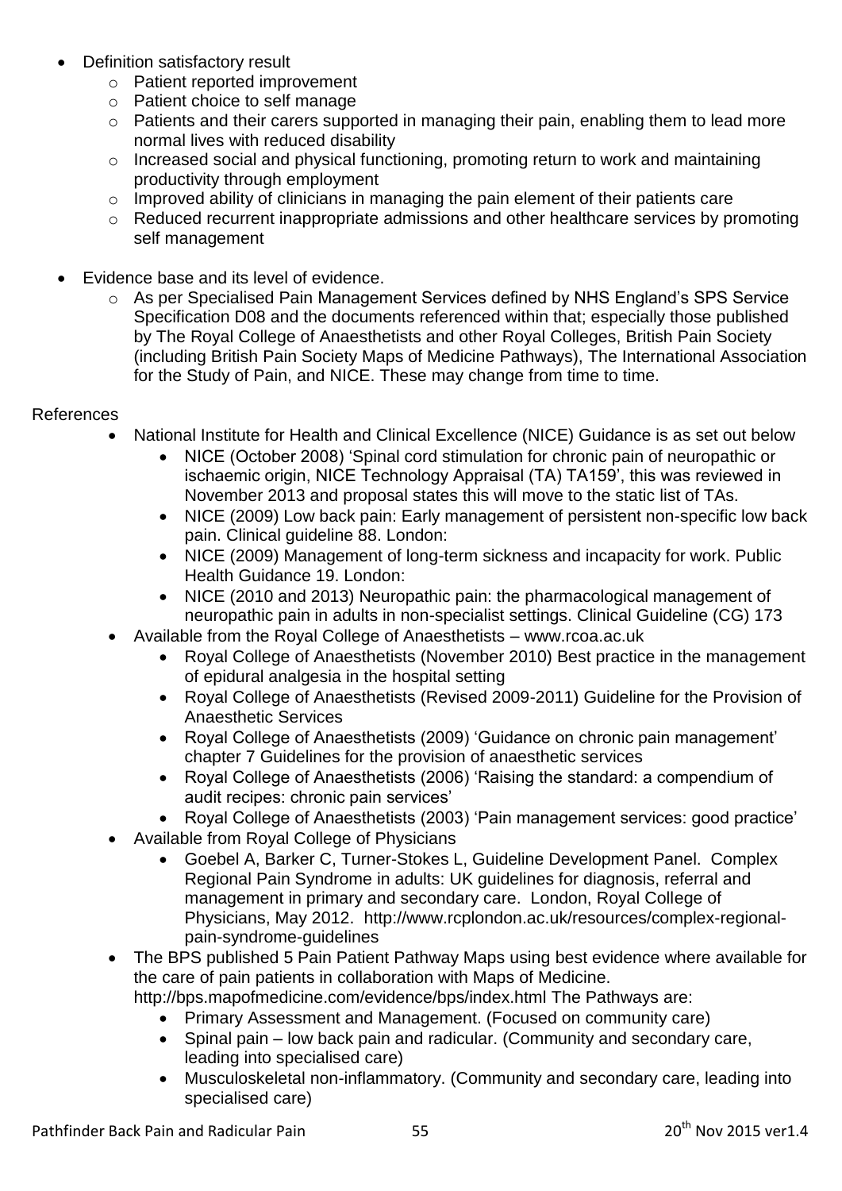- Definition satisfactory result
  - Patient reported improvement
  - Patient choice to self manage
  - Patients and their carers supported in managing their pain, enabling them to lead more normal lives with reduced disability
  - Increased social and physical functioning, promoting return to work and maintaining productivity through employment
  - Improved ability of clinicians in managing the pain element of their patients care
  - Reduced recurrent inappropriate admissions and other healthcare services by promoting self management

- Evidence base and its level of evidence.
  - As per Specialised Pain Management Services defined by NHS England's SPS Service Specification D08 and the documents referenced within that; especially those published by The Royal College of Anaesthetists and other Royal Colleges, British Pain Society (including British Pain Society Maps of Medicine Pathways), The International Association for the Study of Pain, and NICE. These may change from time to time.

References

- National Institute for Health and Clinical Excellence (NICE) Guidance is as set out below
  - NICE (October 2008) 'Spinal cord stimulation for chronic pain of neuropathic or ischaemic origin, NICE Technology Appraisal (TA) TA159', this was reviewed in November 2013 and proposal states this will move to the static list of TAs.
  - NICE (2009) Low back pain: Early management of persistent non-specific low back pain. Clinical guideline 88. London:
  - NICE (2009) Management of long-term sickness and incapacity for work. Public Health Guidance 19. London:
  - NICE (2010 and 2013) Neuropathic pain: the pharmacological management of neuropathic pain in adults in non-specialist settings. Clinical Guideline (CG) 173
- Available from the Royal College of Anaesthetists – www.rcoa.ac.uk
  - Royal College of Anaesthetists (November 2010) Best practice in the management of epidural analgesia in the hospital setting
  - Royal College of Anaesthetists (Revised 2009-2011) Guideline for the Provision of Anaesthetic Services
  - Royal College of Anaesthetists (2009) 'Guidance on chronic pain management' chapter 7 Guidelines for the provision of anaesthetic services
  - Royal College of Anaesthetists (2006) 'Raising the standard: a compendium of audit recipes: chronic pain services'
  - Royal College of Anaesthetists (2003) 'Pain management services: good practice'
- Available from Royal College of Physicians
  - Goebel A, Barker C, Turner-Stokes L, Guideline Development Panel. Complex Regional Pain Syndrome in adults: UK guidelines for diagnosis, referral and management in primary and secondary care. London, Royal College of Physicians, May 2012. http://www.rcplondon.ac.uk/resources/complex-regional-pain-syndrome-guidelines
- The BPS published 5 Pain Patient Pathway Maps using best evidence where available for the care of pain patients in collaboration with Maps of Medicine. http://bps.mapofmedicine.com/evidence/bps/index.html The Pathways are:
  - Primary Assessment and Management. (Focused on community care)
  - Spinal pain – low back pain and radicular. (Community and secondary care, leading into specialised care)
  - Musculoskeletal non-inflammatory. (Community and secondary care, leading into specialised care)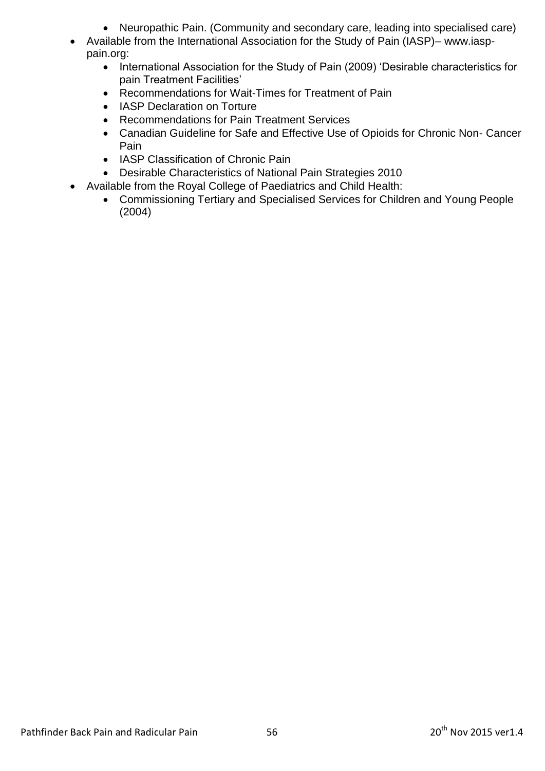- Neuropathic Pain. (Community and secondary care, leading into specialised care)
- Available from the International Association for the Study of Pain (IASP)– www.iasp-pain.org:
    - International Association for the Study of Pain (2009) 'Desirable characteristics for pain Treatment Facilities'
    - Recommendations for Wait-Times for Treatment of Pain
    - IASP Declaration on Torture
    - Recommendations for Pain Treatment Services
    - Canadian Guideline for Safe and Effective Use of Opioids for Chronic Non- Cancer Pain
    - IASP Classification of Chronic Pain
    - Desirable Characteristics of National Pain Strategies 2010
- Available from the Royal College of Paediatrics and Child Health:
    - Commissioning Tertiary and Specialised Services for Children and Young People (2004)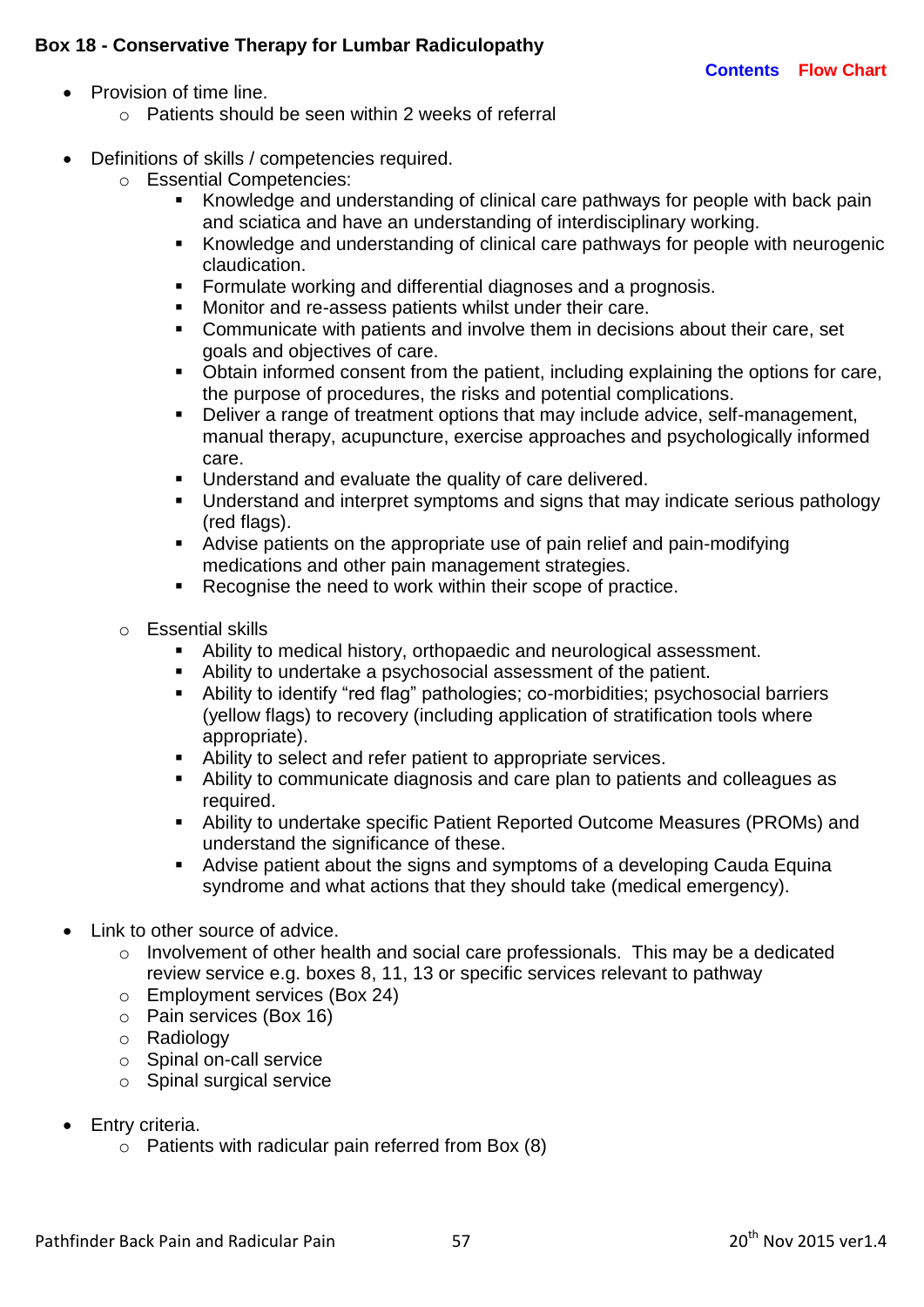**Box 18 - Conservative Therapy for Lumbar Radiculopathy**

Contents Flow Chart

- Provision of time line.
  - Patients should be seen within 2 weeks of referral

- Definitions of skills / competencies required.
  - Essential Competencies:
    - Knowledge and understanding of clinical care pathways for people with back pain and sciatica and have an understanding of interdisciplinary working.
    - Knowledge and understanding of clinical care pathways for people with neurogenic claudication.
    - Formulate working and differential diagnoses and a prognosis.
    - Monitor and re-assess patients whilst under their care.
    - Communicate with patients and involve them in decisions about their care, set goals and objectives of care.
    - Obtain informed consent from the patient, including explaining the options for care, the purpose of procedures, the risks and potential complications.
    - Deliver a range of treatment options that may include advice, self-management, manual therapy, acupuncture, exercise approaches and psychologically informed care.
    - Understand and evaluate the quality of care delivered.
    - Understand and interpret symptoms and signs that may indicate serious pathology (red flags).
    - Advise patients on the appropriate use of pain relief and pain-modifying medications and other pain management strategies.
    - Recognise the need to work within their scope of practice.

  - Essential skills
    - Ability to medical history, orthopaedic and neurological assessment.
    - Ability to undertake a psychosocial assessment of the patient.
    - Ability to identify "red flag" pathologies; co-morbidities; psychosocial barriers (yellow flags) to recovery (including application of stratification tools where appropriate).
    - Ability to select and refer patient to appropriate services.
    - Ability to communicate diagnosis and care plan to patients and colleagues as required.
    - Ability to undertake specific Patient Reported Outcome Measures (PROMs) and understand the significance of these.
    - Advise patient about the signs and symptoms of a developing Cauda Equina syndrome and what actions that they should take (medical emergency).

- Link to other source of advice.
  - Involvement of other health and social care professionals. This may be a dedicated review service e.g. boxes 8, 11, 13 or specific services relevant to pathway
  - Employment services (Box 24)
  - Pain services (Box 16)
  - Radiology
  - Spinal on-call service
  - Spinal surgical service

- Entry criteria.
  - Patients with radicular pain referred from Box (8)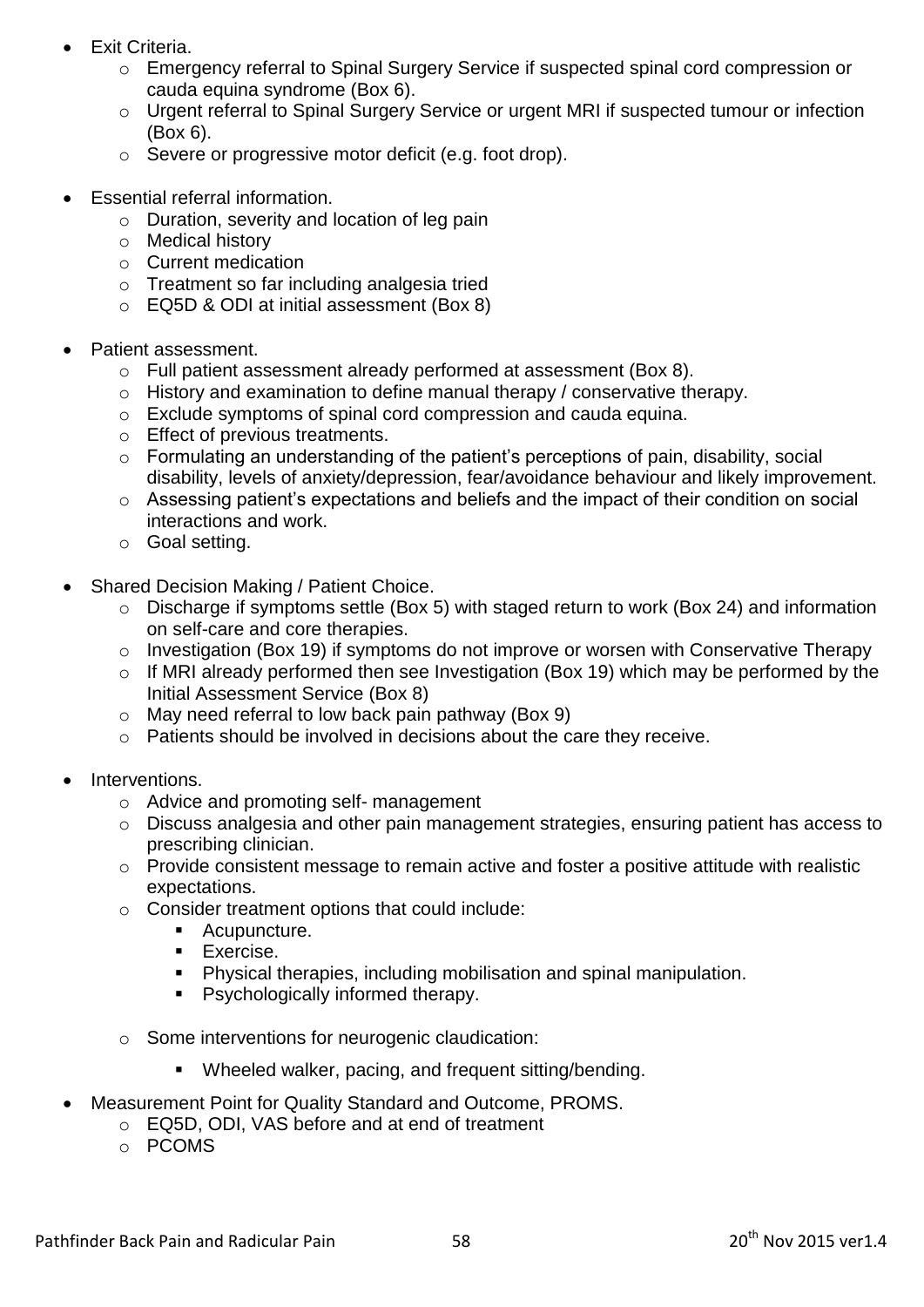- Exit Criteria.
  - Emergency referral to Spinal Surgery Service if suspected spinal cord compression or cauda equina syndrome (Box 6).
  - Urgent referral to Spinal Surgery Service or urgent MRI if suspected tumour or infection (Box 6).
  - Severe or progressive motor deficit (e.g. foot drop).

- Essential referral information.
  - Duration, severity and location of leg pain
  - Medical history
  - Current medication
  - Treatment so far including analgesia tried
  - EQ5D & ODI at initial assessment (Box 8)

- Patient assessment.
  - Full patient assessment already performed at assessment (Box 8).
  - History and examination to define manual therapy / conservative therapy.
  - Exclude symptoms of spinal cord compression and cauda equina.
  - Effect of previous treatments.
  - Formulating an understanding of the patient's perceptions of pain, disability, social disability, levels of anxiety/depression, fear/avoidance behaviour and likely improvement.
  - Assessing patient's expectations and beliefs and the impact of their condition on social interactions and work.
  - Goal setting.

- Shared Decision Making / Patient Choice.
  - Discharge if symptoms settle (Box 5) with staged return to work (Box 24) and information on self-care and core therapies.
  - Investigation (Box 19) if symptoms do not improve or worsen with Conservative Therapy
  - If MRI already performed then see Investigation (Box 19) which may be performed by the Initial Assessment Service (Box 8)
  - May need referral to low back pain pathway (Box 9)
  - Patients should be involved in decisions about the care they receive.

- Interventions.
  - Advice and promoting self- management
  - Discuss analgesia and other pain management strategies, ensuring patient has access to prescribing clinician.
  - Provide consistent message to remain active and foster a positive attitude with realistic expectations.
  - Consider treatment options that could include:
    - Acupuncture.
    - Exercise.
    - Physical therapies, including mobilisation and spinal manipulation.
    - Psychologically informed therapy.
  - Some interventions for neurogenic claudication:
    - Wheeled walker, pacing, and frequent sitting/bending.

- Measurement Point for Quality Standard and Outcome, PROMS.
  - EQ5D, ODI, VAS before and at end of treatment
  - PCOMS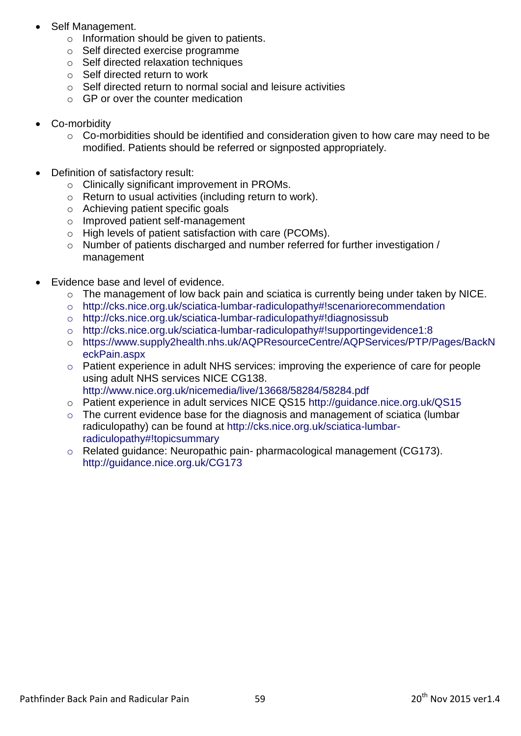- Self Management.
  - Information should be given to patients.
  - Self directed exercise programme
  - Self directed relaxation techniques
  - Self directed return to work
  - Self directed return to normal social and leisure activities
  - GP or over the counter medication

- Co-morbidity
  - Co-morbidities should be identified and consideration given to how care may need to be modified. Patients should be referred or signposted appropriately.

- Definition of satisfactory result:
  - Clinically significant improvement in PROMs.
  - Return to usual activities (including return to work).
  - Achieving patient specific goals
  - Improved patient self-management
  - High levels of patient satisfaction with care (PCOMs).
  - Number of patients discharged and number referred for further investigation / management

- Evidence base and level of evidence.
  - The management of low back pain and sciatica is currently being under taken by NICE.
  - http://cks.nice.org.uk/sciatica-lumbar-radiculopathy#!scenariorecommendation
  - http://cks.nice.org.uk/sciatica-lumbar-radiculopathy#!diagnosissub
  - http://cks.nice.org.uk/sciatica-lumbar-radiculopathy#!supportingevidence1:8
  - https://www.supply2health.nhs.uk/AQPResourceCentre/AQPServices/PTP/Pages/BackNeckPain.aspx
  - Patient experience in adult NHS services: improving the experience of care for people using adult NHS services NICE CG138. http://www.nice.org.uk/nicemedia/live/13668/58284/58284.pdf
  - Patient experience in adult services NICE QS15 http://guidance.nice.org.uk/QS15
  - The current evidence base for the diagnosis and management of sciatica (lumbar radiculopathy) can be found at http://cks.nice.org.uk/sciatica-lumbar-radiculopathy#!topicsummary
  - Related guidance: Neuropathic pain- pharmacological management (CG173). http://guidance.nice.org.uk/CG173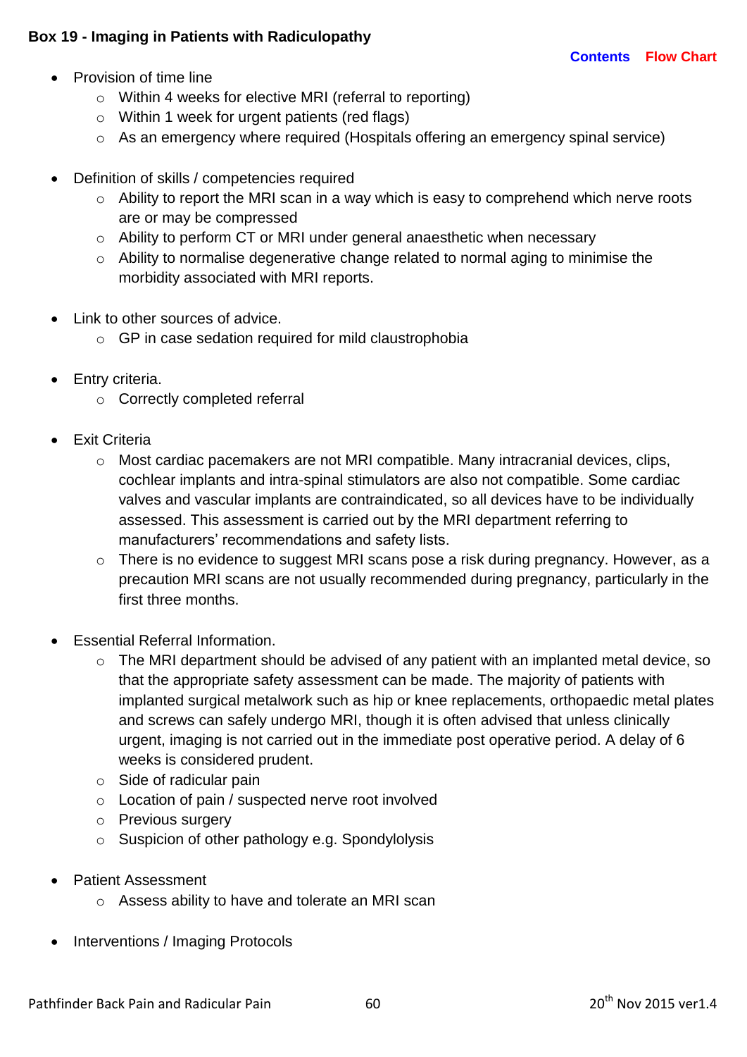**Box 19 - Imaging in Patients with Radiculopathy**

Contents Flow Chart

- Provision of time line
  - Within 4 weeks for elective MRI (referral to reporting)
  - Within 1 week for urgent patients (red flags)
  - As an emergency where required (Hospitals offering an emergency spinal service)

- Definition of skills / competencies required
  - Ability to report the MRI scan in a way which is easy to comprehend which nerve roots are or may be compressed
  - Ability to perform CT or MRI under general anaesthetic when necessary
  - Ability to normalise degenerative change related to normal aging to minimise the morbidity associated with MRI reports.

- Link to other sources of advice.
  - GP in case sedation required for mild claustrophobia

- Entry criteria.
  - Correctly completed referral

- Exit Criteria
  - Most cardiac pacemakers are not MRI compatible. Many intracranial devices, clips, cochlear implants and intra-spinal stimulators are also not compatible. Some cardiac valves and vascular implants are contraindicated, so all devices have to be individually assessed. This assessment is carried out by the MRI department referring to manufacturers' recommendations and safety lists.
  - There is no evidence to suggest MRI scans pose a risk during pregnancy. However, as a precaution MRI scans are not usually recommended during pregnancy, particularly in the first three months.

- Essential Referral Information.
  - The MRI department should be advised of any patient with an implanted metal device, so that the appropriate safety assessment can be made. The majority of patients with implanted surgical metalwork such as hip or knee replacements, orthopaedic metal plates and screws can safely undergo MRI, though it is often advised that unless clinically urgent, imaging is not carried out in the immediate post operative period. A delay of 6 weeks is considered prudent.
  - Side of radicular pain
  - Location of pain / suspected nerve root involved
  - Previous surgery
  - Suspicion of other pathology e.g. Spondylolysis

- Patient Assessment
  - Assess ability to have and tolerate an MRI scan

- Interventions / Imaging Protocols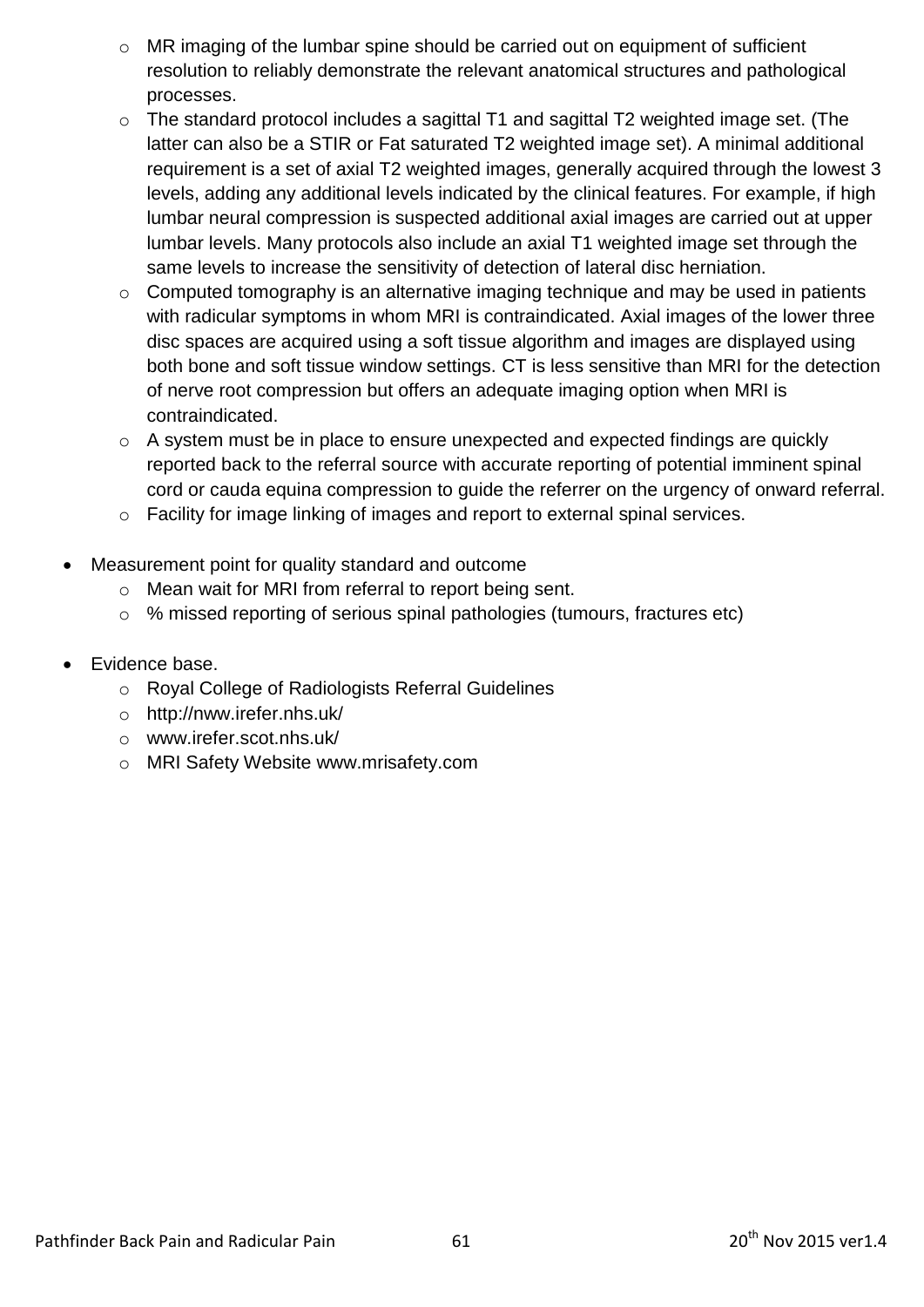- MR imaging of the lumbar spine should be carried out on equipment of sufficient resolution to reliably demonstrate the relevant anatomical structures and pathological processes.
  - The standard protocol includes a sagittal T1 and sagittal T2 weighted image set. (The latter can also be a STIR or Fat saturated T2 weighted image set). A minimal additional requirement is a set of axial T2 weighted images, generally acquired through the lowest 3 levels, adding any additional levels indicated by the clinical features. For example, if high lumbar neural compression is suspected additional axial images are carried out at upper lumbar levels. Many protocols also include an axial T1 weighted image set through the same levels to increase the sensitivity of detection of lateral disc herniation.
  - Computed tomography is an alternative imaging technique and may be used in patients with radicular symptoms in whom MRI is contraindicated. Axial images of the lower three disc spaces are acquired using a soft tissue algorithm and images are displayed using both bone and soft tissue window settings. CT is less sensitive than MRI for the detection of nerve root compression but offers an adequate imaging option when MRI is contraindicated.
  - A system must be in place to ensure unexpected and expected findings are quickly reported back to the referral source with accurate reporting of potential imminent spinal cord or cauda equina compression to guide the referrer on the urgency of onward referral.
  - Facility for image linking of images and report to external spinal services.

- Measurement point for quality standard and outcome
  - Mean wait for MRI from referral to report being sent.
  - % missed reporting of serious spinal pathologies (tumours, fractures etc)

- Evidence base.
  - Royal College of Radiologists Referral Guidelines
  - http://nww.irefer.nhs.uk/
  - www.irefer.scot.nhs.uk/
  - MRI Safety Website www.mrisafety.com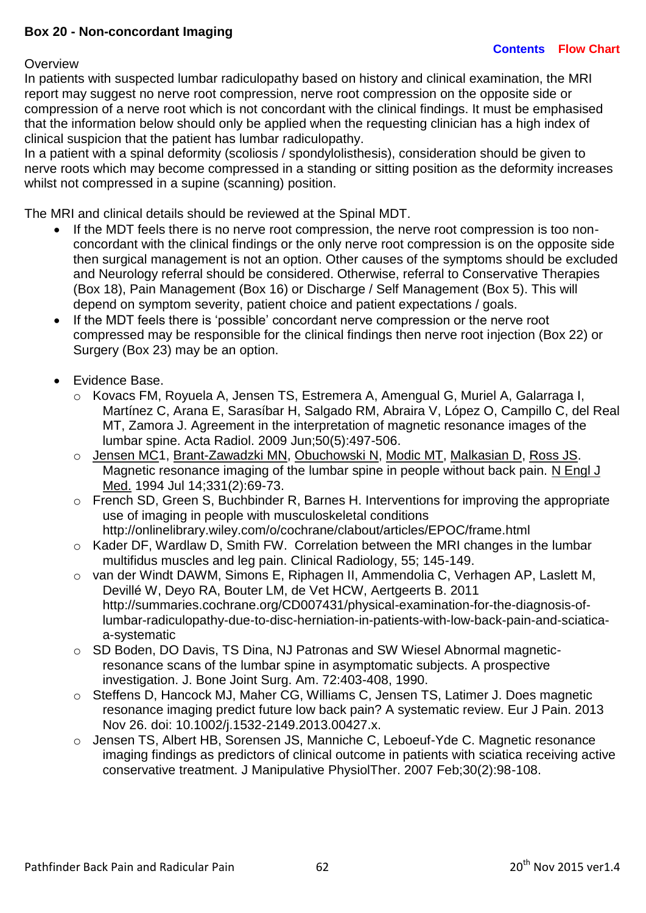**Box 20 - Non-concordant Imaging**

**Contents** **Flow Chart**

Overview

In patients with suspected lumbar radiculopathy based on history and clinical examination, the MRI report may suggest no nerve root compression, nerve root compression on the opposite side or compression of a nerve root which is not concordant with the clinical findings. It must be emphasised that the information below should only be applied when the requesting clinician has a high index of clinical suspicion that the patient has lumbar radiculopathy.

In a patient with a spinal deformity (scoliosis / spondylolisthesis), consideration should be given to nerve roots which may become compressed in a standing or sitting position as the deformity increases whilst not compressed in a supine (scanning) position.

The MRI and clinical details should be reviewed at the Spinal MDT.

- If the MDT feels there is no nerve root compression, the nerve root compression is too non-concordant with the clinical findings or the only nerve root compression is on the opposite side then surgical management is not an option. Other causes of the symptoms should be excluded and Neurology referral should be considered. Otherwise, referral to Conservative Therapies (Box 18), Pain Management (Box 16) or Discharge / Self Management (Box 5). This will depend on symptom severity, patient choice and patient expectations / goals.
- If the MDT feels there is 'possible' concordant nerve compression or the nerve root compressed may be responsible for the clinical findings then nerve root injection (Box 22) or Surgery (Box 23) may be an option.

- Evidence Base.
  - Kovacs FM, Royuela A, Jensen TS, Estremera A, Amengual G, Muriel A, Galarraga I, Martínez C, Arana E, Sarasíbar H, Salgado RM, Abraira V, López O, Campillo C, del Real MT, Zamora J. Agreement in the interpretation of magnetic resonance images of the lumbar spine. Acta Radiol. 2009 Jun;50(5):497-506.
  - Jensen MC1, Brant-Zawadzki MN, Obuchowski N, Modic MT, Malkasian D, Ross JS. Magnetic resonance imaging of the lumbar spine in people without back pain. N Engl J Med. 1994 Jul 14;331(2):69-73.
  - French SD, Green S, Buchbinder R, Barnes H. Interventions for improving the appropriate use of imaging in people with musculoskeletal conditions http://onlinelibrary.wiley.com/o/cochrane/clabout/articles/EPOC/frame.html
  - Kader DF, Wardlaw D, Smith FW. Correlation between the MRI changes in the lumbar multifidus muscles and leg pain. Clinical Radiology, 55; 145-149.
  - van der Windt DAWM, Simons E, Riphagen II, Ammendolia C, Verhagen AP, Laslett M, Devillé W, Deyo RA, Bouter LM, de Vet HCW, Aertgeerts B. 2011 http://summaries.cochrane.org/CD007431/physical-examination-for-the-diagnosis-of-lumbar-radiculopathy-due-to-disc-herniation-in-patients-with-low-back-pain-and-sciatica-a-systematic
  - SD Boden, DO Davis, TS Dina, NJ Patronas and SW Wiesel Abnormal magnetic-resonance scans of the lumbar spine in asymptomatic subjects. A prospective investigation. J. Bone Joint Surg. Am. 72:403-408, 1990.
  - Steffens D, Hancock MJ, Maher CG, Williams C, Jensen TS, Latimer J. Does magnetic resonance imaging predict future low back pain? A systematic review. Eur J Pain. 2013 Nov 26. doi: 10.1002/j.1532-2149.2013.00427.x.
  - Jensen TS, Albert HB, Sorensen JS, Manniche C, Leboeuf-Yde C. Magnetic resonance imaging findings as predictors of clinical outcome in patients with sciatica receiving active conservative treatment. J Manipulative PhysiolTher. 2007 Feb;30(2):98-108.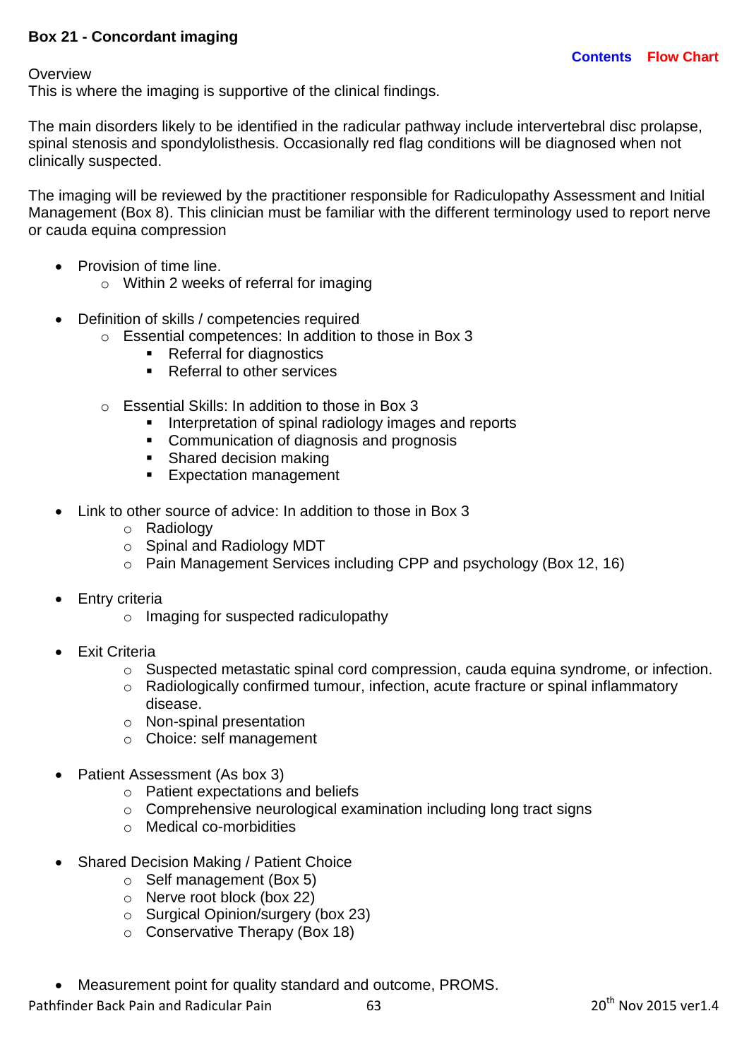**Box 21 - Concordant imaging**

Contents Flow Chart

Overview
This is where the imaging is supportive of the clinical findings.

The main disorders likely to be identified in the radicular pathway include intervertebral disc prolapse, spinal stenosis and spondylolisthesis. Occasionally red flag conditions will be diagnosed when not clinically suspected.

The imaging will be reviewed by the practitioner responsible for Radiculopathy Assessment and Initial Management (Box 8). This clinician must be familiar with the different terminology used to report nerve or cauda equina compression

- Provision of time line.
  - Within 2 weeks of referral for imaging

- Definition of skills / competencies required
  - Essential competences: In addition to those in Box 3
    - Referral for diagnostics
    - Referral to other services

  - Essential Skills: In addition to those in Box 3
    - Interpretation of spinal radiology images and reports
    - Communication of diagnosis and prognosis
    - Shared decision making
    - Expectation management

- Link to other source of advice: In addition to those in Box 3
  - Radiology
  - Spinal and Radiology MDT
  - Pain Management Services including CPP and psychology (Box 12, 16)

- Entry criteria
  - Imaging for suspected radiculopathy

- Exit Criteria
  - Suspected metastatic spinal cord compression, cauda equina syndrome, or infection.
  - Radiologically confirmed tumour, infection, acute fracture or spinal inflammatory disease.
  - Non-spinal presentation
  - Choice: self management

- Patient Assessment (As box 3)
  - Patient expectations and beliefs
  - Comprehensive neurological examination including long tract signs
  - Medical co-morbidities

- Shared Decision Making / Patient Choice
  - Self management (Box 5)
  - Nerve root block (box 22)
  - Surgical Opinion/surgery (box 23)
  - Conservative Therapy (Box 18)

- Measurement point for quality standard and outcome, PROMS.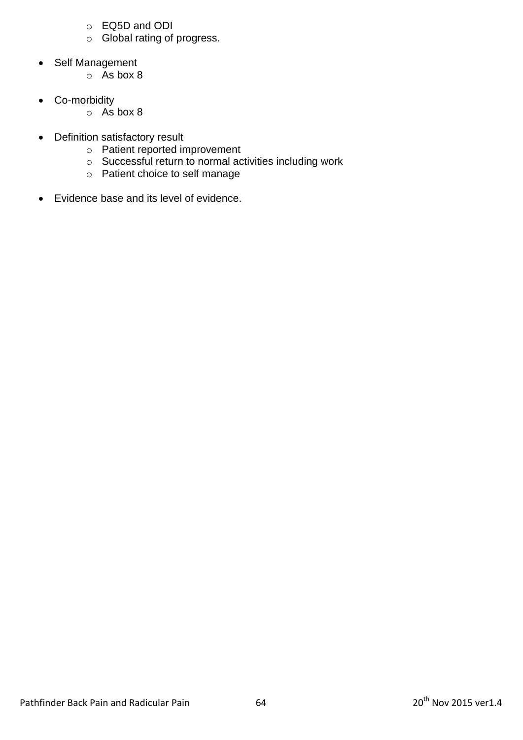- EQ5D and ODI
  - Global rating of progress.

- Self Management
  - As box 8

- Co-morbidity
  - As box 8

- Definition satisfactory result
  - Patient reported improvement
  - Successful return to normal activities including work
  - Patient choice to self manage

- Evidence base and its level of evidence.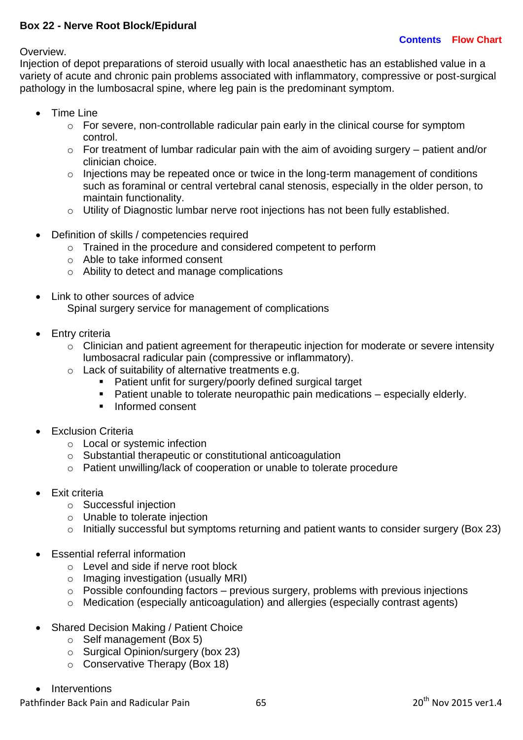**Box 22 - Nerve Root Block/Epidural**

Contents Flow Chart

Overview.
Injection of depot preparations of steroid usually with local anaesthetic has an established value in a variety of acute and chronic pain problems associated with inflammatory, compressive or post-surgical pathology in the lumbosacral spine, where leg pain is the predominant symptom.

- Time Line
  - For severe, non-controllable radicular pain early in the clinical course for symptom control.
  - For treatment of lumbar radicular pain with the aim of avoiding surgery – patient and/or clinician choice.
  - Injections may be repeated once or twice in the long-term management of conditions such as foraminal or central vertebral canal stenosis, especially in the older person, to maintain functionality.
  - Utility of Diagnostic lumbar nerve root injections has not been fully established.

- Definition of skills / competencies required
  - Trained in the procedure and considered competent to perform
  - Able to take informed consent
  - Ability to detect and manage complications

- Link to other sources of advice
  Spinal surgery service for management of complications

- Entry criteria
  - Clinician and patient agreement for therapeutic injection for moderate or severe intensity lumbosacral radicular pain (compressive or inflammatory).
  - Lack of suitability of alternative treatments e.g.
    - Patient unfit for surgery/poorly defined surgical target
    - Patient unable to tolerate neuropathic pain medications – especially elderly.
    - Informed consent

- Exclusion Criteria
  - Local or systemic infection
  - Substantial therapeutic or constitutional anticoagulation
  - Patient unwilling/lack of cooperation or unable to tolerate procedure

- Exit criteria
  - Successful injection
  - Unable to tolerate injection
  - Initially successful but symptoms returning and patient wants to consider surgery (Box 23)

- Essential referral information
  - Level and side if nerve root block
  - Imaging investigation (usually MRI)
  - Possible confounding factors – previous surgery, problems with previous injections
  - Medication (especially anticoagulation) and allergies (especially contrast agents)

- Shared Decision Making / Patient Choice
  - Self management (Box 5)
  - Surgical Opinion/surgery (box 23)
  - Conservative Therapy (Box 18)

- Interventions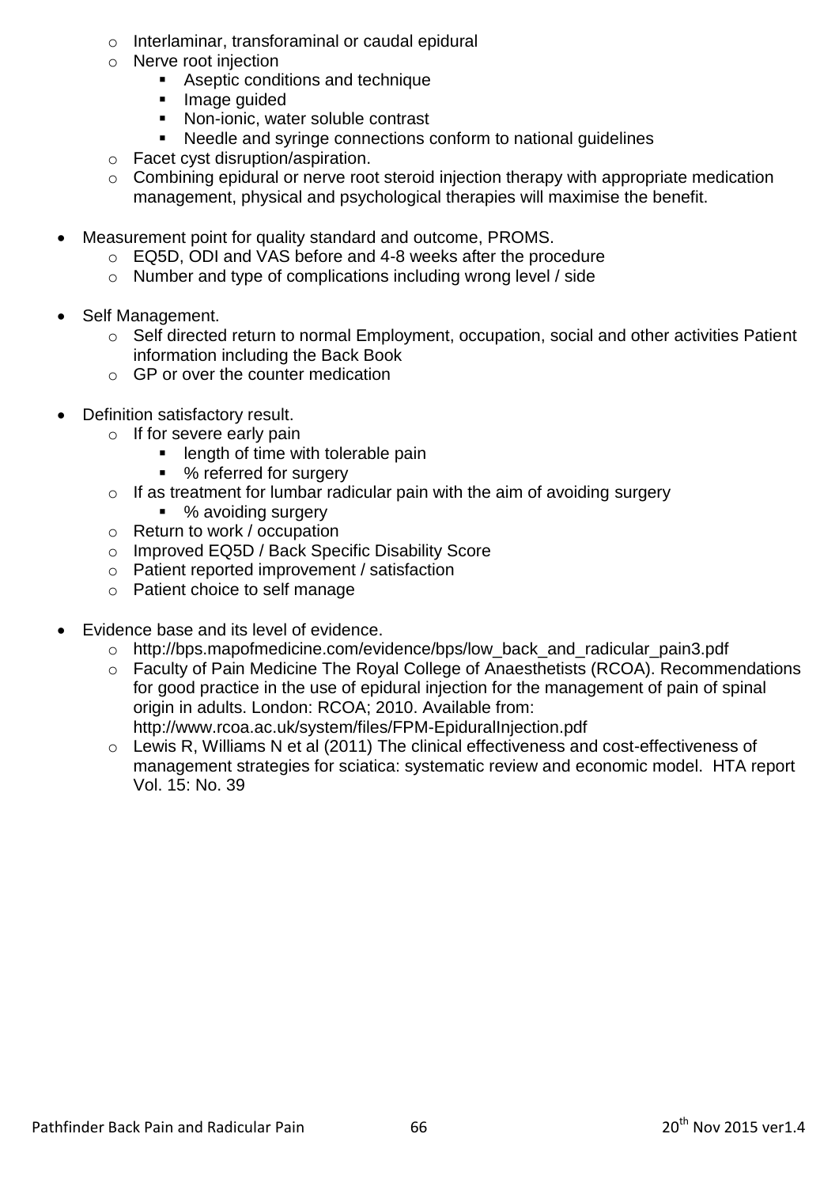- Interlaminar, transforaminal or caudal epidural
  - Nerve root injection
    - Aseptic conditions and technique
    - Image guided
    - Non-ionic, water soluble contrast
    - Needle and syringe connections conform to national guidelines
  - Facet cyst disruption/aspiration.
  - Combining epidural or nerve root steroid injection therapy with appropriate medication management, physical and psychological therapies will maximise the benefit.

- Measurement point for quality standard and outcome, PROMS.
  - EQ5D, ODI and VAS before and 4-8 weeks after the procedure
  - Number and type of complications including wrong level / side

- Self Management.
  - Self directed return to normal Employment, occupation, social and other activities Patient information including the Back Book
  - GP or over the counter medication

- Definition satisfactory result.
  - If for severe early pain
    - length of time with tolerable pain
    - % referred for surgery
  - If as treatment for lumbar radicular pain with the aim of avoiding surgery
    - % avoiding surgery
  - Return to work / occupation
  - Improved EQ5D / Back Specific Disability Score
  - Patient reported improvement / satisfaction
  - Patient choice to self manage

- Evidence base and its level of evidence.
  - http://bps.mapofmedicine.com/evidence/bps/low_back_and_radicular_pain3.pdf
  - Faculty of Pain Medicine The Royal College of Anaesthetists (RCOA). Recommendations for good practice in the use of epidural injection for the management of pain of spinal origin in adults. London: RCOA; 2010. Available from: http://www.rcoa.ac.uk/system/files/FPM-EpiduralInjection.pdf
  - Lewis R, Williams N et al (2011) The clinical effectiveness and cost-effectiveness of management strategies for sciatica: systematic review and economic model. HTA report Vol. 15: No. 39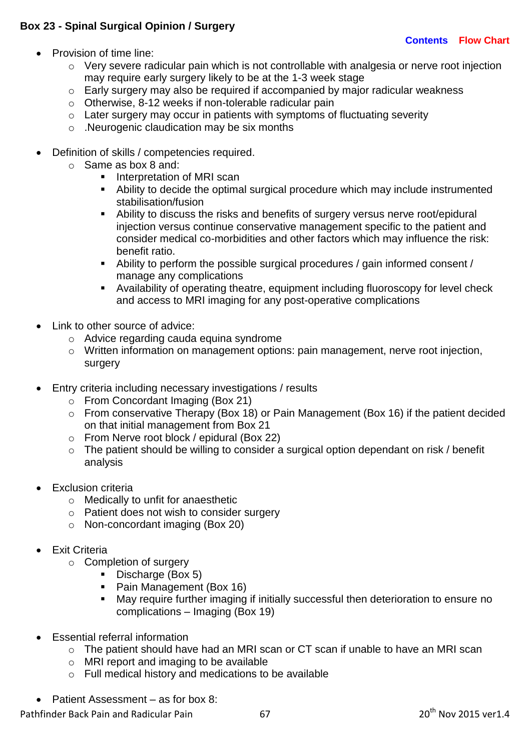## Box 23 - Spinal Surgical Opinion / Surgery

Contents Flow Chart

- Provision of time line:
    - Very severe radicular pain which is not controllable with analgesia or nerve root injection may require early surgery likely to be at the 1-3 week stage
    - Early surgery may also be required if accompanied by major radicular weakness
    - Otherwise, 8-12 weeks if non-tolerable radicular pain
    - Later surgery may occur in patients with symptoms of fluctuating severity
    - .Neurogenic claudication may be six months

- Definition of skills / competencies required.
    - Same as box 8 and:
        - Interpretation of MRI scan
        - Ability to decide the optimal surgical procedure which may include instrumented stabilisation/fusion
        - Ability to discuss the risks and benefits of surgery versus nerve root/epidural injection versus continue conservative management specific to the patient and consider medical co-morbidities and other factors which may influence the risk: benefit ratio.
        - Ability to perform the possible surgical procedures / gain informed consent / manage any complications
        - Availability of operating theatre, equipment including fluoroscopy for level check and access to MRI imaging for any post-operative complications

- Link to other source of advice:
    - Advice regarding cauda equina syndrome
    - Written information on management options: pain management, nerve root injection, surgery

- Entry criteria including necessary investigations / results
    - From Concordant Imaging (Box 21)
    - From conservative Therapy (Box 18) or Pain Management (Box 16) if the patient decided on that initial management from Box 21
    - From Nerve root block / epidural (Box 22)
    - The patient should be willing to consider a surgical option dependant on risk / benefit analysis

- Exclusion criteria
    - Medically to unfit for anaesthetic
    - Patient does not wish to consider surgery
    - Non-concordant imaging (Box 20)

- Exit Criteria
    - Completion of surgery
        - Discharge (Box 5)
        - Pain Management (Box 16)
        - May require further imaging if initially successful then deterioration to ensure no complications – Imaging (Box 19)

- Essential referral information
    - The patient should have had an MRI scan or CT scan if unable to have an MRI scan
    - MRI report and imaging to be available
    - Full medical history and medications to be available

- Patient Assessment – as for box 8: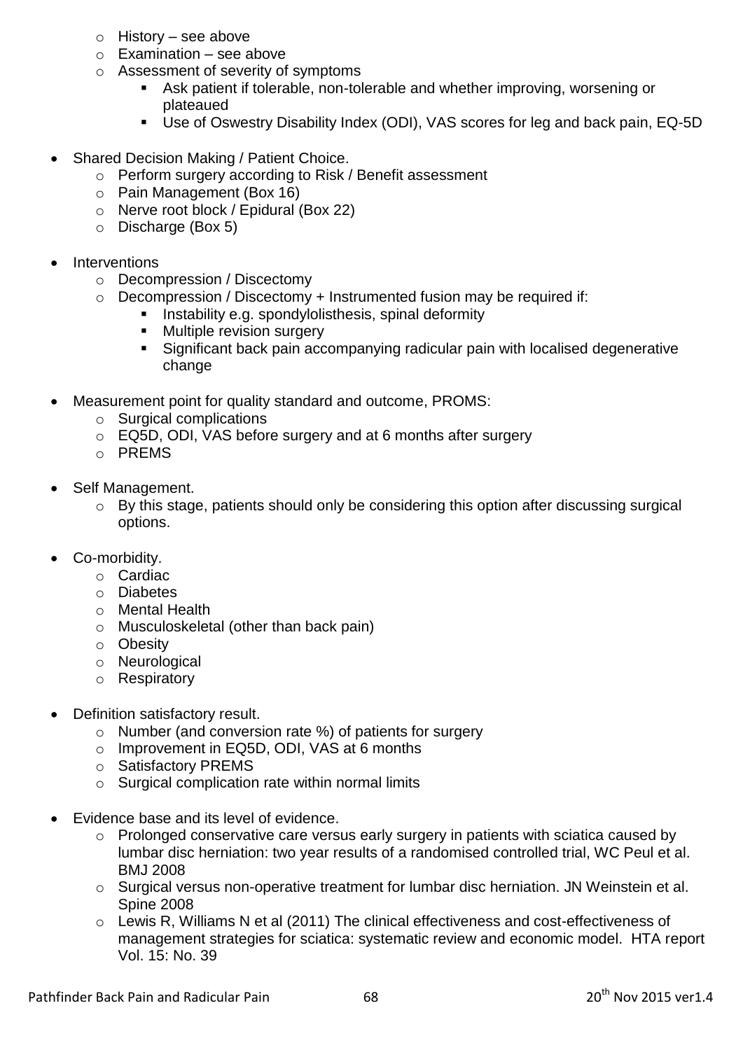- History – see above
  - Examination – see above
  - Assessment of severity of symptoms
    - Ask patient if tolerable, non-tolerable and whether improving, worsening or plateaued
    - Use of Oswestry Disability Index (ODI), VAS scores for leg and back pain, EQ-5D

- Shared Decision Making / Patient Choice.
  - Perform surgery according to Risk / Benefit assessment
  - Pain Management (Box 16)
  - Nerve root block / Epidural (Box 22)
  - Discharge (Box 5)

- Interventions
  - Decompression / Discectomy
  - Decompression / Discectomy + Instrumented fusion may be required if:
    - Instability e.g. spondylolisthesis, spinal deformity
    - Multiple revision surgery
    - Significant back pain accompanying radicular pain with localised degenerative change

- Measurement point for quality standard and outcome, PROMS:
  - Surgical complications
  - EQ5D, ODI, VAS before surgery and at 6 months after surgery
  - PREMS

- Self Management.
  - By this stage, patients should only be considering this option after discussing surgical options.

- Co-morbidity.
  - Cardiac
  - Diabetes
  - Mental Health
  - Musculoskeletal (other than back pain)
  - Obesity
  - Neurological
  - Respiratory

- Definition satisfactory result.
  - Number (and conversion rate %) of patients for surgery
  - Improvement in EQ5D, ODI, VAS at 6 months
  - Satisfactory PREMS
  - Surgical complication rate within normal limits

- Evidence base and its level of evidence.
  - Prolonged conservative care versus early surgery in patients with sciatica caused by lumbar disc herniation: two year results of a randomised controlled trial, WC Peul et al. BMJ 2008
  - Surgical versus non-operative treatment for lumbar disc herniation. JN Weinstein et al. Spine 2008
  - Lewis R, Williams N et al (2011) The clinical effectiveness and cost-effectiveness of management strategies for sciatica: systematic review and economic model. HTA report Vol. 15: No. 39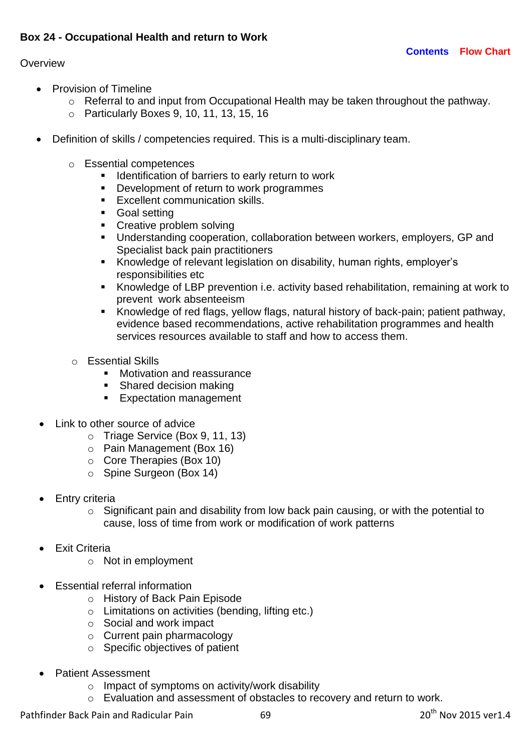## Box 24 - Occupational Health and return to Work

Contents Flow Chart

Overview

- Provision of Timeline
  - Referral to and input from Occupational Health may be taken throughout the pathway.
  - Particularly Boxes 9, 10, 11, 13, 15, 16

- Definition of skills / competencies required. This is a multi-disciplinary team.

  - Essential competences
    - Identification of barriers to early return to work
    - Development of return to work programmes
    - Excellent communication skills.
    - Goal setting
    - Creative problem solving
    - Understanding cooperation, collaboration between workers, employers, GP and Specialist back pain practitioners
    - Knowledge of relevant legislation on disability, human rights, employer's responsibilities etc
    - Knowledge of LBP prevention i.e. activity based rehabilitation, remaining at work to prevent work absenteeism
    - Knowledge of red flags, yellow flags, natural history of back-pain; patient pathway, evidence based recommendations, active rehabilitation programmes and health services resources available to staff and how to access them.

  - Essential Skills
    - Motivation and reassurance
    - Shared decision making
    - Expectation management

- Link to other source of advice
  - Triage Service (Box 9, 11, 13)
  - Pain Management (Box 16)
  - Core Therapies (Box 10)
  - Spine Surgeon (Box 14)

- Entry criteria
  - Significant pain and disability from low back pain causing, or with the potential to cause, loss of time from work or modification of work patterns

- Exit Criteria
  - Not in employment

- Essential referral information
  - History of Back Pain Episode
  - Limitations on activities (bending, lifting etc.)
  - Social and work impact
  - Current pain pharmacology
  - Specific objectives of patient

- Patient Assessment
  - Impact of symptoms on activity/work disability
  - Evaluation and assessment of obstacles to recovery and return to work.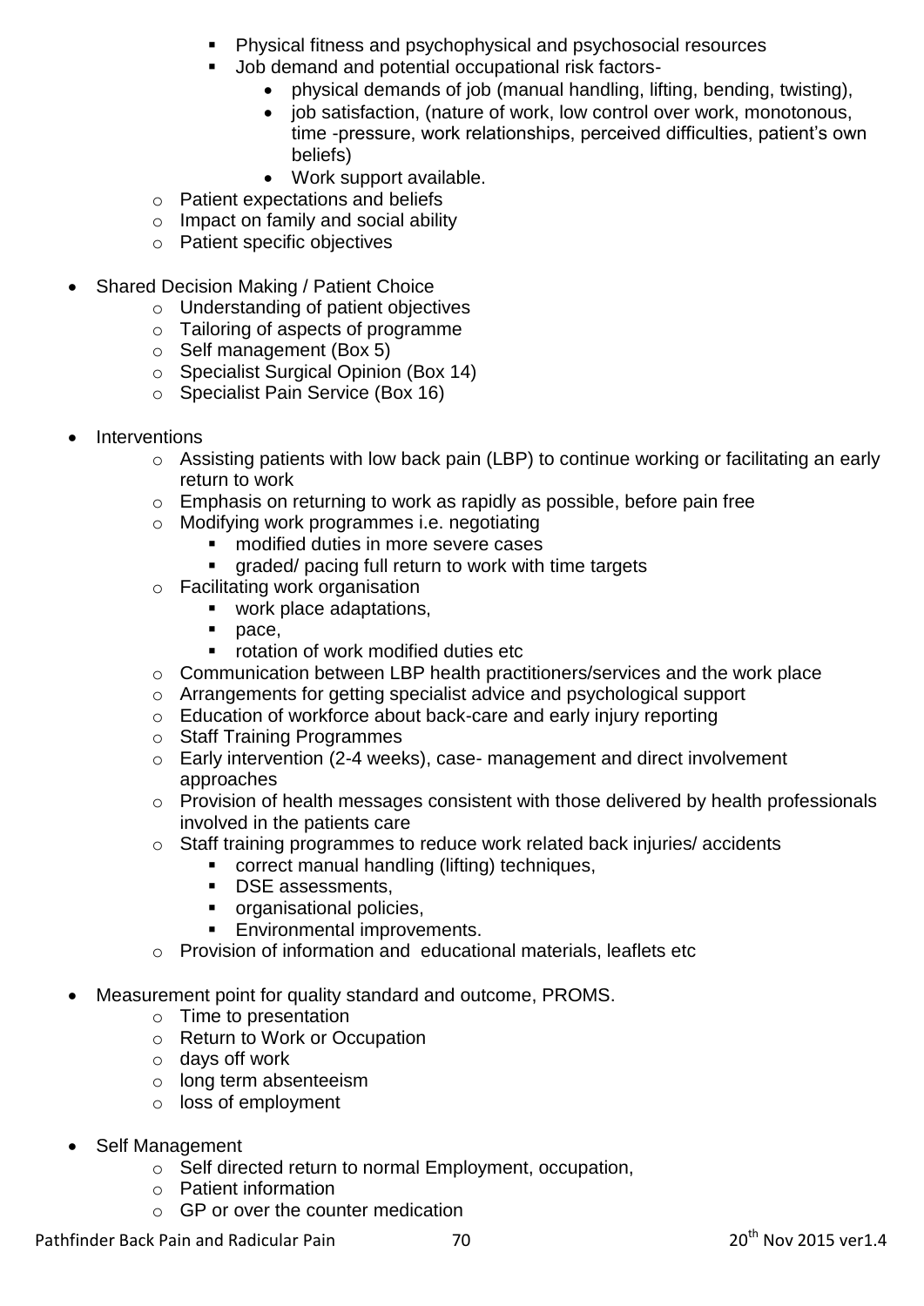- Physical fitness and psychophysical and psychosocial resources
        - Job demand and potential occupational risk factors-
            - physical demands of job (manual handling, lifting, bending, twisting),
            - job satisfaction, (nature of work, low control over work, monotonous, time -pressure, work relationships, perceived difficulties, patient's own beliefs)
            - Work support available.
    - Patient expectations and beliefs
    - Impact on family and social ability
    - Patient specific objectives

- Shared Decision Making / Patient Choice
    - Understanding of patient objectives
    - Tailoring of aspects of programme
    - Self management (Box 5)
    - Specialist Surgical Opinion (Box 14)
    - Specialist Pain Service (Box 16)

- Interventions
    - Assisting patients with low back pain (LBP) to continue working or facilitating an early return to work
    - Emphasis on returning to work as rapidly as possible, before pain free
    - Modifying work programmes i.e. negotiating
        - modified duties in more severe cases
        - graded/ pacing full return to work with time targets
    - Facilitating work organisation
        - work place adaptations,
        - pace,
        - rotation of work modified duties etc
    - Communication between LBP health practitioners/services and the work place
    - Arrangements for getting specialist advice and psychological support
    - Education of workforce about back-care and early injury reporting
    - Staff Training Programmes
    - Early intervention (2-4 weeks), case- management and direct involvement approaches
    - Provision of health messages consistent with those delivered by health professionals involved in the patients care
    - Staff training programmes to reduce work related back injuries/ accidents
        - correct manual handling (lifting) techniques,
        - DSE assessments,
        - organisational policies,
        - Environmental improvements.
    - Provision of information and educational materials, leaflets etc

- Measurement point for quality standard and outcome, PROMS.
    - Time to presentation
    - Return to Work or Occupation
    - days off work
    - long term absenteeism
    - loss of employment

- Self Management
    - Self directed return to normal Employment, occupation,
    - Patient information
    - GP or over the counter medication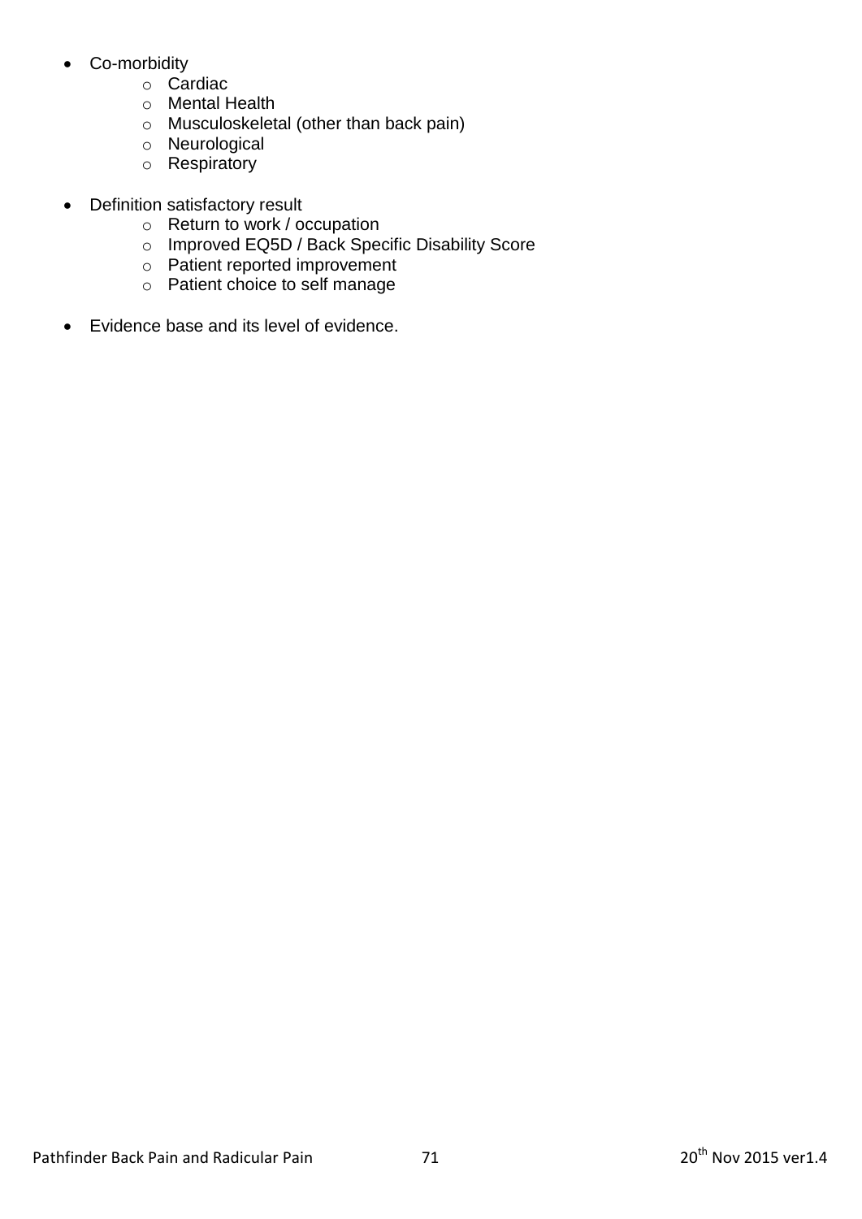- Co-morbidity
    - Cardiac
    - Mental Health
    - Musculoskeletal (other than back pain)
    - Neurological
    - Respiratory

- Definition satisfactory result
    - Return to work / occupation
    - Improved EQ5D / Back Specific Disability Score
    - Patient reported improvement
    - Patient choice to self manage

- Evidence base and its level of evidence.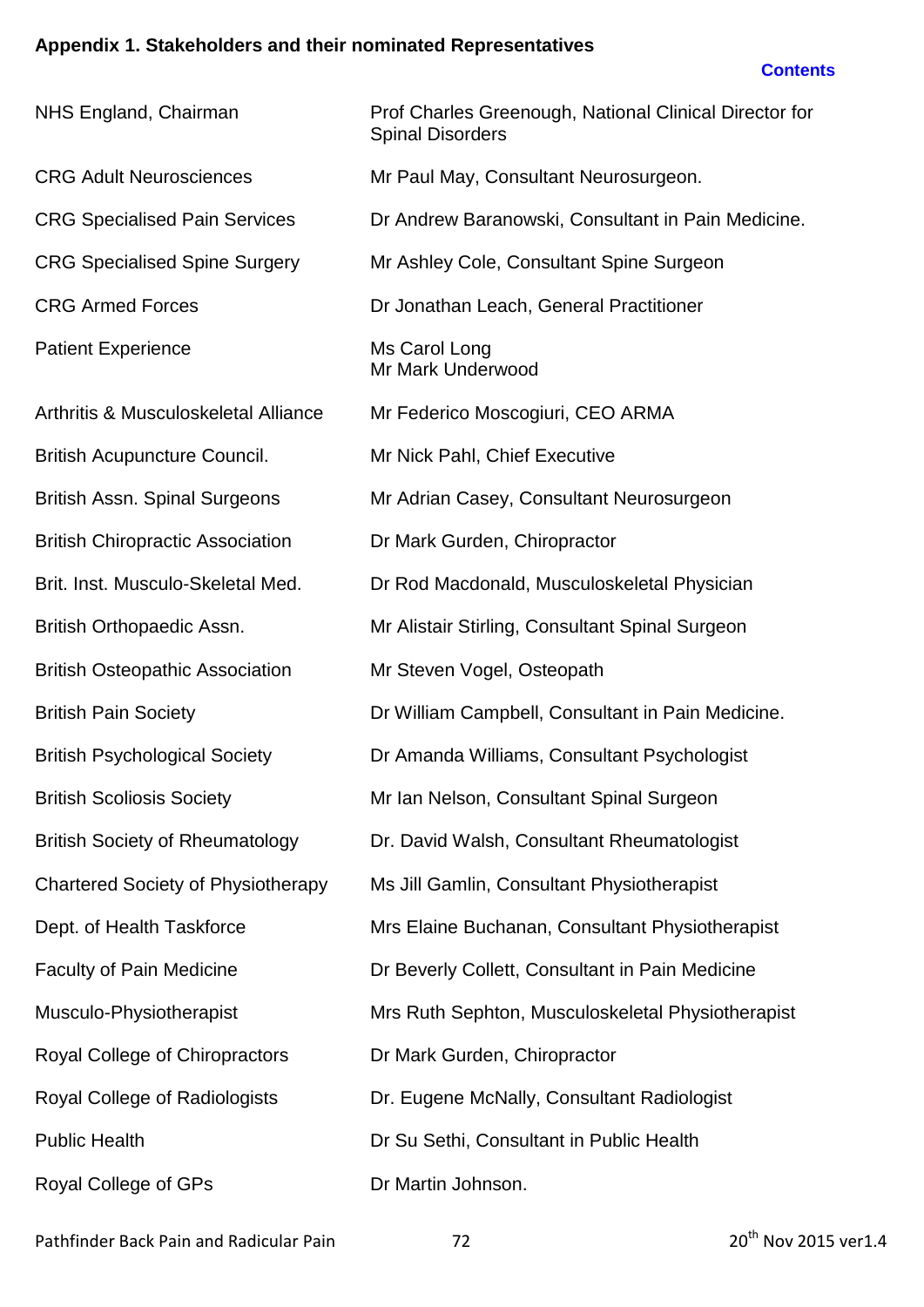**Appendix 1. Stakeholders and their nominated Representatives**

**Contents**

| | |
|---|---|
| NHS England, Chairman | Prof Charles Greenough, National Clinical Director for Spinal Disorders |
| CRG Adult Neurosciences | Mr Paul May, Consultant Neurosurgeon. |
| CRG Specialised Pain Services | Dr Andrew Baranowski, Consultant in Pain Medicine. |
| CRG Specialised Spine Surgery | Mr Ashley Cole, Consultant Spine Surgeon |
| CRG Armed Forces | Dr Jonathan Leach, General Practitioner |
| Patient Experience | Ms Carol Long<br>Mr Mark Underwood |
| Arthritis & Musculoskeletal Alliance | Mr Federico Moscogiuri, CEO ARMA |
| British Acupuncture Council. | Mr Nick Pahl, Chief Executive |
| British Assn. Spinal Surgeons | Mr Adrian Casey, Consultant Neurosurgeon |
| British Chiropractic Association | Dr Mark Gurden, Chiropractor |
| Brit. Inst. Musculo-Skeletal Med. | Dr Rod Macdonald, Musculoskeletal Physician |
| British Orthopaedic Assn. | Mr Alistair Stirling, Consultant Spinal Surgeon |
| British Osteopathic Association | Mr Steven Vogel, Osteopath |
| British Pain Society | Dr William Campbell, Consultant in Pain Medicine. |
| British Psychological Society | Dr Amanda Williams, Consultant Psychologist |
| British Scoliosis Society | Mr Ian Nelson, Consultant Spinal Surgeon |
| British Society of Rheumatology | Dr. David Walsh, Consultant Rheumatologist |
| Chartered Society of Physiotherapy | Ms Jill Gamlin, Consultant Physiotherapist |
| Dept. of Health Taskforce | Mrs Elaine Buchanan, Consultant Physiotherapist |
| Faculty of Pain Medicine | Dr Beverly Collett, Consultant in Pain Medicine |
| Musculo-Physiotherapist | Mrs Ruth Sephton, Musculoskeletal Physiotherapist |
| Royal College of Chiropractors | Dr Mark Gurden, Chiropractor |
| Royal College of Radiologists | Dr. Eugene McNally, Consultant Radiologist |
| Public Health | Dr Su Sethi, Consultant in Public Health |
| Royal College of GPs | Dr Martin Johnson. |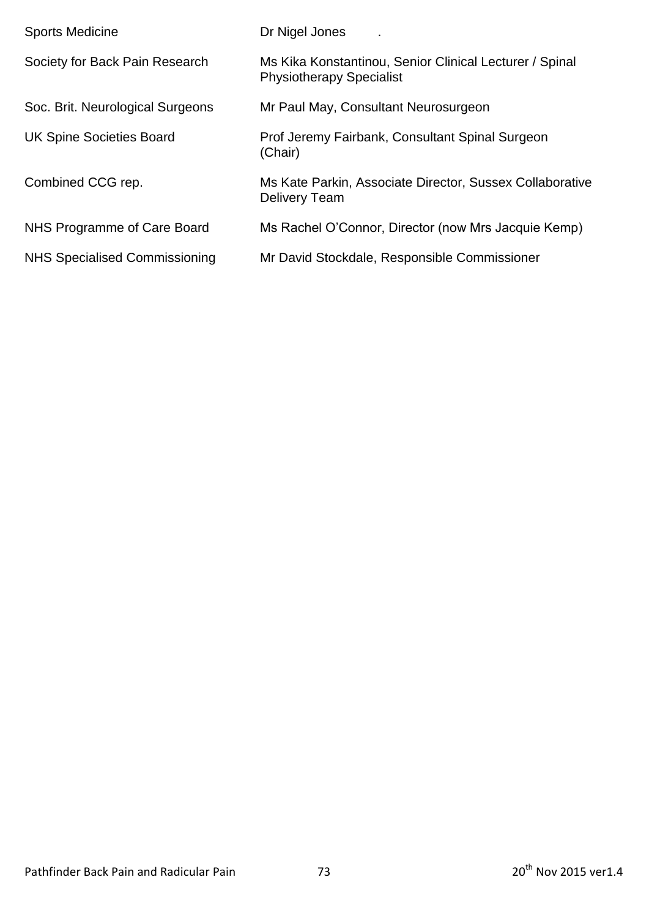| | |
|---|---|
| Sports Medicine | Dr Nigel Jones . |
| Society for Back Pain Research | Ms Kika Konstantinou, Senior Clinical Lecturer / Spinal Physiotherapy Specialist |
| Soc. Brit. Neurological Surgeons | Mr Paul May, Consultant Neurosurgeon |
| UK Spine Societies Board | Prof Jeremy Fairbank, Consultant Spinal Surgeon (Chair) |
| Combined CCG rep. | Ms Kate Parkin, Associate Director, Sussex Collaborative Delivery Team |
| NHS Programme of Care Board | Ms Rachel O'Connor, Director (now Mrs Jacquie Kemp) |
| NHS Specialised Commissioning | Mr David Stockdale, Responsible Commissioner |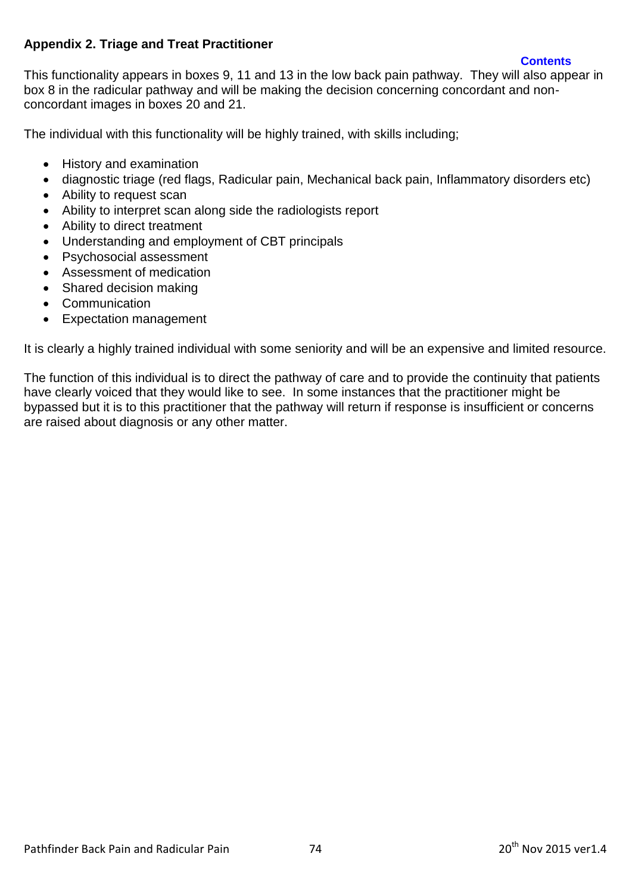## Appendix 2. Triage and Treat Practitioner

**Contents**

This functionality appears in boxes 9, 11 and 13 in the low back pain pathway. They will also appear in box 8 in the radicular pathway and will be making the decision concerning concordant and non-concordant images in boxes 20 and 21.

The individual with this functionality will be highly trained, with skills including;

- History and examination
- diagnostic triage (red flags, Radicular pain, Mechanical back pain, Inflammatory disorders etc)
- Ability to request scan
- Ability to interpret scan along side the radiologists report
- Ability to direct treatment
- Understanding and employment of CBT principals
- Psychosocial assessment
- Assessment of medication
- Shared decision making
- Communication
- Expectation management

It is clearly a highly trained individual with some seniority and will be an expensive and limited resource.

The function of this individual is to direct the pathway of care and to provide the continuity that patients have clearly voiced that they would like to see. In some instances that the practitioner might be bypassed but it is to this practitioner that the pathway will return if response is insufficient or concerns are raised about diagnosis or any other matter.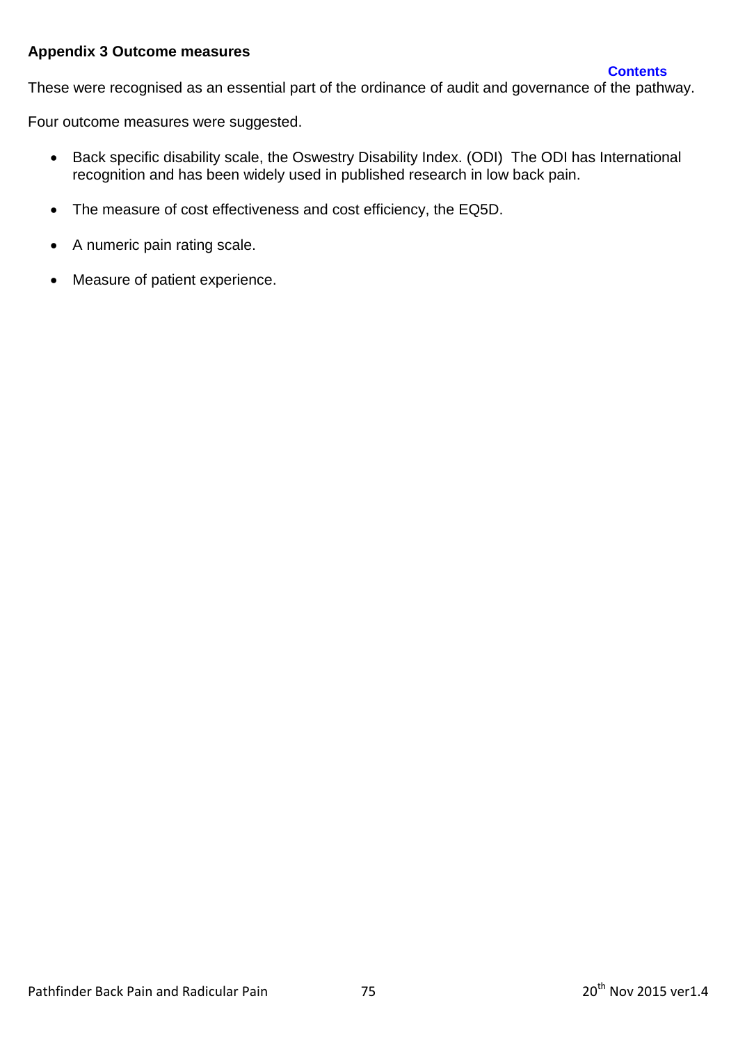### Appendix 3 Outcome measures

Contents

These were recognised as an essential part of the ordinance of audit and governance of the pathway.

Four outcome measures were suggested.

- Back specific disability scale, the Oswestry Disability Index. (ODI) The ODI has International recognition and has been widely used in published research in low back pain.
- The measure of cost effectiveness and cost efficiency, the EQ5D.
- A numeric pain rating scale.
- Measure of patient experience.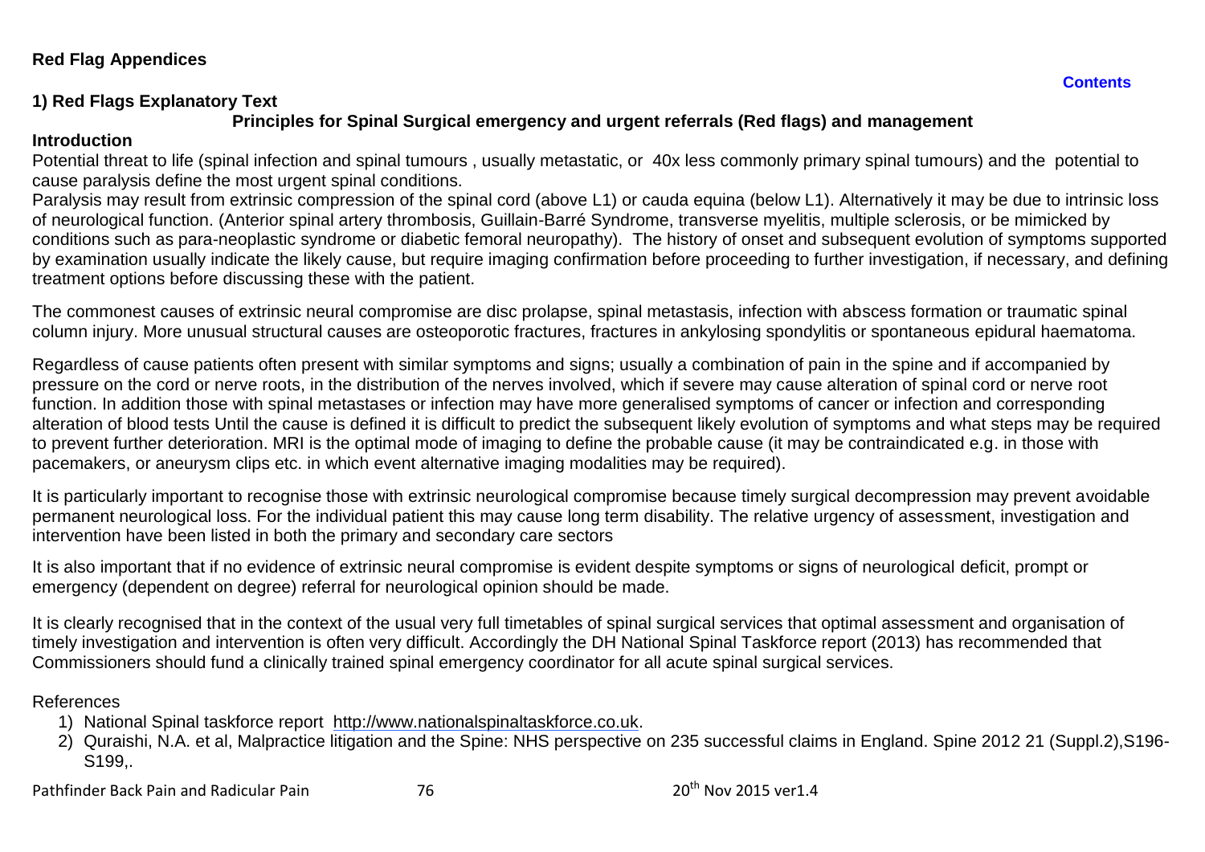## Red Flag Appendices

**Contents**

### 1) Red Flags Explanatory Text

**Principles for Spinal Surgical emergency and urgent referrals (Red flags) and management**

#### Introduction

Potential threat to life (spinal infection and spinal tumours , usually metastatic, or 40x less commonly primary spinal tumours) and the potential to cause paralysis define the most urgent spinal conditions.

Paralysis may result from extrinsic compression of the spinal cord (above L1) or cauda equina (below L1). Alternatively it may be due to intrinsic loss of neurological function. (Anterior spinal artery thrombosis, Guillain-Barré Syndrome, transverse myelitis, multiple sclerosis, or be mimicked by conditions such as para-neoplastic syndrome or diabetic femoral neuropathy). The history of onset and subsequent evolution of symptoms supported by examination usually indicate the likely cause, but require imaging confirmation before proceeding to further investigation, if necessary, and defining treatment options before discussing these with the patient.

The commonest causes of extrinsic neural compromise are disc prolapse, spinal metastasis, infection with abscess formation or traumatic spinal column injury. More unusual structural causes are osteoporotic fractures, fractures in ankylosing spondylitis or spontaneous epidural haematoma.

Regardless of cause patients often present with similar symptoms and signs; usually a combination of pain in the spine and if accompanied by pressure on the cord or nerve roots, in the distribution of the nerves involved, which if severe may cause alteration of spinal cord or nerve root function. In addition those with spinal metastases or infection may have more generalised symptoms of cancer or infection and corresponding alteration of blood tests Until the cause is defined it is difficult to predict the subsequent likely evolution of symptoms and what steps may be required to prevent further deterioration. MRI is the optimal mode of imaging to define the probable cause (it may be contraindicated e.g. in those with pacemakers, or aneurysm clips etc. in which event alternative imaging modalities may be required).

It is particularly important to recognise those with extrinsic neurological compromise because timely surgical decompression may prevent avoidable permanent neurological loss. For the individual patient this may cause long term disability. The relative urgency of assessment, investigation and intervention have been listed in both the primary and secondary care sectors

It is also important that if no evidence of extrinsic neural compromise is evident despite symptoms or signs of neurological deficit, prompt or emergency (dependent on degree) referral for neurological opinion should be made.

It is clearly recognised that in the context of the usual very full timetables of spinal surgical services that optimal assessment and organisation of timely investigation and intervention is often very difficult. Accordingly the DH National Spinal Taskforce report (2013) has recommended that Commissioners should fund a clinically trained spinal emergency coordinator for all acute spinal surgical services.

References

1) National Spinal taskforce report http://www.nationalspinaltaskforce.co.uk.
2) Quraishi, N.A. et al, Malpractice litigation and the Spine: NHS perspective on 235 successful claims in England. Spine 2012 21 (Suppl.2),S196-S199,.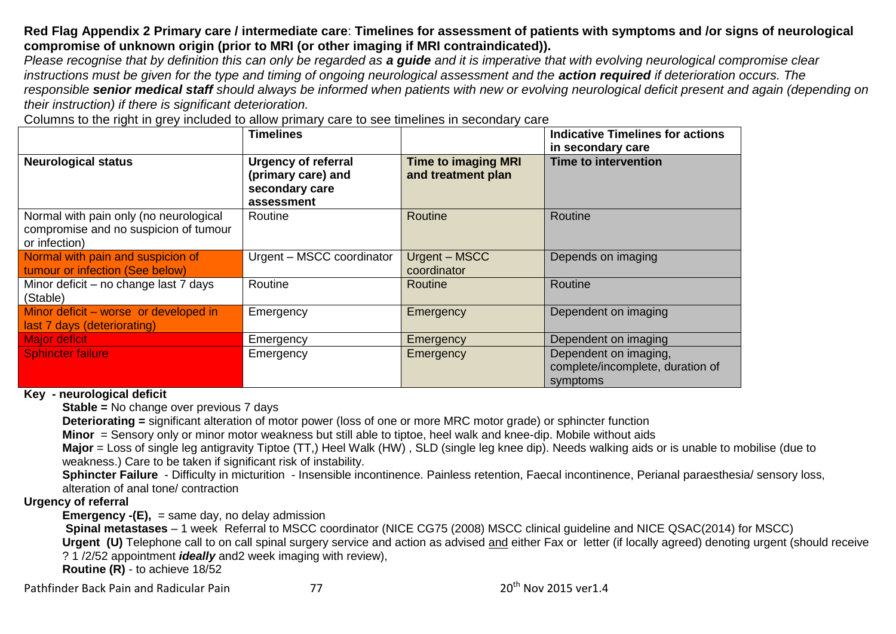**Red Flag Appendix 2 Primary care / intermediate care**: **Timelines for assessment of patients with symptoms and /or signs of neurological compromise of unknown origin (prior to MRI (or other imaging if MRI contraindicated)).**

*Please recognise that by definition this can only be regarded as* ***a guide*** *and it is imperative that with evolving neurological compromise clear instructions must be given for the type and timing of ongoing neurological assessment and the* ***action required*** *if deterioration occurs. The responsible* ***senior medical staff*** *should always be informed when patients with new or evolving neurological deficit present and again (depending on their instruction) if there is significant deterioration.*

Columns to the right in grey included to allow primary care to see timelines in secondary care

| | **Timelines** | | **Indicative Timelines for actions in secondary care** |
|---|---|---|---|
| **Neurological status** | **Urgency of referral (primary care) and secondary care assessment** | **Time to imaging MRI and treatment plan** | **Time to intervention** |
| Normal with pain only (no neurological compromise and no suspicion of tumour or infection) | Routine | Routine | Routine |
| Normal with pain and suspicion of tumour or infection (See below) | Urgent – MSCC coordinator | Urgent – MSCC coordinator | Depends on imaging |
| Minor deficit – no change last 7 days (Stable) | Routine | Routine | Routine |
| Minor deficit – worse or developed in last 7 days (deteriorating) | Emergency | Emergency | Dependent on imaging |
| Major deficit | Emergency | Emergency | Dependent on imaging |
| Sphincter failure | Emergency | Emergency | Dependent on imaging, complete/incomplete, duration of symptoms |

**Key - neurological deficit**

**Stable =** No change over previous 7 days

**Deteriorating =** significant alteration of motor power (loss of one or more MRC motor grade) or sphincter function

**Minor** = Sensory only or minor motor weakness but still able to tiptoe, heel walk and knee-dip. Mobile without aids

**Major** = Loss of single leg antigravity Tiptoe (TT,) Heel Walk (HW) , SLD (single leg knee dip). Needs walking aids or is unable to mobilise (due to weakness.) Care to be taken if significant risk of instability.

**Sphincter Failure** - Difficulty in micturition - Insensible incontinence. Painless retention, Faecal incontinence, Perianal paraesthesia/ sensory loss, alteration of anal tone/ contraction

**Urgency of referral**

**Emergency -(E),** = same day, no delay admission

**Spinal metastases** – 1 week Referral to MSCC coordinator (NICE CG75 (2008) MSCC clinical guideline and NICE QSAC(2014) for MSCC)

**Urgent (U)** Telephone call to on call spinal surgery service and action as advised <u>and</u> either Fax or letter (if locally agreed) denoting urgent (should receive ? 1 /2/52 appointment ***ideally*** and2 week imaging with review),

**Routine (R)** - to achieve 18/52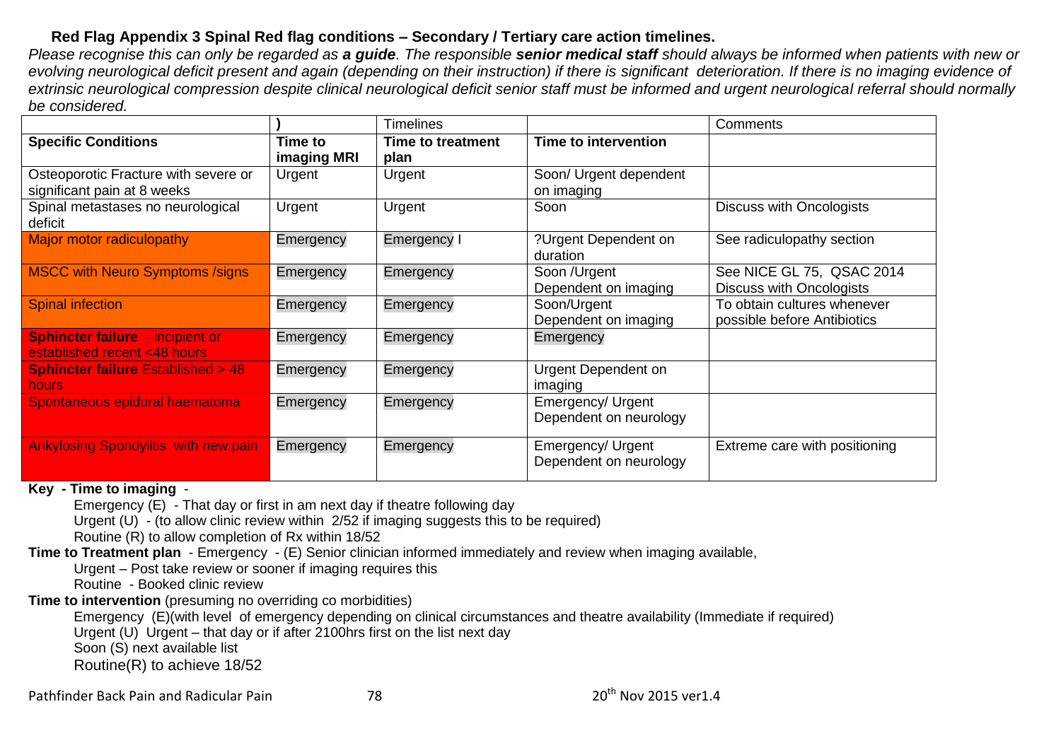**Red Flag Appendix 3 Spinal Red flag conditions – Secondary / Tertiary care action timelines.**

*Please recognise this can only be regarded as **a guide**. The responsible **senior medical staff** should always be informed when patients with new or evolving neurological deficit present and again (depending on their instruction) if there is significant deterioration. If there is no imaging evidence of extrinsic neurological compression despite clinical neurological deficit senior staff must be informed and urgent neurological referral should normally be considered.*

| | ) | Timelines | | Comments |
|---|---|---|---|---|
| **Specific Conditions** | **Time to imaging MRI** | **Time to treatment plan** | **Time to intervention** | |
| Osteoporotic Fracture with severe or significant pain at 8 weeks | Urgent | Urgent | Soon/ Urgent dependent on imaging | |
| Spinal metastases no neurological deficit | Urgent | Urgent | Soon | Discuss with Oncologists |
| Major motor radiculopathy | Emergency | Emergency I | ?Urgent Dependent on duration | See radiculopathy section |
| MSCC with Neuro Symptoms /signs | Emergency | Emergency | Soon /Urgent Dependent on imaging | See NICE GL 75, QSAC 2014 Discuss with Oncologists |
| Spinal infection | Emergency | Emergency | Soon/Urgent Dependent on imaging | To obtain cultures whenever possible before Antibiotics |
| **Sphincter failure** - incipient or established recent <48 hours | Emergency | Emergency | Emergency | |
| **Sphincter failure** Established > 48 hours | Emergency | Emergency | Urgent Dependent on imaging | |
| Spontaneous epidural haematoma | Emergency | Emergency | Emergency/ Urgent Dependent on neurology | |
| Ankylosing Spondylitis with new pain | Emergency | Emergency | Emergency/ Urgent Dependent on neurology | Extreme care with positioning |

**Key - Time to imaging** -

Emergency (E) - That day or first in am next day if theatre following day

Urgent (U) - (to allow clinic review within 2/52 if imaging suggests this to be required)

Routine (R) to allow completion of Rx within 18/52

**Time to Treatment plan** - Emergency - (E) Senior clinician informed immediately and review when imaging available,

Urgent – Post take review or sooner if imaging requires this

Routine - Booked clinic review

**Time to intervention** (presuming no overriding co morbidities)

Emergency (E)(with level of emergency depending on clinical circumstances and theatre availability (Immediate if required)

Urgent (U) Urgent – that day or if after 2100hrs first on the list next day

Soon (S) next available list

Routine(R) to achieve 18/52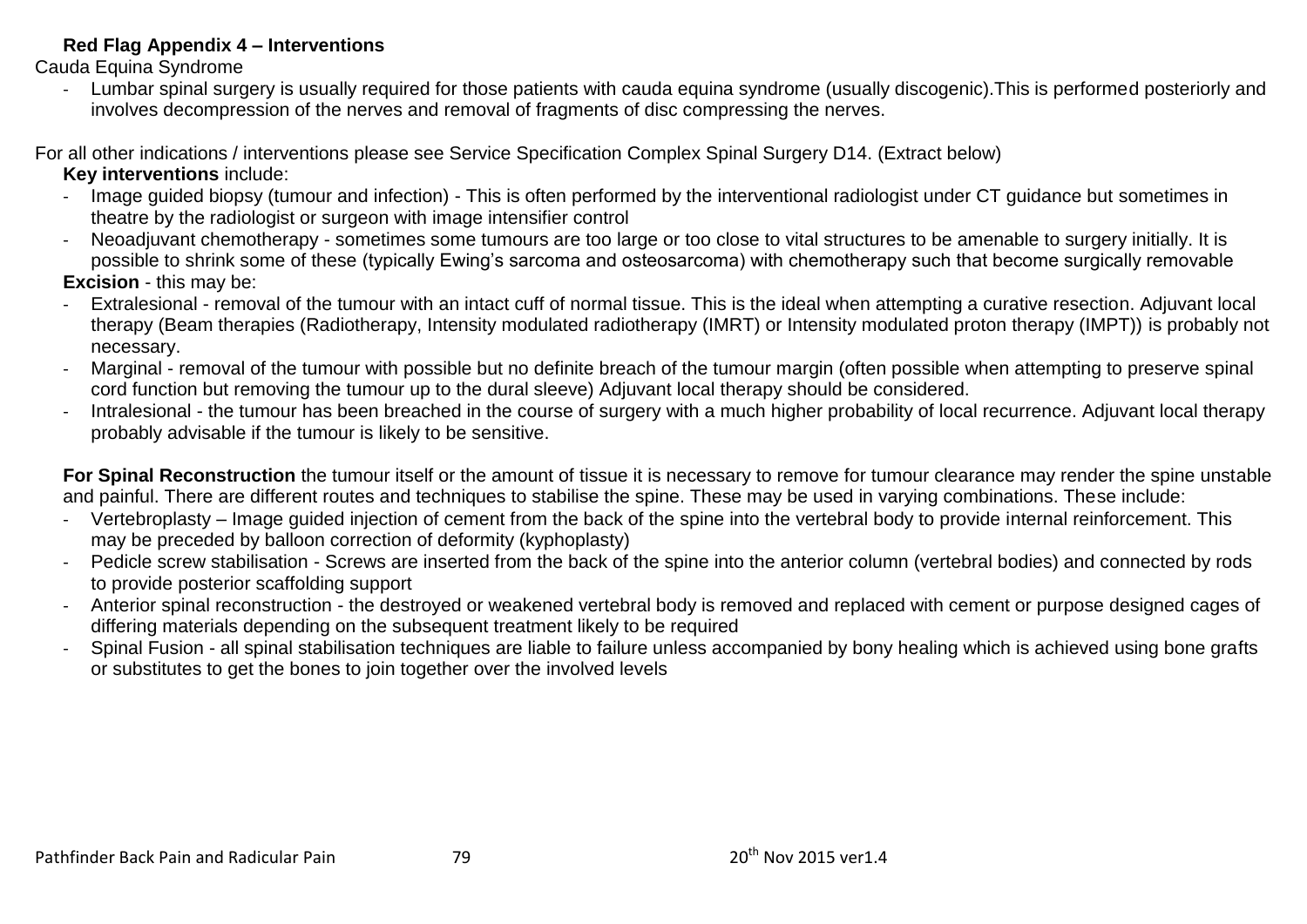**Red Flag Appendix 4 – Interventions**

Cauda Equina Syndrome

- Lumbar spinal surgery is usually required for those patients with cauda equina syndrome (usually discogenic).This is performed posteriorly and involves decompression of the nerves and removal of fragments of disc compressing the nerves.

For all other indications / interventions please see Service Specification Complex Spinal Surgery D14. (Extract below)

**Key interventions** include:

- Image guided biopsy (tumour and infection) - This is often performed by the interventional radiologist under CT guidance but sometimes in theatre by the radiologist or surgeon with image intensifier control
- Neoadjuvant chemotherapy - sometimes some tumours are too large or too close to vital structures to be amenable to surgery initially. It is possible to shrink some of these (typically Ewing's sarcoma and osteosarcoma) with chemotherapy such that become surgically removable

**Excision** - this may be:

- Extralesional - removal of the tumour with an intact cuff of normal tissue. This is the ideal when attempting a curative resection. Adjuvant local therapy (Beam therapies (Radiotherapy, Intensity modulated radiotherapy (IMRT) or Intensity modulated proton therapy (IMPT)) is probably not necessary.
- Marginal - removal of the tumour with possible but no definite breach of the tumour margin (often possible when attempting to preserve spinal cord function but removing the tumour up to the dural sleeve) Adjuvant local therapy should be considered.
- Intralesional - the tumour has been breached in the course of surgery with a much higher probability of local recurrence. Adjuvant local therapy probably advisable if the tumour is likely to be sensitive.

**For Spinal Reconstruction** the tumour itself or the amount of tissue it is necessary to remove for tumour clearance may render the spine unstable and painful. There are different routes and techniques to stabilise the spine. These may be used in varying combinations. These include:

- Vertebroplasty – Image guided injection of cement from the back of the spine into the vertebral body to provide internal reinforcement. This may be preceded by balloon correction of deformity (kyphoplasty)
- Pedicle screw stabilisation - Screws are inserted from the back of the spine into the anterior column (vertebral bodies) and connected by rods to provide posterior scaffolding support
- Anterior spinal reconstruction - the destroyed or weakened vertebral body is removed and replaced with cement or purpose designed cages of differing materials depending on the subsequent treatment likely to be required
- Spinal Fusion - all spinal stabilisation techniques are liable to failure unless accompanied by bony healing which is achieved using bone grafts or substitutes to get the bones to join together over the involved levels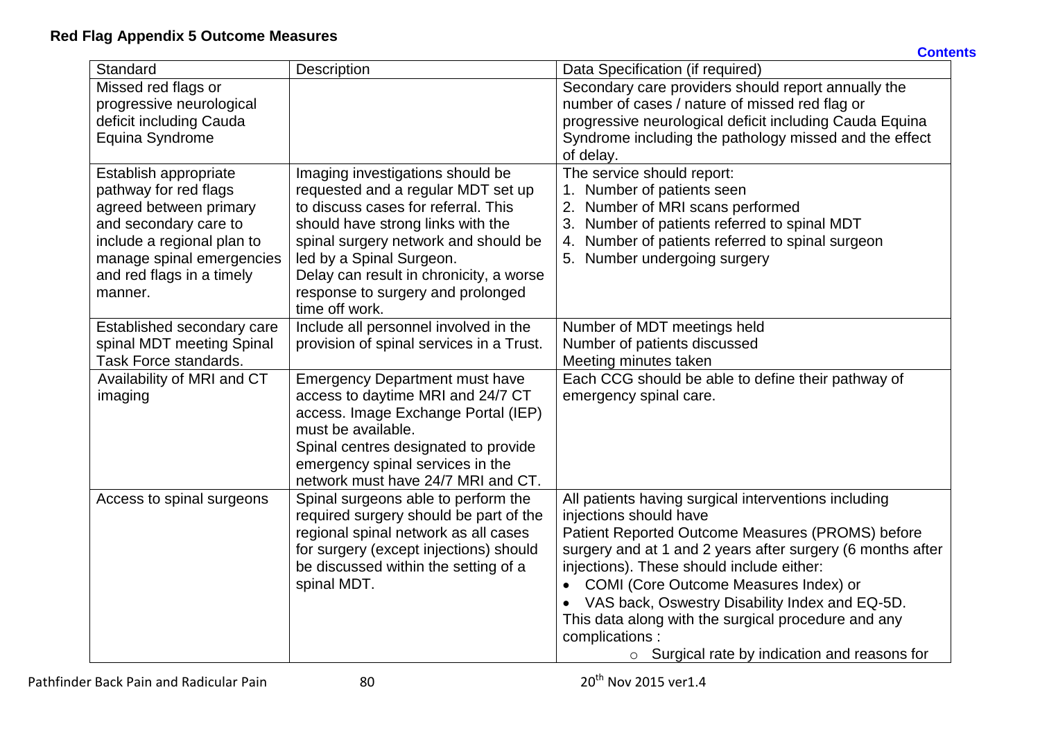**Red Flag Appendix 5 Outcome Measures**

Contents

| Standard | Description | Data Specification (if required) |
|---|---|---|
| Missed red flags or progressive neurological deficit including Cauda Equina Syndrome | | Secondary care providers should report annually the number of cases / nature of missed red flag or progressive neurological deficit including Cauda Equina Syndrome including the pathology missed and the effect of delay. |
| Establish appropriate pathway for red flags agreed between primary and secondary care to include a regional plan to manage spinal emergencies and red flags in a timely manner. | Imaging investigations should be requested and a regular MDT set up to discuss cases for referral. This should have strong links with the spinal surgery network and should be led by a Spinal Surgeon.<br>Delay can result in chronicity, a worse response to surgery and prolonged time off work. | The service should report:<br>1. Number of patients seen<br>2. Number of MRI scans performed<br>3. Number of patients referred to spinal MDT<br>4. Number of patients referred to spinal surgeon<br>5. Number undergoing surgery |
| Established secondary care spinal MDT meeting Spinal Task Force standards. | Include all personnel involved in the provision of spinal services in a Trust. | Number of MDT meetings held<br>Number of patients discussed<br>Meeting minutes taken |
| Availability of MRI and CT imaging | Emergency Department must have access to daytime MRI and 24/7 CT access. Image Exchange Portal (IEP) must be available.<br>Spinal centres designated to provide emergency spinal services in the network must have 24/7 MRI and CT. | Each CCG should be able to define their pathway of emergency spinal care. |
| Access to spinal surgeons | Spinal surgeons able to perform the required surgery should be part of the regional spinal network as all cases for surgery (except injections) should be discussed within the setting of a spinal MDT. | All patients having surgical interventions including injections should have<br>Patient Reported Outcome Measures (PROMS) before surgery and at 1 and 2 years after surgery (6 months after injections). These should include either:<br>• COMI (Core Outcome Measures Index) or<br>• VAS back, Oswestry Disability Index and EQ-5D.<br>This data along with the surgical procedure and any complications :<br>○ Surgical rate by indication and reasons for |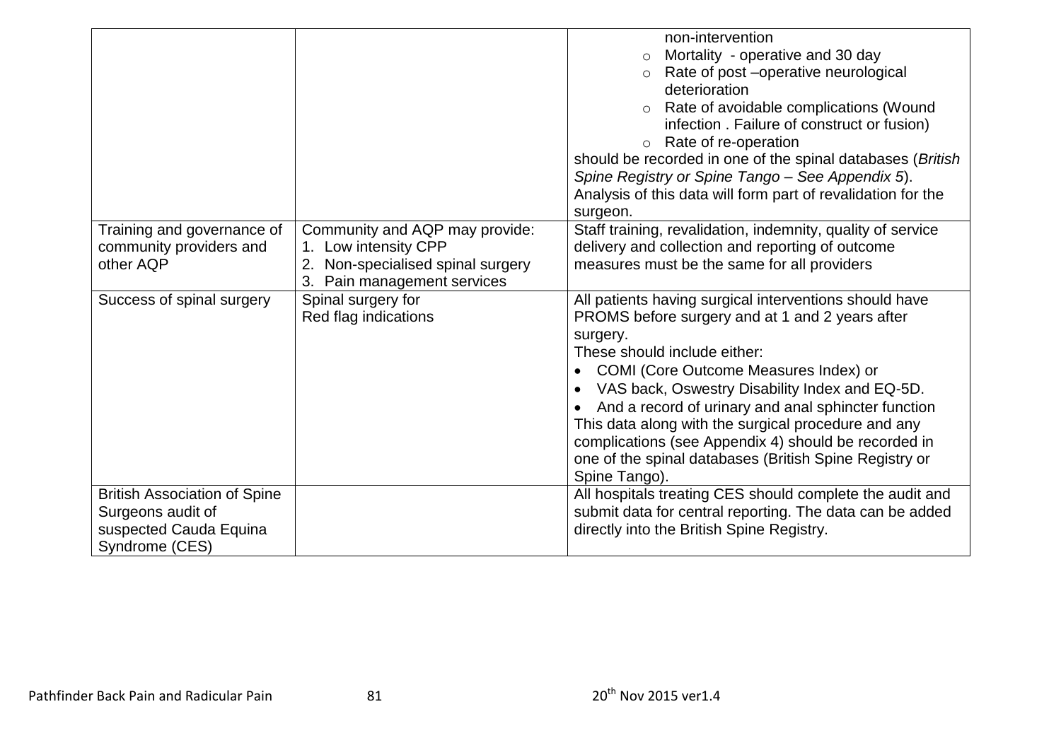| | | |
|---|---|---|
| | | non-intervention<br>○ Mortality - operative and 30 day<br>○ Rate of post –operative neurological deterioration<br>○ Rate of avoidable complications (Wound infection . Failure of construct or fusion)<br>○ Rate of re-operation<br>should be recorded in one of the spinal databases (*British Spine Registry or Spine Tango – See Appendix 5*).<br>Analysis of this data will form part of revalidation for the surgeon. |
| Training and governance of community providers and other AQP | Community and AQP may provide:<br>1. Low intensity CPP<br>2. Non-specialised spinal surgery<br>3. Pain management services | Staff training, revalidation, indemnity, quality of service delivery and collection and reporting of outcome measures must be the same for all providers |
| Success of spinal surgery | Spinal surgery for<br>Red flag indications | All patients having surgical interventions should have PROMS before surgery and at 1 and 2 years after surgery.<br>These should include either:<br>• COMI (Core Outcome Measures Index) or<br>• VAS back, Oswestry Disability Index and EQ-5D.<br>• And a record of urinary and anal sphincter function<br>This data along with the surgical procedure and any complications (see Appendix 4) should be recorded in one of the spinal databases (British Spine Registry or Spine Tango). |
| British Association of Spine Surgeons audit of suspected Cauda Equina Syndrome (CES) | | All hospitals treating CES should complete the audit and submit data for central reporting. The data can be added directly into the British Spine Registry. |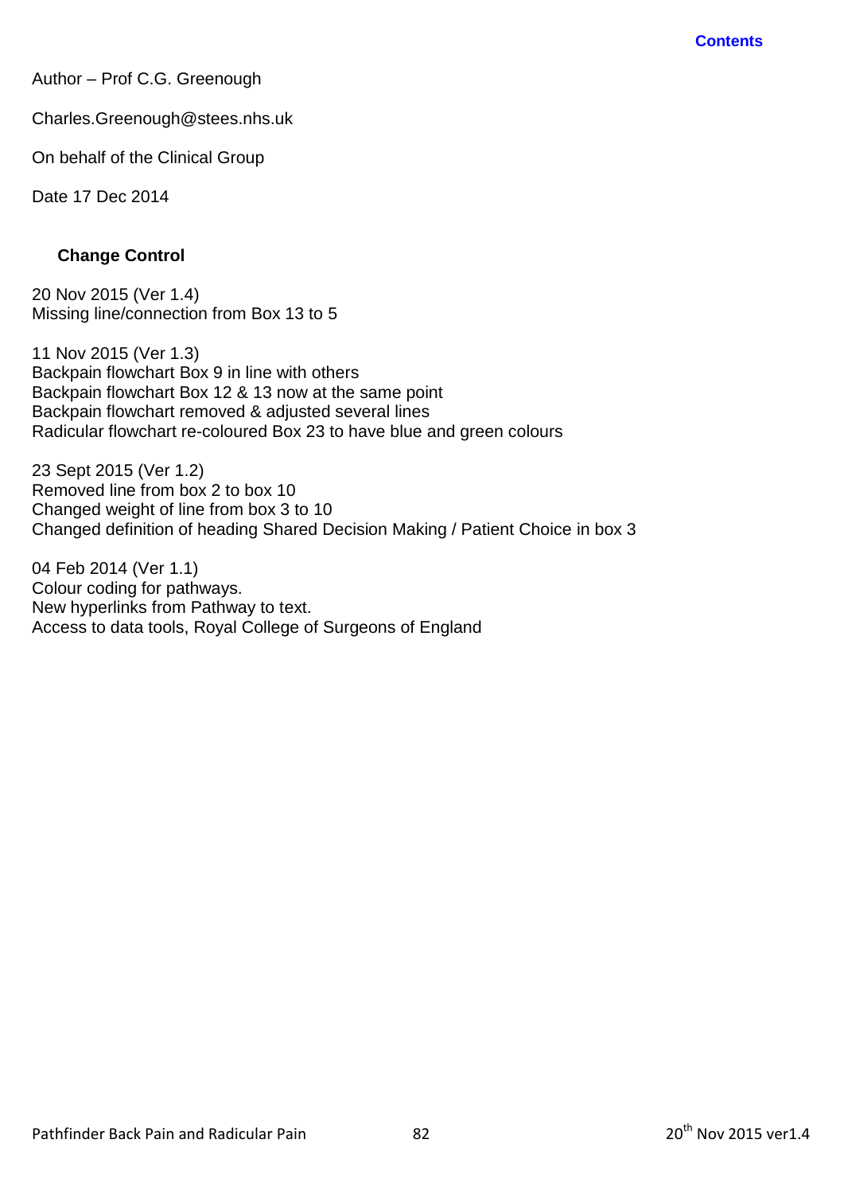Contents

Author – Prof C.G. Greenough

Charles.Greenough@stees.nhs.uk

On behalf of the Clinical Group

Date 17 Dec 2014

## Change Control

20 Nov 2015 (Ver 1.4)
Missing line/connection from Box 13 to 5

11 Nov 2015 (Ver 1.3)
Backpain flowchart Box 9 in line with others
Backpain flowchart Box 12 & 13 now at the same point
Backpain flowchart removed & adjusted several lines
Radicular flowchart re-coloured Box 23 to have blue and green colours

23 Sept 2015 (Ver 1.2)
Removed line from box 2 to box 10
Changed weight of line from box 3 to 10
Changed definition of heading Shared Decision Making / Patient Choice in box 3

04 Feb 2014 (Ver 1.1)
Colour coding for pathways.
New hyperlinks from Pathway to text.
Access to data tools, Royal College of Surgeons of England